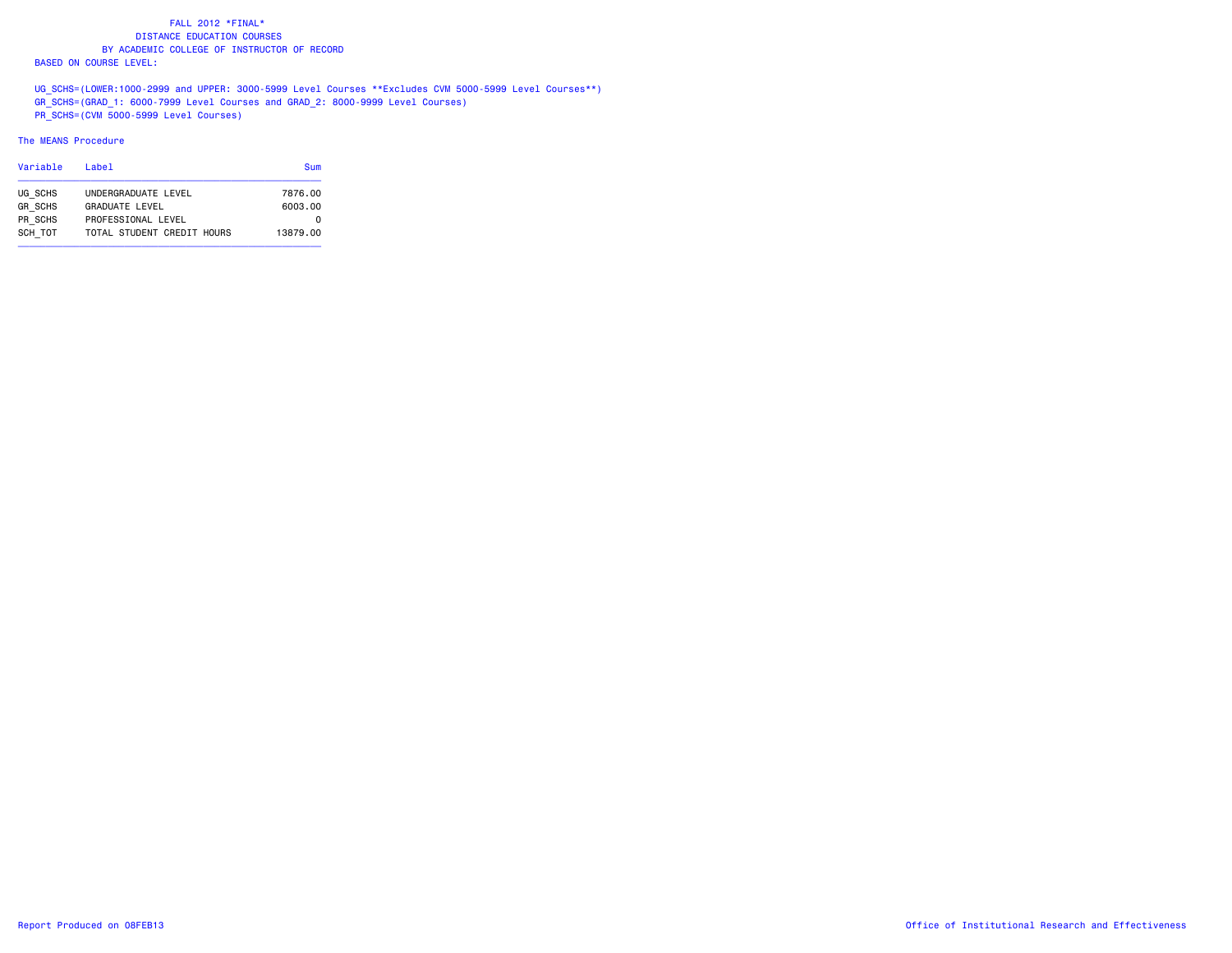FALL 2012 *FINAL*
DISTANCE EDUCATION COURSES
BY ACADEMIC COLLEGE OF INSTRUCTOR OF RECORD
BASED ON COURSE LEVEL:

UG_SCHS=(LOWER:1000-2999 and UPPER: 3000-5999 Level Courses **Excludes CVM 5000-5999 Level Courses**)
GR_SCHS=(GRAD_1: 6000-7999 Level Courses and GRAD_2: 8000-9999 Level Courses)
PR_SCHS=(CVM 5000-5999 Level Courses)

The MEANS Procedure

| Variable | Label | Sum |
|---|---|---|
| UG_SCHS | UNDERGRADUATE LEVEL | 7876.00 |
| GR_SCHS | GRADUATE LEVEL | 6003.00 |
| PR_SCHS | PROFESSIONAL LEVEL | 0 |
| SCH_TOT | TOTAL STUDENT CREDIT HOURS | 13879.00 |

Report Produced on 08FEB13 Office of Institutional Research and Effectiveness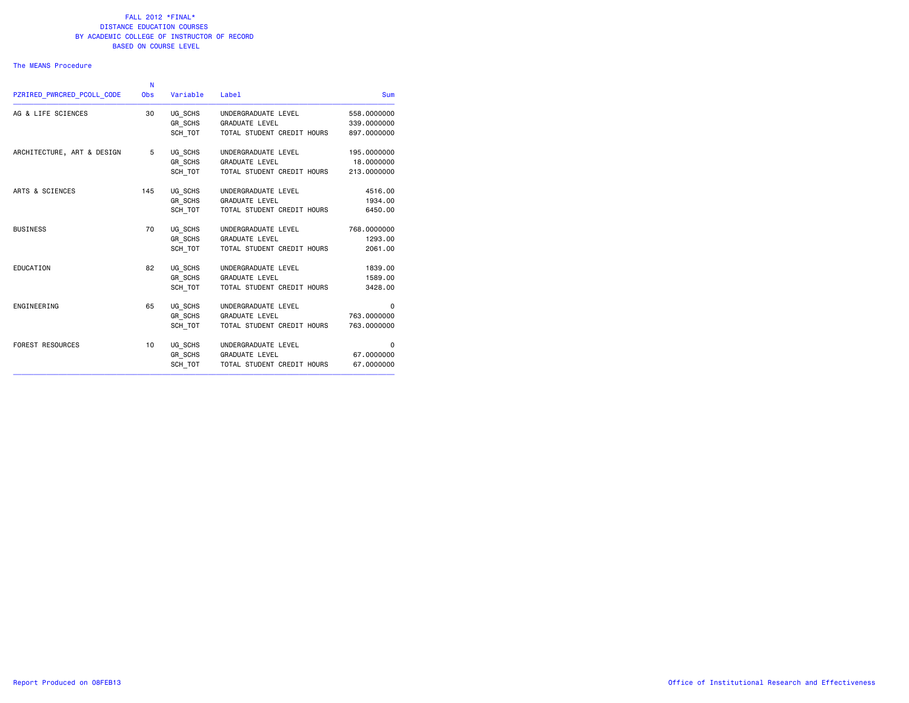FALL 2012 *FINAL*
DISTANCE EDUCATION COURSES
BY ACADEMIC COLLEGE OF INSTRUCTOR OF RECORD
BASED ON COURSE LEVEL

The MEANS Procedure

| PZRIRED_PWRCRED_PCOLL_CODE | N Obs | Variable | Label | Sum |
|---|---|---|---|---|
| AG & LIFE SCIENCES | 30 | UG_SCHS | UNDERGRADUATE LEVEL | 558.0000000 |
| | | GR_SCHS | GRADUATE LEVEL | 339.0000000 |
| | | SCH_TOT | TOTAL STUDENT CREDIT HOURS | 897.0000000 |
| ARCHITECTURE, ART & DESIGN | 5 | UG_SCHS | UNDERGRADUATE LEVEL | 195.0000000 |
| | | GR_SCHS | GRADUATE LEVEL | 18.0000000 |
| | | SCH_TOT | TOTAL STUDENT CREDIT HOURS | 213.0000000 |
| ARTS & SCIENCES | 145 | UG_SCHS | UNDERGRADUATE LEVEL | 4516.00 |
| | | GR_SCHS | GRADUATE LEVEL | 1934.00 |
| | | SCH_TOT | TOTAL STUDENT CREDIT HOURS | 6450.00 |
| BUSINESS | 70 | UG_SCHS | UNDERGRADUATE LEVEL | 768.0000000 |
| | | GR_SCHS | GRADUATE LEVEL | 1293.00 |
| | | SCH_TOT | TOTAL STUDENT CREDIT HOURS | 2061.00 |
| EDUCATION | 82 | UG_SCHS | UNDERGRADUATE LEVEL | 1839.00 |
| | | GR_SCHS | GRADUATE LEVEL | 1589.00 |
| | | SCH_TOT | TOTAL STUDENT CREDIT HOURS | 3428.00 |
| ENGINEERING | 65 | UG_SCHS | UNDERGRADUATE LEVEL | 0 |
| | | GR_SCHS | GRADUATE LEVEL | 763.0000000 |
| | | SCH_TOT | TOTAL STUDENT CREDIT HOURS | 763.0000000 |
| FOREST RESOURCES | 10 | UG_SCHS | UNDERGRADUATE LEVEL | 0 |
| | | GR_SCHS | GRADUATE LEVEL | 67.0000000 |
| | | SCH_TOT | TOTAL STUDENT CREDIT HOURS | 67.0000000 |

Report Produced on 08FEB13 | Office of Institutional Research and Effectiveness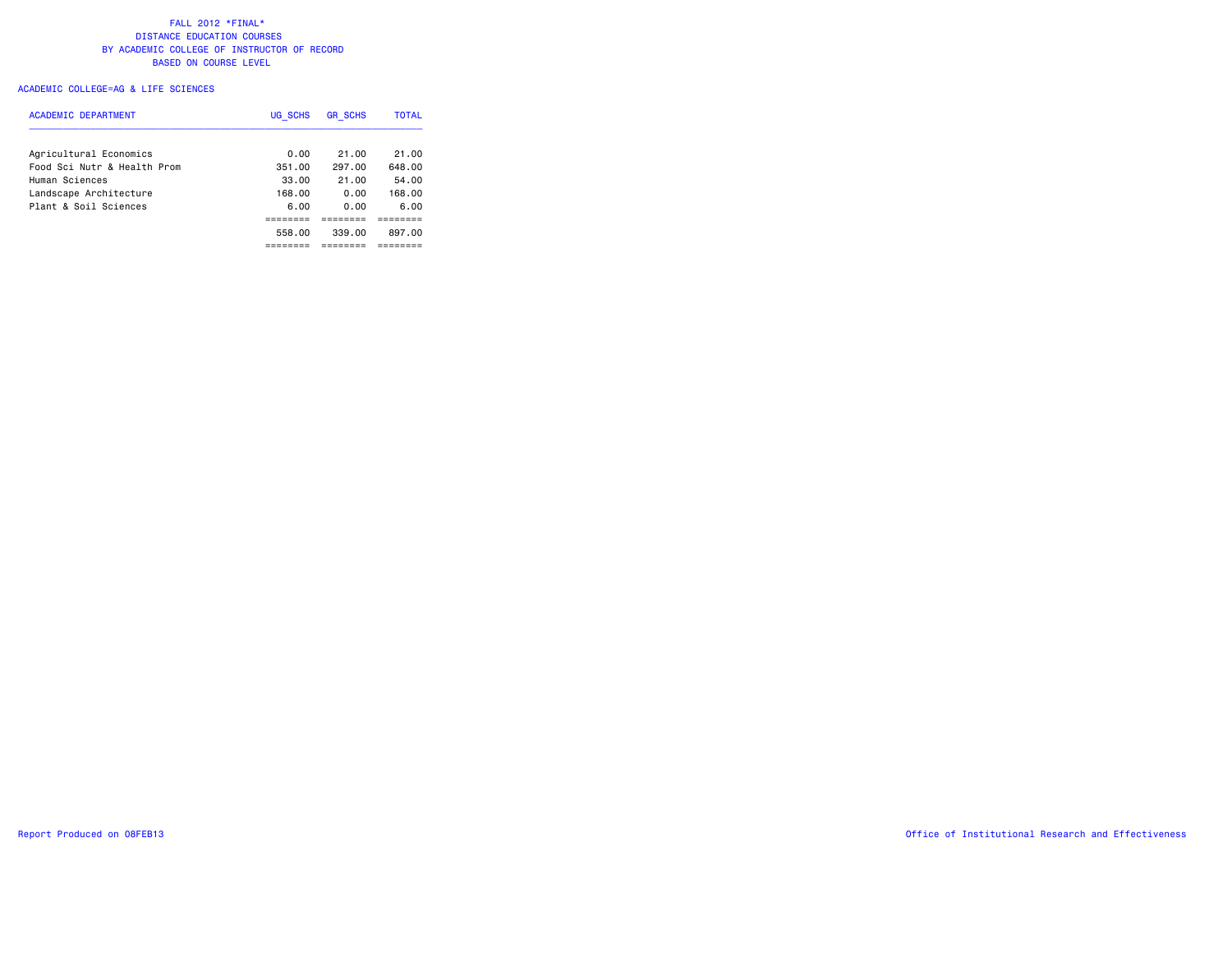# FALL 2012 *FINAL*
## DISTANCE EDUCATION COURSES
## BY ACADEMIC COLLEGE OF INSTRUCTOR OF RECORD
## BASED ON COURSE LEVEL

ACADEMIC COLLEGE=AG & LIFE SCIENCES

| ACADEMIC DEPARTMENT | UG_SCHS | GR_SCHS | TOTAL |
|---|---|---|---|
| Agricultural Economics | 0.00 | 21.00 | 21.00 |
| Food Sci Nutr & Health Prom | 351.00 | 297.00 | 648.00 |
| Human Sciences | 33.00 | 21.00 | 54.00 |
| Landscape Architecture | 168.00 | 0.00 | 168.00 |
| Plant & Soil Sciences | 6.00 | 0.00 | 6.00 |
| | ======== | ======== | ======== |
| | 558.00 | 339.00 | 897.00 |
| | ======== | ======== | ======== |

Report Produced on 08FEB13

Office of Institutional Research and Effectiveness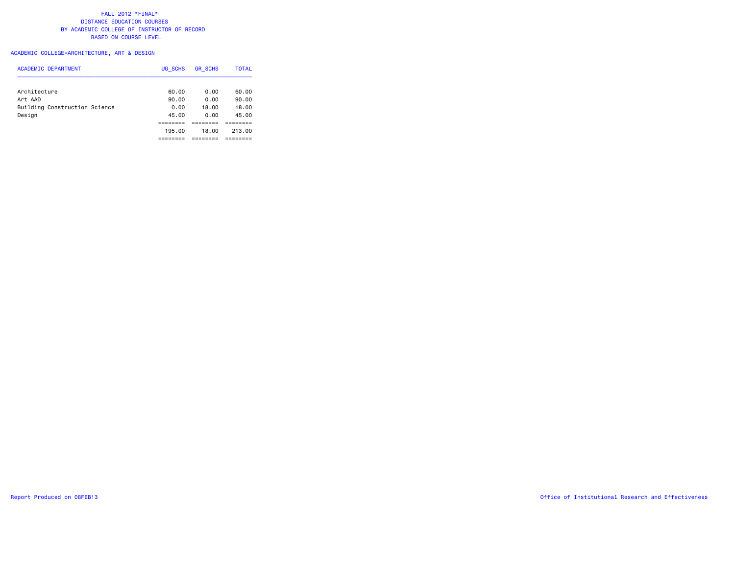FALL 2012 *FINAL*
DISTANCE EDUCATION COURSES
BY ACADEMIC COLLEGE OF INSTRUCTOR OF RECORD
BASED ON COURSE LEVEL

ACADEMIC COLLEGE=ARCHITECTURE, ART & DESIGN

| ACADEMIC DEPARTMENT | UG_SCHS | GR_SCHS | TOTAL |
|---|---|---|---|
| Architecture | 60.00 | 0.00 | 60.00 |
| Art AAD | 90.00 | 0.00 | 90.00 |
| Building Construction Science | 0.00 | 18.00 | 18.00 |
| Design | 45.00 | 0.00 | 45.00 |
| | ======== | ======== | ======== |
| | 195.00 | 18.00 | 213.00 |
| | ======== | ======== | ======== |

Report Produced on 08FEB13

Office of Institutional Research and Effectiveness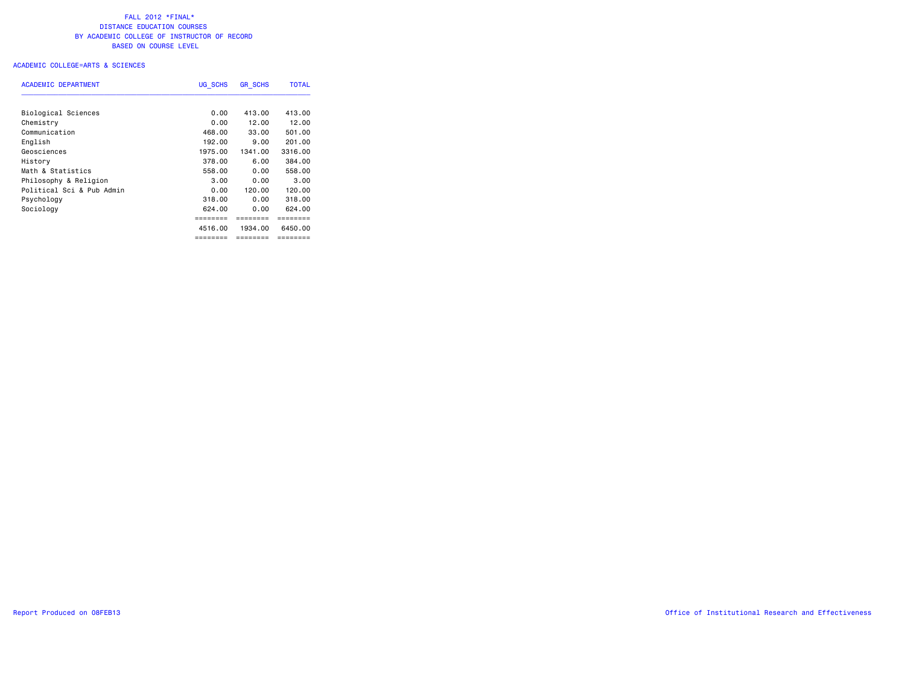FALL 2012 *FINAL*
DISTANCE EDUCATION COURSES
BY ACADEMIC COLLEGE OF INSTRUCTOR OF RECORD
BASED ON COURSE LEVEL

ACADEMIC COLLEGE=ARTS & SCIENCES

| ACADEMIC DEPARTMENT | UG_SCHS | GR_SCHS | TOTAL |
|---|---|---|---|
| Biological Sciences | 0.00 | 413.00 | 413.00 |
| Chemistry | 0.00 | 12.00 | 12.00 |
| Communication | 468.00 | 33.00 | 501.00 |
| English | 192.00 | 9.00 | 201.00 |
| Geosciences | 1975.00 | 1341.00 | 3316.00 |
| History | 378.00 | 6.00 | 384.00 |
| Math & Statistics | 558.00 | 0.00 | 558.00 |
| Philosophy & Religion | 3.00 | 0.00 | 3.00 |
| Political Sci & Pub Admin | 0.00 | 120.00 | 120.00 |
| Psychology | 318.00 | 0.00 | 318.00 |
| Sociology | 624.00 | 0.00 | 624.00 |
| | ======== | ======== | ======== |
| | 4516.00 | 1934.00 | 6450.00 |
| | ======== | ======== | ======== |

Report Produced on 08FEB13

Office of Institutional Research and Effectiveness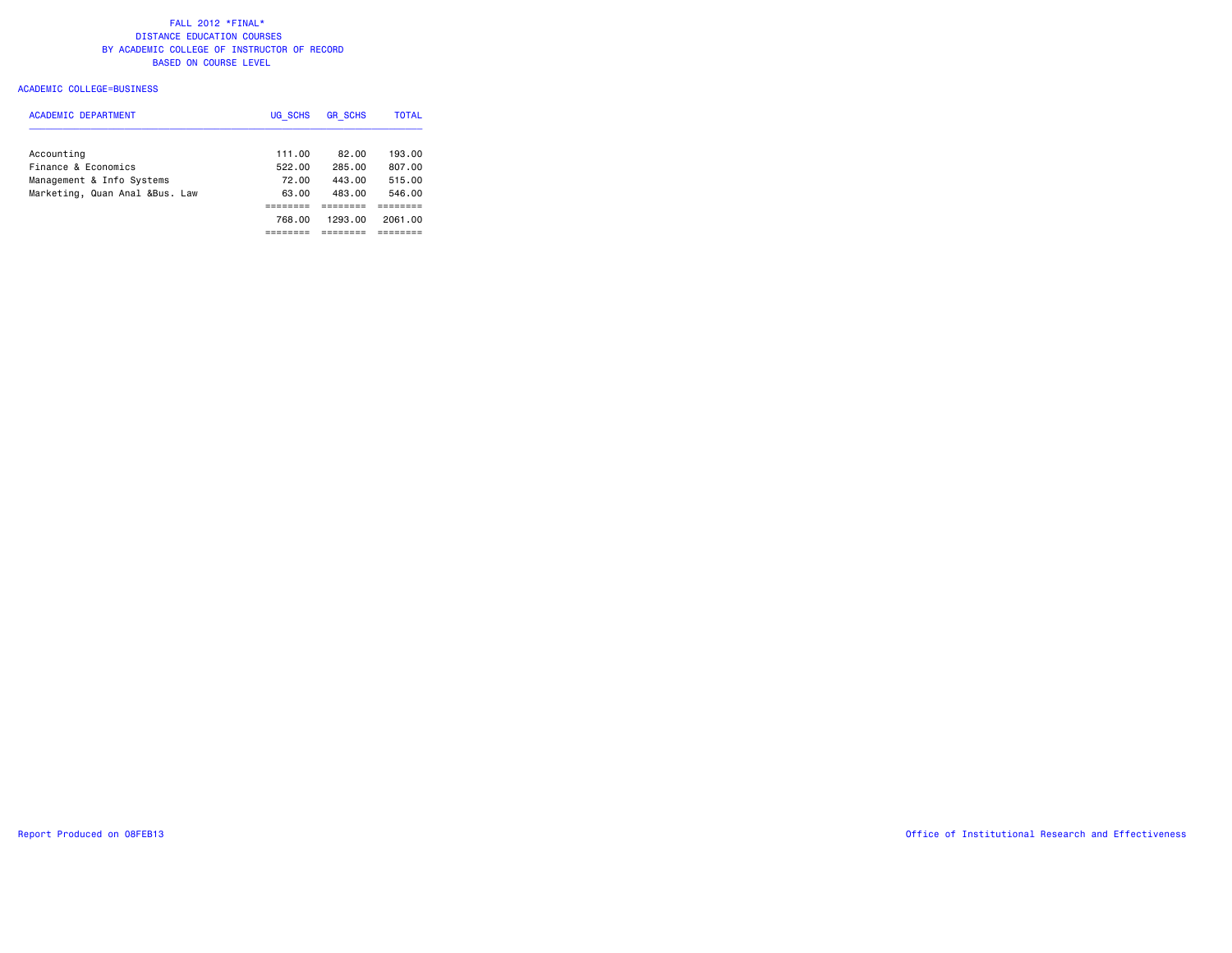# FALL 2012 *FINAL*
## DISTANCE EDUCATION COURSES
## BY ACADEMIC COLLEGE OF INSTRUCTOR OF RECORD
## BASED ON COURSE LEVEL

ACADEMIC COLLEGE=BUSINESS

| ACADEMIC DEPARTMENT | UG_SCHS | GR_SCHS | TOTAL |
|---|---|---|---|
| Accounting | 111.00 | 82.00 | 193.00 |
| Finance & Economics | 522.00 | 285.00 | 807.00 |
| Management & Info Systems | 72.00 | 443.00 | 515.00 |
| Marketing, Quan Anal &Bus. Law | 63.00 | 483.00 | 546.00 |
| | ======== | ======== | ======== |
| | 768.00 | 1293.00 | 2061.00 |
| | ======== | ======== | ======== |

Report Produced on 08FEB13

Office of Institutional Research and Effectiveness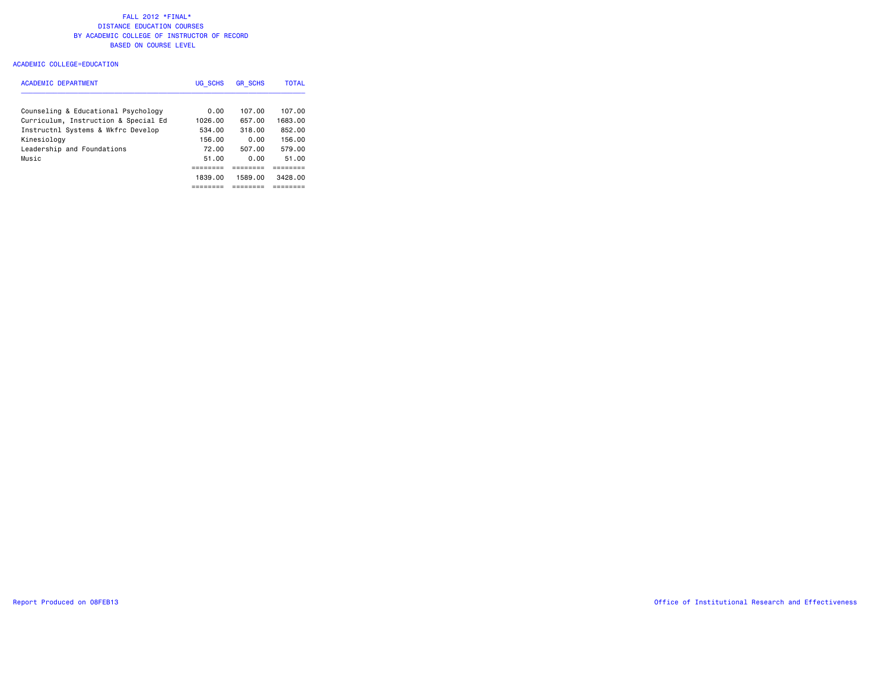FALL 2012 *FINAL*
DISTANCE EDUCATION COURSES
BY ACADEMIC COLLEGE OF INSTRUCTOR OF RECORD
BASED ON COURSE LEVEL

ACADEMIC COLLEGE=EDUCATION

| ACADEMIC DEPARTMENT | UG_SCHS | GR_SCHS | TOTAL |
|---|---|---|---|
| Counseling & Educational Psychology | 0.00 | 107.00 | 107.00 |
| Curriculum, Instruction & Special Ed | 1026.00 | 657.00 | 1683.00 |
| Instructnl Systems & Wkfrc Develop | 534.00 | 318.00 | 852.00 |
| Kinesiology | 156.00 | 0.00 | 156.00 |
| Leadership and Foundations | 72.00 | 507.00 | 579.00 |
| Music | 51.00 | 0.00 | 51.00 |
| | ======== | ======== | ======== |
| | 1839.00 | 1589.00 | 3428.00 |
| | ======== | ======== | ======== |

Report Produced on 08FEB13

Office of Institutional Research and Effectiveness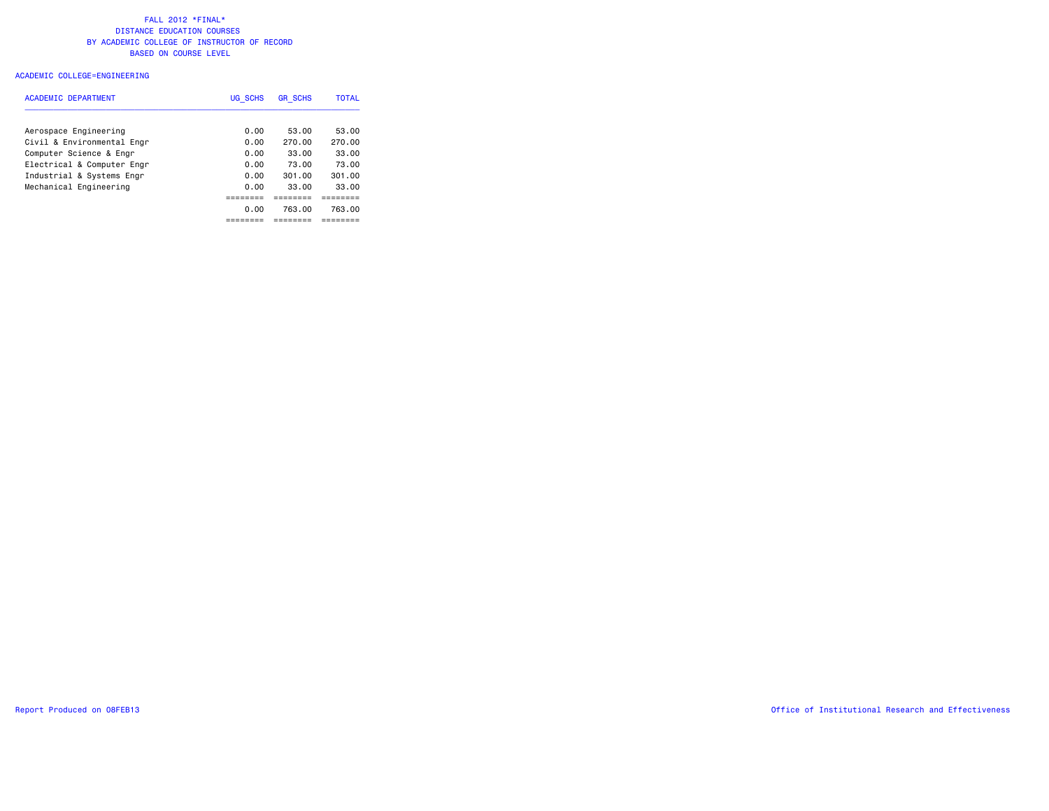FALL 2012 *FINAL*
DISTANCE EDUCATION COURSES
BY ACADEMIC COLLEGE OF INSTRUCTOR OF RECORD
BASED ON COURSE LEVEL

ACADEMIC COLLEGE=ENGINEERING

| ACADEMIC DEPARTMENT | UG_SCHS | GR_SCHS | TOTAL |
|---|---|---|---|
| Aerospace Engineering | 0.00 | 53.00 | 53.00 |
| Civil & Environmental Engr | 0.00 | 270.00 | 270.00 |
| Computer Science & Engr | 0.00 | 33.00 | 33.00 |
| Electrical & Computer Engr | 0.00 | 73.00 | 73.00 |
| Industrial & Systems Engr | 0.00 | 301.00 | 301.00 |
| Mechanical Engineering | 0.00 | 33.00 | 33.00 |
| | ======== | ======== | ======== |
| | 0.00 | 763.00 | 763.00 |
| | ======== | ======== | ======== |

Report Produced on 08FEB13

Office of Institutional Research and Effectiveness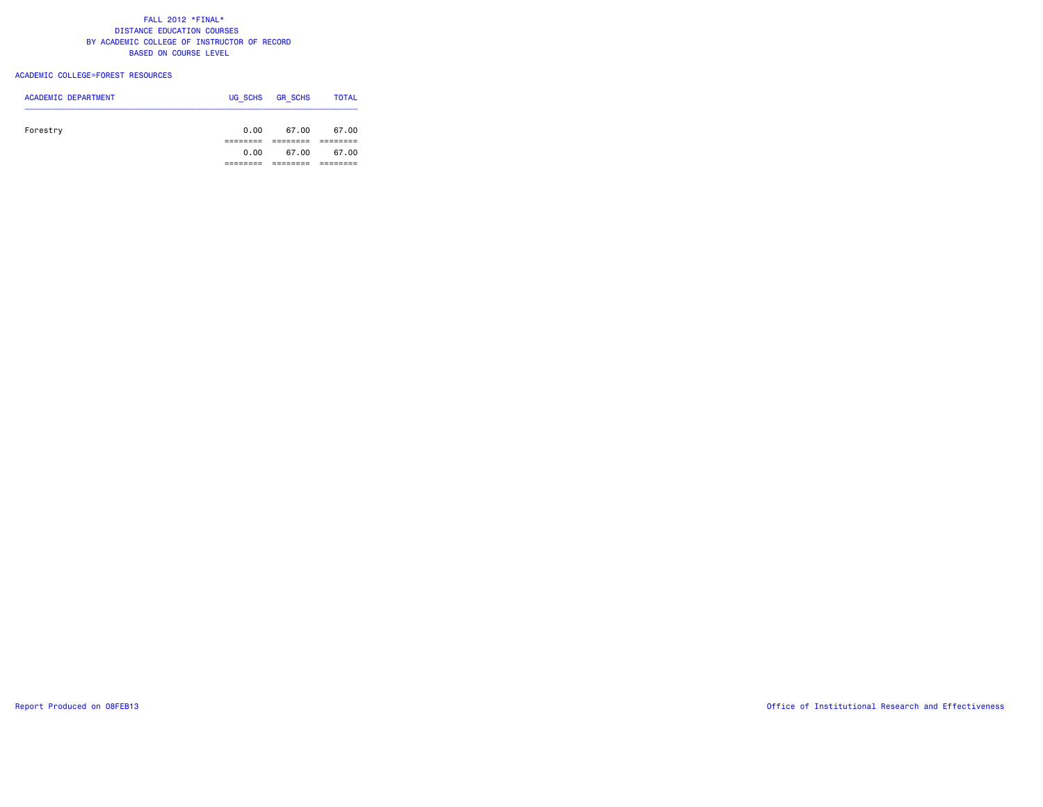# FALL 2012 *FINAL*
## DISTANCE EDUCATION COURSES
## BY ACADEMIC COLLEGE OF INSTRUCTOR OF RECORD
## BASED ON COURSE LEVEL

ACADEMIC COLLEGE=FOREST RESOURCES

| ACADEMIC DEPARTMENT | UG_SCHS | GR_SCHS | TOTAL |
|---|---|---|---|
| Forestry | 0.00 | 67.00 | 67.00 |
| | ======== | ======== | ======== |
| | 0.00 | 67.00 | 67.00 |
| | ======== | ======== | ======== |

Report Produced on 08FEB13

Office of Institutional Research and Effectiveness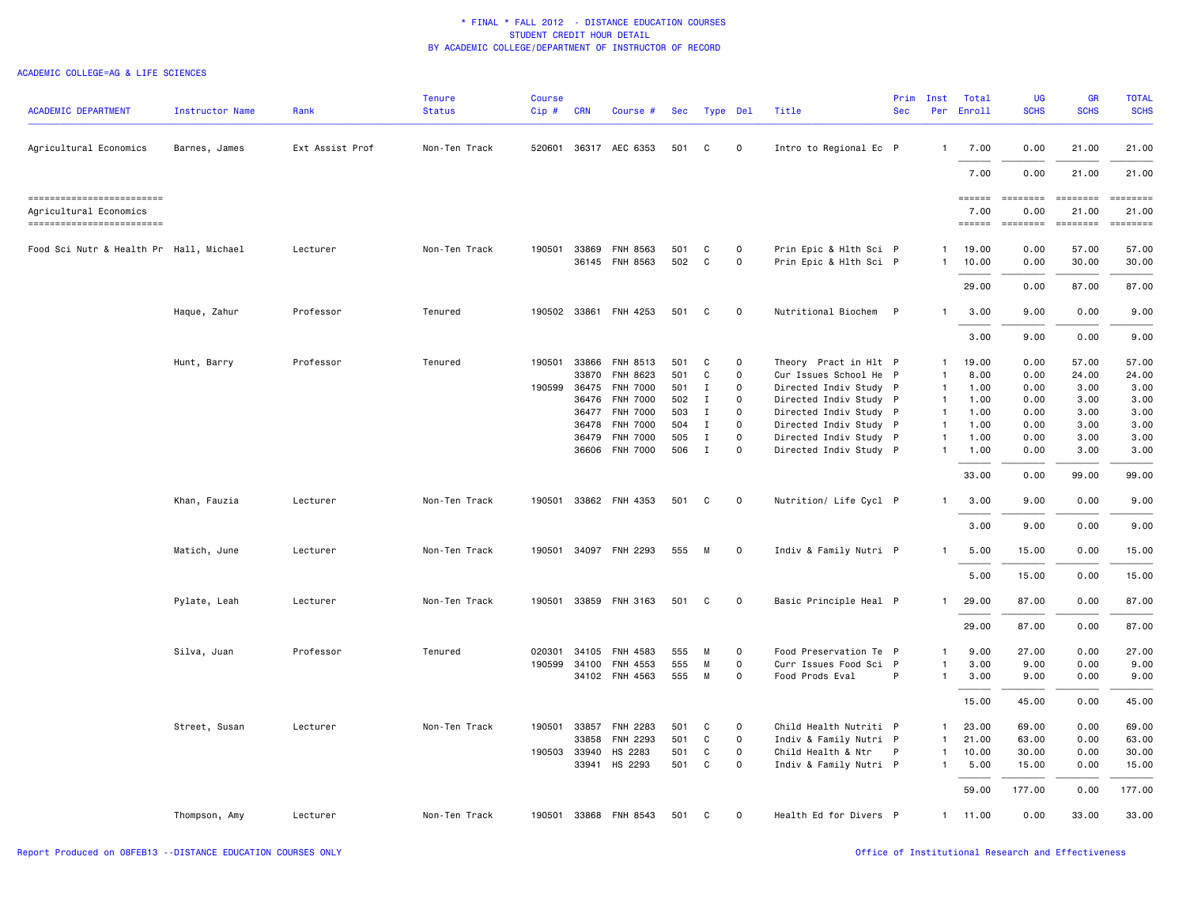\* FINAL \* FALL 2012 - DISTANCE EDUCATION COURSES
STUDENT CREDIT HOUR DETAIL
BY ACADEMIC COLLEGE/DEPARTMENT OF INSTRUCTOR OF RECORD

ACADEMIC COLLEGE=AG & LIFE SCIENCES

| ACADEMIC DEPARTMENT | Instructor Name | Rank | Tenure Status | Course Cip # | CRN | Course # | Sec | Type | Del | Title | Prim Sec | Inst Per | Total Enroll | UG SCHS | GR SCHS | TOTAL SCHS |
|---|---|---|---|---|---|---|---|---|---|---|---|---|---|---|---|---|
| Agricultural Economics | Barnes, James | Ext Assist Prof | Non-Ten Track | 520601 | 36317 | AEC 6353 | 501 | C | 0 | Intro to Regional Ec | P | 1 | 7.00 | 0.00 | 21.00 | 21.00 |
| | | | | | | | | | | | | | 7.00 | 0.00 | 21.00 | 21.00 |
| Agricultural Economics | | | | | | | | | | | | | 7.00 | 0.00 | 21.00 | 21.00 |
| Food Sci Nutr & Health Pr | Hall, Michael | Lecturer | Non-Ten Track | 190501 | 33869 | FNH 8563 | 501 | C | 0 | Prin Epic & Hlth Sci | P | 1 | 19.00 | 0.00 | 57.00 | 57.00 |
| | | | | | 36145 | FNH 8563 | 502 | C | 0 | Prin Epic & Hlth Sci | P | 1 | 10.00 | 0.00 | 30.00 | 30.00 |
| | | | | | | | | | | | | | 29.00 | 0.00 | 87.00 | 87.00 |
| | Haque, Zahur | Professor | Tenured | 190502 | 33861 | FNH 4253 | 501 | C | 0 | Nutritional Biochem | P | 1 | 3.00 | 9.00 | 0.00 | 9.00 |
| | | | | | | | | | | | | | 3.00 | 9.00 | 0.00 | 9.00 |
| | Hunt, Barry | Professor | Tenured | 190501 | 33866 | FNH 8513 | 501 | C | 0 | Theory Pract in Hlt | P | 1 | 19.00 | 0.00 | 57.00 | 57.00 |
| | | | | | 33870 | FNH 8623 | 501 | C | 0 | Cur Issues School He | P | 1 | 8.00 | 0.00 | 24.00 | 24.00 |
| | | | | 190599 | 36475 | FNH 7000 | 501 | I | 0 | Directed Indiv Study | P | 1 | 1.00 | 0.00 | 3.00 | 3.00 |
| | | | | | 36476 | FNH 7000 | 502 | I | 0 | Directed Indiv Study | P | 1 | 1.00 | 0.00 | 3.00 | 3.00 |
| | | | | | 36477 | FNH 7000 | 503 | I | 0 | Directed Indiv Study | P | 1 | 1.00 | 0.00 | 3.00 | 3.00 |
| | | | | | 36478 | FNH 7000 | 504 | I | 0 | Directed Indiv Study | P | 1 | 1.00 | 0.00 | 3.00 | 3.00 |
| | | | | | 36479 | FNH 7000 | 505 | I | 0 | Directed Indiv Study | P | 1 | 1.00 | 0.00 | 3.00 | 3.00 |
| | | | | | 36606 | FNH 7000 | 506 | I | 0 | Directed Indiv Study | P | 1 | 1.00 | 0.00 | 3.00 | 3.00 |
| | | | | | | | | | | | | | 33.00 | 0.00 | 99.00 | 99.00 |
| | Khan, Fauzia | Lecturer | Non-Ten Track | 190501 | 33862 | FNH 4353 | 501 | C | 0 | Nutrition/ Life Cycl | P | 1 | 3.00 | 9.00 | 0.00 | 9.00 |
| | | | | | | | | | | | | | 3.00 | 9.00 | 0.00 | 9.00 |
| | Matich, June | Lecturer | Non-Ten Track | 190501 | 34097 | FNH 2293 | 555 | M | 0 | Indiv & Family Nutri | P | 1 | 5.00 | 15.00 | 0.00 | 15.00 |
| | | | | | | | | | | | | | 5.00 | 15.00 | 0.00 | 15.00 |
| | Pylate, Leah | Lecturer | Non-Ten Track | 190501 | 33859 | FNH 3163 | 501 | C | 0 | Basic Principle Heal | P | 1 | 29.00 | 87.00 | 0.00 | 87.00 |
| | | | | | | | | | | | | | 29.00 | 87.00 | 0.00 | 87.00 |
| | Silva, Juan | Professor | Tenured | 020301 | 34105 | FNH 4583 | 555 | M | 0 | Food Preservation Te | P | 1 | 9.00 | 27.00 | 0.00 | 27.00 |
| | | | | 190599 | 34100 | FNH 4553 | 555 | M | 0 | Curr Issues Food Sci | P | 1 | 3.00 | 9.00 | 0.00 | 9.00 |
| | | | | | 34102 | FNH 4563 | 555 | M | 0 | Food Prods Eval | P | 1 | 3.00 | 9.00 | 0.00 | 9.00 |
| | | | | | | | | | | | | | 15.00 | 45.00 | 0.00 | 45.00 |
| | Street, Susan | Lecturer | Non-Ten Track | 190501 | 33857 | FNH 2283 | 501 | C | 0 | Child Health Nutriti | P | 1 | 23.00 | 69.00 | 0.00 | 69.00 |
| | | | | | 33858 | FNH 2293 | 501 | C | 0 | Indiv & Family Nutri | P | 1 | 21.00 | 63.00 | 0.00 | 63.00 |
| | | | | 190503 | 33940 | HS 2283 | 501 | C | 0 | Child Health & Ntr | P | 1 | 10.00 | 30.00 | 0.00 | 30.00 |
| | | | | | 33941 | HS 2293 | 501 | C | 0 | Indiv & Family Nutri | P | 1 | 5.00 | 15.00 | 0.00 | 15.00 |
| | | | | | | | | | | | | | 59.00 | 177.00 | 0.00 | 177.00 |
| | Thompson, Amy | Lecturer | Non-Ten Track | 190501 | 33868 | FNH 8543 | 501 | C | 0 | Health Ed for Divers | P | 1 | 11.00 | 0.00 | 33.00 | 33.00 |

Report Produced on 08FEB13 --DISTANCE EDUCATION COURSES ONLY

Office of Institutional Research and Effectiveness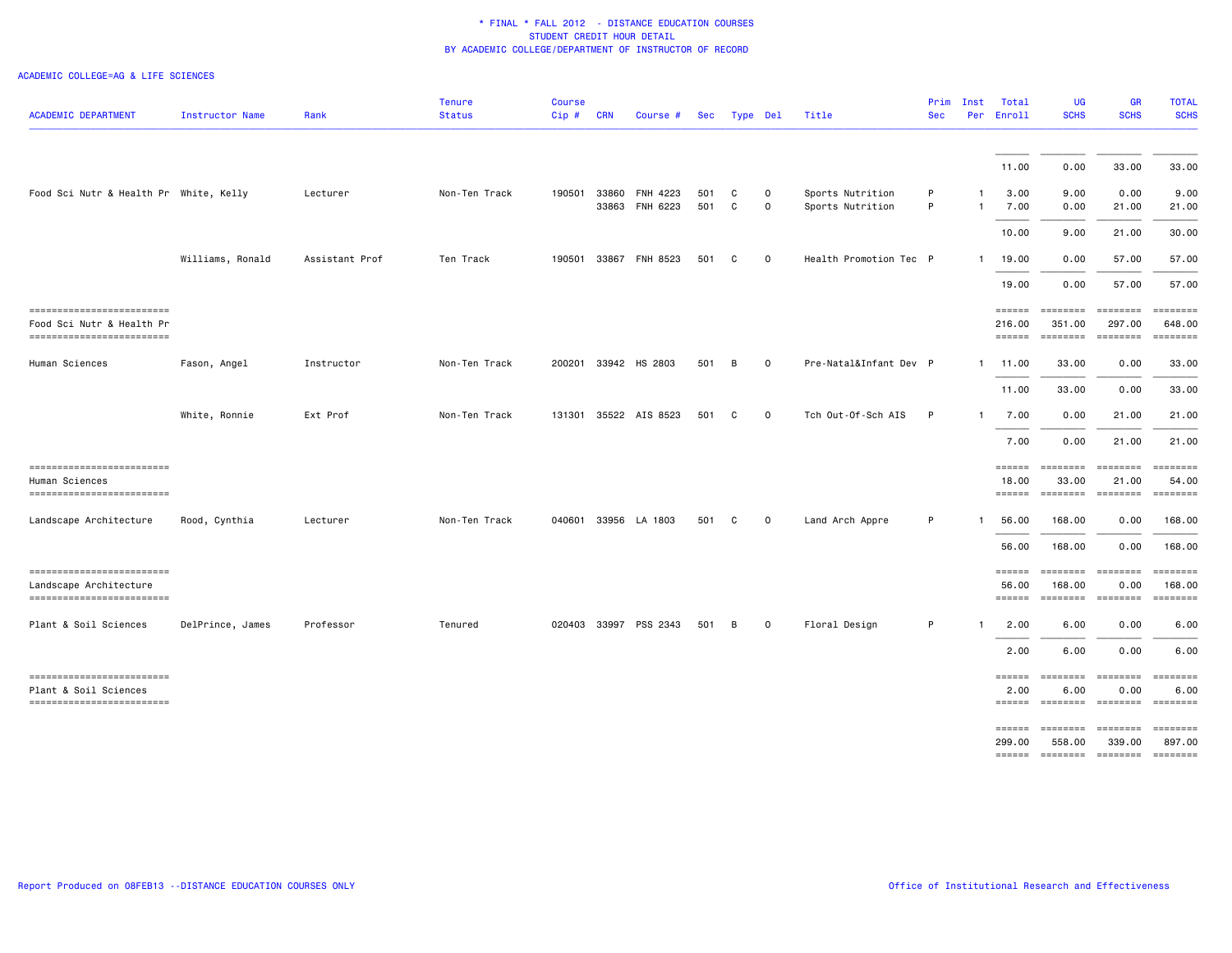* FINAL * FALL 2012 - DISTANCE EDUCATION COURSES
STUDENT CREDIT HOUR DETAIL
BY ACADEMIC COLLEGE/DEPARTMENT OF INSTRUCTOR OF RECORD

ACADEMIC COLLEGE=AG & LIFE SCIENCES

| ACADEMIC DEPARTMENT | Instructor Name | Rank | Tenure Status | Course Cip # | CRN | Course # | Sec | Type | Del | Title | Prim Sec | Inst Per | Total Enroll | UG SCHS | GR SCHS | TOTAL SCHS |
|---|---|---|---|---|---|---|---|---|---|---|---|---|---|---|---|---|
| | | | | | | | | | | | | | 11.00 | 0.00 | 33.00 | 33.00 |
| Food Sci Nutr & Health Pr | White, Kelly | Lecturer | Non-Ten Track | 190501 | 33860 | FNH 4223 | 501 | C | 0 | Sports Nutrition | P | 1 | 3.00 | 9.00 | 0.00 | 9.00 |
| | | | | | 33863 | FNH 6223 | 501 | C | 0 | Sports Nutrition | P | 1 | 7.00 | 0.00 | 21.00 | 21.00 |
| | | | | | | | | | | | | | 10.00 | 9.00 | 21.00 | 30.00 |
| | Williams, Ronald | Assistant Prof | Ten Track | 190501 | 33867 | FNH 8523 | 501 | C | 0 | Health Promotion Tec | P | 1 | 19.00 | 0.00 | 57.00 | 57.00 |
| | | | | | | | | | | | | | 19.00 | 0.00 | 57.00 | 57.00 |
| Food Sci Nutr & Health Pr | | | | | | | | | | | | | 216.00 | 351.00 | 297.00 | 648.00 |
| Human Sciences | Fason, Angel | Instructor | Non-Ten Track | 200201 | 33942 | HS 2803 | 501 | B | 0 | Pre-Natal&Infant Dev | P | 1 | 11.00 | 33.00 | 0.00 | 33.00 |
| | | | | | | | | | | | | | 11.00 | 33.00 | 0.00 | 33.00 |
| | White, Ronnie | Ext Prof | Non-Ten Track | 131301 | 35522 | AIS 8523 | 501 | C | 0 | Tch Out-Of-Sch AIS | P | 1 | 7.00 | 0.00 | 21.00 | 21.00 |
| | | | | | | | | | | | | | 7.00 | 0.00 | 21.00 | 21.00 |
| Human Sciences | | | | | | | | | | | | | 18.00 | 33.00 | 21.00 | 54.00 |
| Landscape Architecture | Rood, Cynthia | Lecturer | Non-Ten Track | 040601 | 33956 | LA 1803 | 501 | C | 0 | Land Arch Appre | P | 1 | 56.00 | 168.00 | 0.00 | 168.00 |
| | | | | | | | | | | | | | 56.00 | 168.00 | 0.00 | 168.00 |
| Landscape Architecture | | | | | | | | | | | | | 56.00 | 168.00 | 0.00 | 168.00 |
| Plant & Soil Sciences | DelPrince, James | Professor | Tenured | 020403 | 33997 | PSS 2343 | 501 | B | 0 | Floral Design | P | 1 | 2.00 | 6.00 | 0.00 | 6.00 |
| | | | | | | | | | | | | | 2.00 | 6.00 | 0.00 | 6.00 |
| Plant & Soil Sciences | | | | | | | | | | | | | 2.00 | 6.00 | 0.00 | 6.00 |
| | | | | | | | | | | | | | 299.00 | 558.00 | 339.00 | 897.00 |

Report Produced on 08FEB13 --DISTANCE EDUCATION COURSES ONLY

Office of Institutional Research and Effectiveness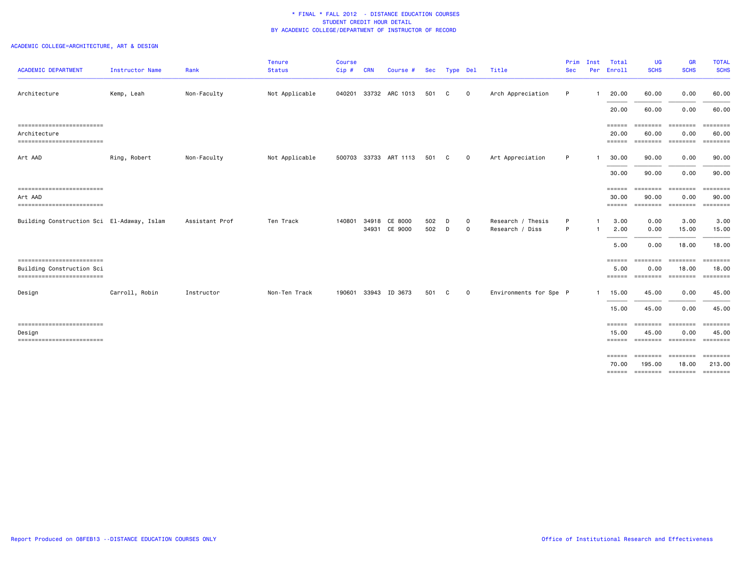# * FINAL * FALL 2012 - DISTANCE EDUCATION COURSES
## STUDENT CREDIT HOUR DETAIL
## BY ACADEMIC COLLEGE/DEPARTMENT OF INSTRUCTOR OF RECORD

ACADEMIC COLLEGE=ARCHITECTURE, ART & DESIGN

| ACADEMIC DEPARTMENT | Instructor Name | Rank | Tenure Status | Course Cip # | CRN | Course # | Sec | Type | Del | Title | Prim Sec | Inst Per | Total Enroll | UG SCHS | GR SCHS | TOTAL SCHS |
|---|---|---|---|---|---|---|---|---|---|---|---|---|---|---|---|---|
| Architecture | Kemp, Leah | Non-Faculty | Not Applicable | 040201 | 33732 | ARC 1013 | 501 | C | 0 | Arch Appreciation | P | 1 | 20.00 | 60.00 | 0.00 | 60.00 |
| | | | | | | | | | | | | | 20.00 | 60.00 | 0.00 | 60.00 |
| Architecture | | | | | | | | | | | | | 20.00 | 60.00 | 0.00 | 60.00 |
| Art AAD | Ring, Robert | Non-Faculty | Not Applicable | 500703 | 33733 | ART 1113 | 501 | C | 0 | Art Appreciation | P | 1 | 30.00 | 90.00 | 0.00 | 90.00 |
| | | | | | | | | | | | | | 30.00 | 90.00 | 0.00 | 90.00 |
| Art AAD | | | | | | | | | | | | | 30.00 | 90.00 | 0.00 | 90.00 |
| Building Construction Sci | El-Adaway, Islam | Assistant Prof | Ten Track | 140801 | 34918 | CE 8000 | 502 | D | 0 | Research / Thesis | P | 1 | 3.00 | 0.00 | 3.00 | 3.00 |
| | | | | | 34931 | CE 9000 | 502 | D | 0 | Research / Diss | P | 1 | 2.00 | 0.00 | 15.00 | 15.00 |
| | | | | | | | | | | | | | 5.00 | 0.00 | 18.00 | 18.00 |
| Building Construction Sci | | | | | | | | | | | | | 5.00 | 0.00 | 18.00 | 18.00 |
| Design | Carroll, Robin | Instructor | Non-Ten Track | 190601 | 33943 | ID 3673 | 501 | C | 0 | Environments for Spe | P | 1 | 15.00 | 45.00 | 0.00 | 45.00 |
| | | | | | | | | | | | | | 15.00 | 45.00 | 0.00 | 45.00 |
| Design | | | | | | | | | | | | | 15.00 | 45.00 | 0.00 | 45.00 |
| | | | | | | | | | | | | | 70.00 | 195.00 | 18.00 | 213.00 |

Report Produced on 08FEB13 --DISTANCE EDUCATION COURSES ONLY

Office of Institutional Research and Effectiveness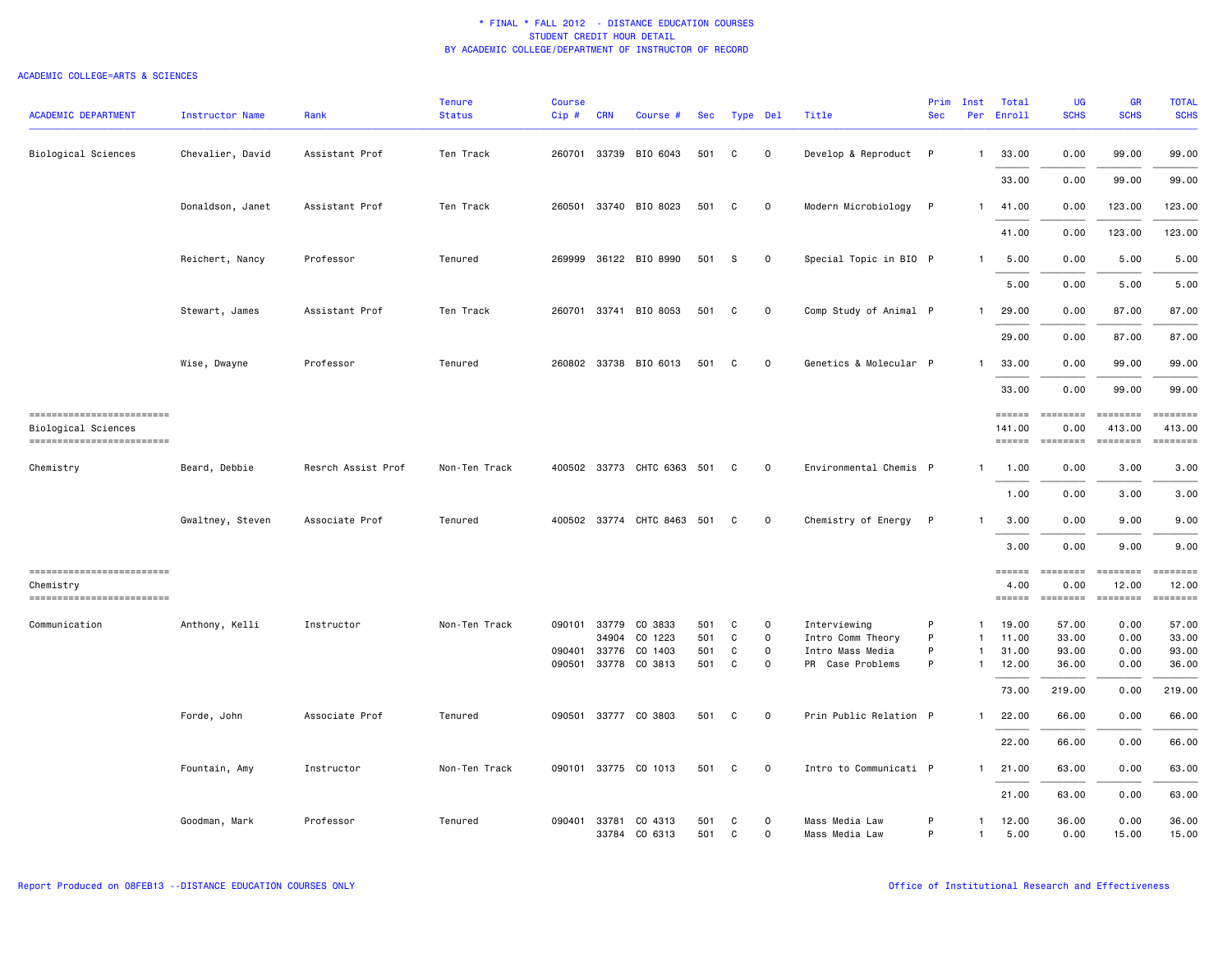# * FINAL * FALL 2012 - DISTANCE EDUCATION COURSES
## STUDENT CREDIT HOUR DETAIL
## BY ACADEMIC COLLEGE/DEPARTMENT OF INSTRUCTOR OF RECORD

ACADEMIC COLLEGE=ARTS & SCIENCES

| ACADEMIC DEPARTMENT | Instructor Name | Rank | Tenure Status | Course Cip # | CRN | Course # | Sec | Type | Del | Title | Prim Sec | Inst Per | Total Enroll | UG SCHS | GR SCHS | TOTAL SCHS |
|---|---|---|---|---|---|---|---|---|---|---|---|---|---|---|---|---|
| Biological Sciences | Chevalier, David | Assistant Prof | Ten Track | 260701 | 33739 | BIO 6043 | 501 | C | O | Develop & Reproduct | P | 1 | 33.00 | 0.00 | 99.00 | 99.00 |
| | | | | | | | | | | | | | 33.00 | 0.00 | 99.00 | 99.00 |
| | Donaldson, Janet | Assistant Prof | Ten Track | 260501 | 33740 | BIO 8023 | 501 | C | O | Modern Microbiology | P | 1 | 41.00 | 0.00 | 123.00 | 123.00 |
| | | | | | | | | | | | | | 41.00 | 0.00 | 123.00 | 123.00 |
| | Reichert, Nancy | Professor | Tenured | 269999 | 36122 | BIO 8990 | 501 | S | O | Special Topic in BIO | P | 1 | 5.00 | 0.00 | 5.00 | 5.00 |
| | | | | | | | | | | | | | 5.00 | 0.00 | 5.00 | 5.00 |
| | Stewart, James | Assistant Prof | Ten Track | 260701 | 33741 | BIO 8053 | 501 | C | O | Comp Study of Animal | P | 1 | 29.00 | 0.00 | 87.00 | 87.00 |
| | | | | | | | | | | | | | 29.00 | 0.00 | 87.00 | 87.00 |
| | Wise, Dwayne | Professor | Tenured | 260802 | 33738 | BIO 6013 | 501 | C | O | Genetics & Molecular | P | 1 | 33.00 | 0.00 | 99.00 | 99.00 |
| | | | | | | | | | | | | | 33.00 | 0.00 | 99.00 | 99.00 |
| Biological Sciences | | | | | | | | | | | | | 141.00 | 0.00 | 413.00 | 413.00 |
| Chemistry | Beard, Debbie | Resrch Assist Prof | Non-Ten Track | 400502 | 33773 | CHTC 6363 | 501 | C | O | Environmental Chemis | P | 1 | 1.00 | 0.00 | 3.00 | 3.00 |
| | | | | | | | | | | | | | 1.00 | 0.00 | 3.00 | 3.00 |
| | Gwaltney, Steven | Associate Prof | Tenured | 400502 | 33774 | CHTC 8463 | 501 | C | O | Chemistry of Energy | P | 1 | 3.00 | 0.00 | 9.00 | 9.00 |
| | | | | | | | | | | | | | 3.00 | 0.00 | 9.00 | 9.00 |
| Chemistry | | | | | | | | | | | | | 4.00 | 0.00 | 12.00 | 12.00 |
| Communication | Anthony, Kelli | Instructor | Non-Ten Track | 090101 | 33779 | CO 3833 | 501 | C | O | Interviewing | P | 1 | 19.00 | 57.00 | 0.00 | 57.00 |
| | | | | | 34904 | CO 1223 | 501 | C | O | Intro Comm Theory | P | 1 | 11.00 | 33.00 | 0.00 | 33.00 |
| | | | | 090401 | 33776 | CO 1403 | 501 | C | O | Intro Mass Media | P | 1 | 31.00 | 93.00 | 0.00 | 93.00 |
| | | | | 090501 | 33778 | CO 3813 | 501 | C | O | PR Case Problems | P | 1 | 12.00 | 36.00 | 0.00 | 36.00 |
| | | | | | | | | | | | | | 73.00 | 219.00 | 0.00 | 219.00 |
| | Forde, John | Associate Prof | Tenured | 090501 | 33777 | CO 3803 | 501 | C | O | Prin Public Relation | P | 1 | 22.00 | 66.00 | 0.00 | 66.00 |
| | | | | | | | | | | | | | 22.00 | 66.00 | 0.00 | 66.00 |
| | Fountain, Amy | Instructor | Non-Ten Track | 090101 | 33775 | CO 1013 | 501 | C | O | Intro to Communicati | P | 1 | 21.00 | 63.00 | 0.00 | 63.00 |
| | | | | | | | | | | | | | 21.00 | 63.00 | 0.00 | 63.00 |
| | Goodman, Mark | Professor | Tenured | 090401 | 33781 | CO 4313 | 501 | C | O | Mass Media Law | P | 1 | 12.00 | 36.00 | 0.00 | 36.00 |
| | | | | | 33784 | CO 6313 | 501 | C | O | Mass Media Law | P | 1 | 5.00 | 0.00 | 15.00 | 15.00 |

Report Produced on 08FEB13 --DISTANCE EDUCATION COURSES ONLY

Office of Institutional Research and Effectiveness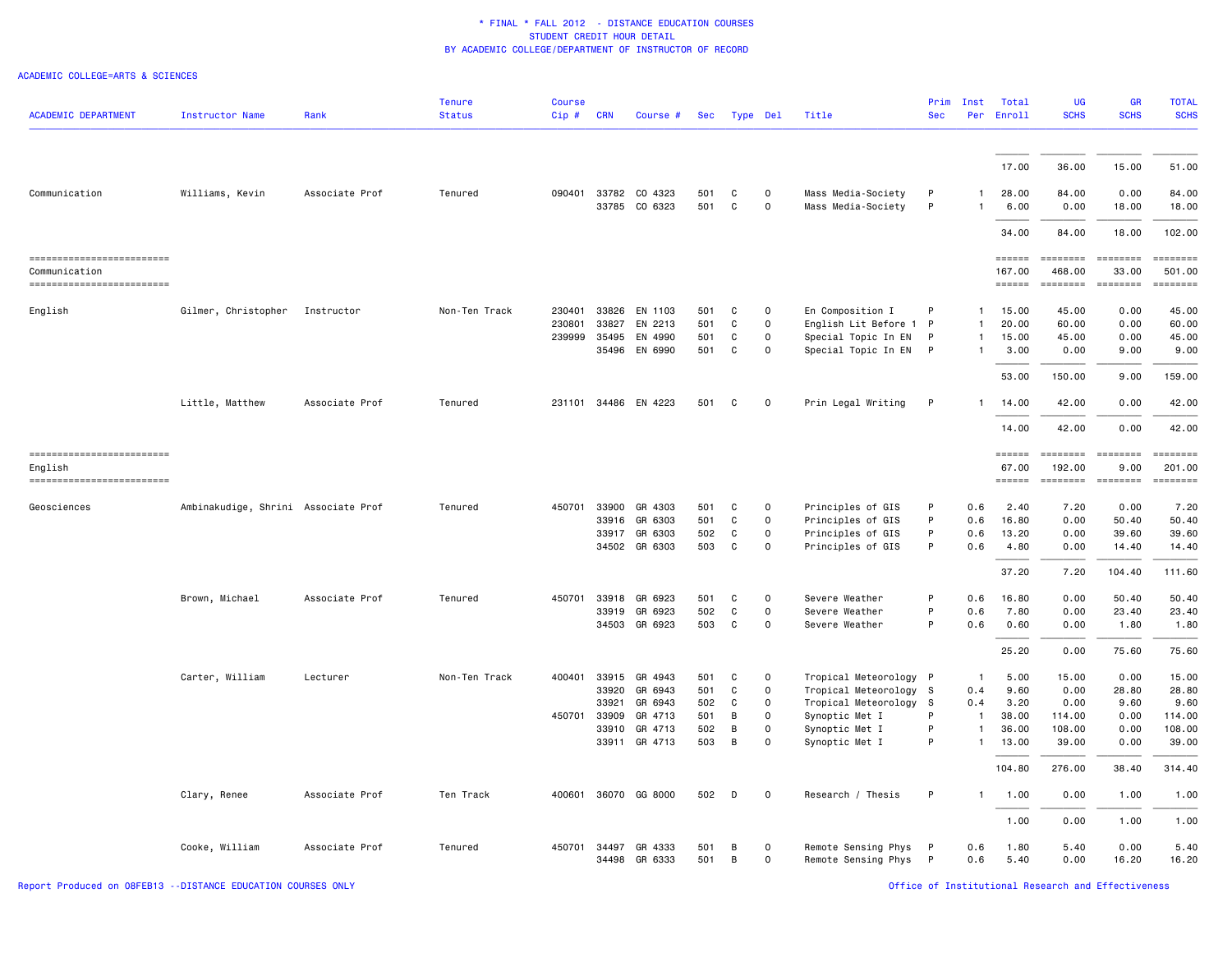\* FINAL \* FALL 2012 - DISTANCE EDUCATION COURSES
STUDENT CREDIT HOUR DETAIL
BY ACADEMIC COLLEGE/DEPARTMENT OF INSTRUCTOR OF RECORD

ACADEMIC COLLEGE=ARTS & SCIENCES

| ACADEMIC DEPARTMENT | Instructor Name | Rank | Tenure Status | Course Cip # | CRN | Course # | Sec | Type | Del | Title | Prim Sec | Inst Per | Total Enroll | UG SCHS | GR SCHS | TOTAL SCHS |
|---|---|---|---|---|---|---|---|---|---|---|---|---|---|---|---|---|
| | | | | | | | | | | | | | 17.00 | 36.00 | 15.00 | 51.00 |
| Communication | Williams, Kevin | Associate Prof | Tenured | 090401 | 33782 | CO 4323 | 501 | C | 0 | Mass Media-Society | P | 1 | 28.00 | 84.00 | 0.00 | 84.00 |
| | | | | | 33785 | CO 6323 | 501 | C | 0 | Mass Media-Society | P | 1 | 6.00 | 0.00 | 18.00 | 18.00 |
| | | | | | | | | | | | | | 34.00 | 84.00 | 18.00 | 102.00 |
| Communication | | | | | | | | | | | | | 167.00 | 468.00 | 33.00 | 501.00 |
| English | Gilmer, Christopher | Instructor | Non-Ten Track | 230401 | 33826 | EN 1103 | 501 | C | 0 | En Composition I | P | 1 | 15.00 | 45.00 | 0.00 | 45.00 |
| | | | | 230801 | 33827 | EN 2213 | 501 | C | 0 | English Lit Before 1 | P | 1 | 20.00 | 60.00 | 0.00 | 60.00 |
| | | | | 239999 | 35495 | EN 4990 | 501 | C | 0 | Special Topic In EN | P | 1 | 15.00 | 45.00 | 0.00 | 45.00 |
| | | | | | 35496 | EN 6990 | 501 | C | 0 | Special Topic In EN | P | 1 | 3.00 | 0.00 | 9.00 | 9.00 |
| | | | | | | | | | | | | | 53.00 | 150.00 | 9.00 | 159.00 |
| | Little, Matthew | Associate Prof | Tenured | 231101 | 34486 | EN 4223 | 501 | C | 0 | Prin Legal Writing | P | 1 | 14.00 | 42.00 | 0.00 | 42.00 |
| | | | | | | | | | | | | | 14.00 | 42.00 | 0.00 | 42.00 |
| English | | | | | | | | | | | | | 67.00 | 192.00 | 9.00 | 201.00 |
| Geosciences | Ambinakudige, Shrini | Associate Prof | Tenured | 450701 | 33900 | GR 4303 | 501 | C | 0 | Principles of GIS | P | 0.6 | 2.40 | 7.20 | 0.00 | 7.20 |
| | | | | | 33916 | GR 6303 | 501 | C | 0 | Principles of GIS | P | 0.6 | 16.80 | 0.00 | 50.40 | 50.40 |
| | | | | | 33917 | GR 6303 | 502 | C | 0 | Principles of GIS | P | 0.6 | 13.20 | 0.00 | 39.60 | 39.60 |
| | | | | | 34502 | GR 6303 | 503 | C | 0 | Principles of GIS | P | 0.6 | 4.80 | 0.00 | 14.40 | 14.40 |
| | | | | | | | | | | | | | 37.20 | 7.20 | 104.40 | 111.60 |
| | Brown, Michael | Associate Prof | Tenured | 450701 | 33918 | GR 6923 | 501 | C | 0 | Severe Weather | P | 0.6 | 16.80 | 0.00 | 50.40 | 50.40 |
| | | | | | 33919 | GR 6923 | 502 | C | 0 | Severe Weather | P | 0.6 | 7.80 | 0.00 | 23.40 | 23.40 |
| | | | | | 34503 | GR 6923 | 503 | C | 0 | Severe Weather | P | 0.6 | 0.60 | 0.00 | 1.80 | 1.80 |
| | | | | | | | | | | | | | 25.20 | 0.00 | 75.60 | 75.60 |
| | Carter, William | Lecturer | Non-Ten Track | 400401 | 33915 | GR 4943 | 501 | C | 0 | Tropical Meteorology | P | 1 | 5.00 | 15.00 | 0.00 | 15.00 |
| | | | | | 33920 | GR 6943 | 501 | C | 0 | Tropical Meteorology | S | 0.4 | 9.60 | 0.00 | 28.80 | 28.80 |
| | | | | | 33921 | GR 6943 | 502 | C | 0 | Tropical Meteorology | S | 0.4 | 3.20 | 0.00 | 9.60 | 9.60 |
| | | | | 450701 | 33909 | GR 4713 | 501 | B | 0 | Synoptic Met I | P | 1 | 38.00 | 114.00 | 0.00 | 114.00 |
| | | | | | 33910 | GR 4713 | 502 | B | 0 | Synoptic Met I | P | 1 | 36.00 | 108.00 | 0.00 | 108.00 |
| | | | | | 33911 | GR 4713 | 503 | B | 0 | Synoptic Met I | P | 1 | 13.00 | 39.00 | 0.00 | 39.00 |
| | | | | | | | | | | | | | 104.80 | 276.00 | 38.40 | 314.40 |
| | Clary, Renee | Associate Prof | Ten Track | 400601 | 36070 | GG 8000 | 502 | D | 0 | Research / Thesis | P | 1 | 1.00 | 0.00 | 1.00 | 1.00 |
| | | | | | | | | | | | | | 1.00 | 0.00 | 1.00 | 1.00 |
| | Cooke, William | Associate Prof | Tenured | 450701 | 34497 | GR 4333 | 501 | B | 0 | Remote Sensing Phys | P | 0.6 | 1.80 | 5.40 | 0.00 | 5.40 |
| | | | | | 34498 | GR 6333 | 501 | B | 0 | Remote Sensing Phys | P | 0.6 | 5.40 | 0.00 | 16.20 | 16.20 |

Report Produced on 08FEB13 --DISTANCE EDUCATION COURSES ONLY

Office of Institutional Research and Effectiveness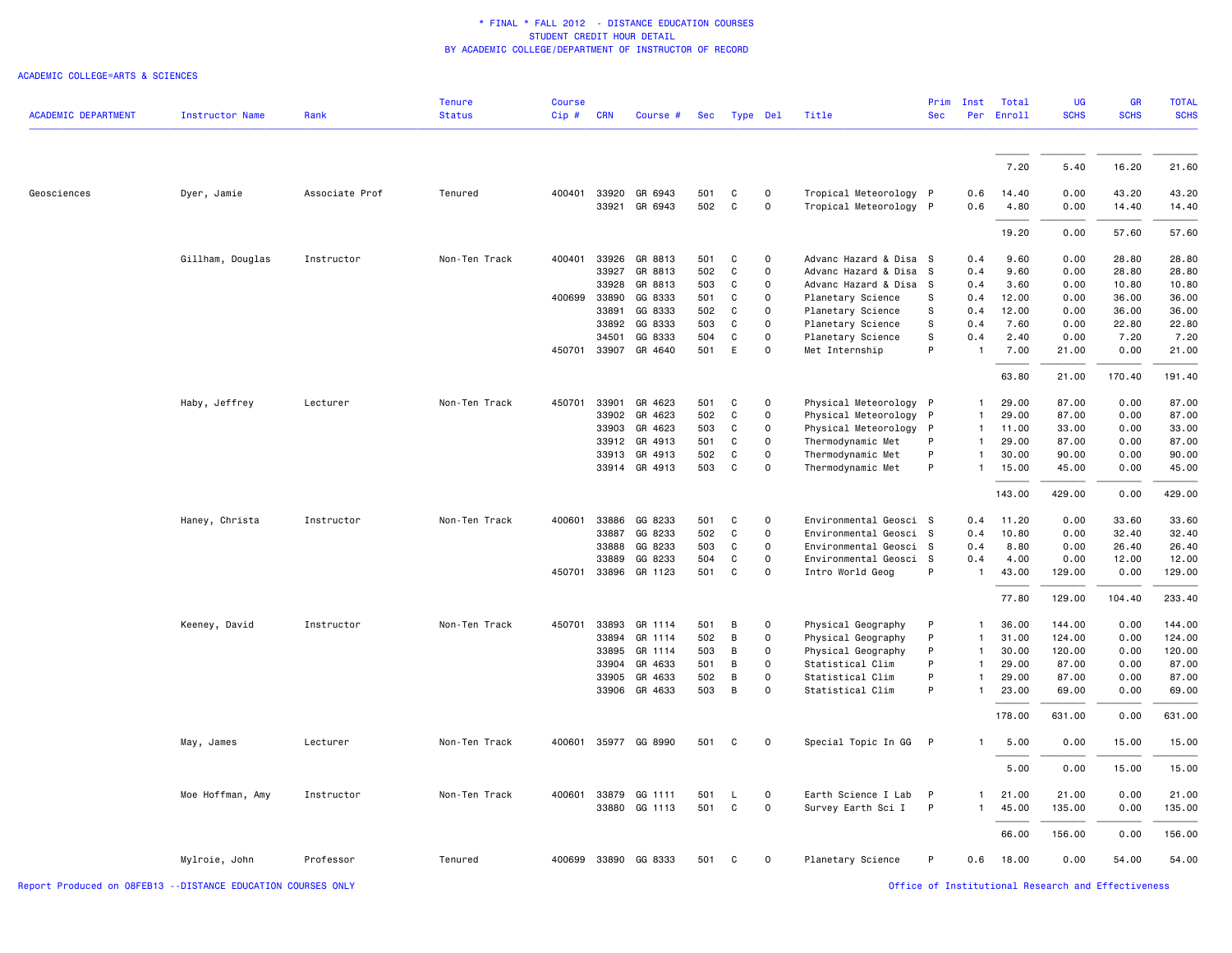# * FINAL * FALL 2012 - DISTANCE EDUCATION COURSES
## STUDENT CREDIT HOUR DETAIL
## BY ACADEMIC COLLEGE/DEPARTMENT OF INSTRUCTOR OF RECORD

ACADEMIC COLLEGE=ARTS & SCIENCES

| ACADEMIC DEPARTMENT | Instructor Name | Rank | Tenure Status | Course Cip # | CRN | Course # | Sec | Type | Del | Title | Prim Sec | Inst Per | Total Enroll | UG SCHS | GR SCHS | TOTAL SCHS |
|---|---|---|---|---|---|---|---|---|---|---|---|---|---|---|---|---|
| | | | | | | | | | | | | | 7.20 | 5.40 | 16.20 | 21.60 |
| Geosciences | Dyer, Jamie | Associate Prof | Tenured | 400401 | 33920 | GR 6943 | 501 | C | 0 | Tropical Meteorology | P | 0.6 | 14.40 | 0.00 | 43.20 | 43.20 |
| | | | | | 33921 | GR 6943 | 502 | C | 0 | Tropical Meteorology | P | 0.6 | 4.80 | 0.00 | 14.40 | 14.40 |
| | | | | | | | | | | | | | 19.20 | 0.00 | 57.60 | 57.60 |
| | Gillham, Douglas | Instructor | Non-Ten Track | 400401 | 33926 | GR 8813 | 501 | C | 0 | Advanc Hazard & Disa | S | 0.4 | 9.60 | 0.00 | 28.80 | 28.80 |
| | | | | | 33927 | GR 8813 | 502 | C | 0 | Advanc Hazard & Disa | S | 0.4 | 9.60 | 0.00 | 28.80 | 28.80 |
| | | | | | 33928 | GR 8813 | 503 | C | 0 | Advanc Hazard & Disa | S | 0.4 | 3.60 | 0.00 | 10.80 | 10.80 |
| | | | | 400699 | 33890 | GG 8333 | 501 | C | 0 | Planetary Science | S | 0.4 | 12.00 | 0.00 | 36.00 | 36.00 |
| | | | | | 33891 | GG 8333 | 502 | C | 0 | Planetary Science | S | 0.4 | 12.00 | 0.00 | 36.00 | 36.00 |
| | | | | | 33892 | GG 8333 | 503 | C | 0 | Planetary Science | S | 0.4 | 7.60 | 0.00 | 22.80 | 22.80 |
| | | | | | 34501 | GG 8333 | 504 | C | 0 | Planetary Science | S | 0.4 | 2.40 | 0.00 | 7.20 | 7.20 |
| | | | | 450701 | 33907 | GR 4640 | 501 | E | 0 | Met Internship | P | 1 | 7.00 | 21.00 | 0.00 | 21.00 |
| | | | | | | | | | | | | | 63.80 | 21.00 | 170.40 | 191.40 |
| | Haby, Jeffrey | Lecturer | Non-Ten Track | 450701 | 33901 | GR 4623 | 501 | C | 0 | Physical Meteorology | P | 1 | 29.00 | 87.00 | 0.00 | 87.00 |
| | | | | | 33902 | GR 4623 | 502 | C | 0 | Physical Meteorology | P | 1 | 29.00 | 87.00 | 0.00 | 87.00 |
| | | | | | 33903 | GR 4623 | 503 | C | 0 | Physical Meteorology | P | 1 | 11.00 | 33.00 | 0.00 | 33.00 |
| | | | | | 33912 | GR 4913 | 501 | C | 0 | Thermodynamic Met | P | 1 | 29.00 | 87.00 | 0.00 | 87.00 |
| | | | | | 33913 | GR 4913 | 502 | C | 0 | Thermodynamic Met | P | 1 | 30.00 | 90.00 | 0.00 | 90.00 |
| | | | | | 33914 | GR 4913 | 503 | C | 0 | Thermodynamic Met | P | 1 | 15.00 | 45.00 | 0.00 | 45.00 |
| | | | | | | | | | | | | | 143.00 | 429.00 | 0.00 | 429.00 |
| | Haney, Christa | Instructor | Non-Ten Track | 400601 | 33886 | GG 8233 | 501 | C | 0 | Environmental Geosci | S | 0.4 | 11.20 | 0.00 | 33.60 | 33.60 |
| | | | | | 33887 | GG 8233 | 502 | C | 0 | Environmental Geosci | S | 0.4 | 10.80 | 0.00 | 32.40 | 32.40 |
| | | | | | 33888 | GG 8233 | 503 | C | 0 | Environmental Geosci | S | 0.4 | 8.80 | 0.00 | 26.40 | 26.40 |
| | | | | | 33889 | GG 8233 | 504 | C | 0 | Environmental Geosci | S | 0.4 | 4.00 | 0.00 | 12.00 | 12.00 |
| | | | | 450701 | 33896 | GR 1123 | 501 | C | 0 | Intro World Geog | P | 1 | 43.00 | 129.00 | 0.00 | 129.00 |
| | | | | | | | | | | | | | 77.80 | 129.00 | 104.40 | 233.40 |
| | Keeney, David | Instructor | Non-Ten Track | 450701 | 33893 | GR 1114 | 501 | B | 0 | Physical Geography | P | 1 | 36.00 | 144.00 | 0.00 | 144.00 |
| | | | | | 33894 | GR 1114 | 502 | B | 0 | Physical Geography | P | 1 | 31.00 | 124.00 | 0.00 | 124.00 |
| | | | | | 33895 | GR 1114 | 503 | B | 0 | Physical Geography | P | 1 | 30.00 | 120.00 | 0.00 | 120.00 |
| | | | | | 33904 | GR 4633 | 501 | B | 0 | Statistical Clim | P | 1 | 29.00 | 87.00 | 0.00 | 87.00 |
| | | | | | 33905 | GR 4633 | 502 | B | 0 | Statistical Clim | P | 1 | 29.00 | 87.00 | 0.00 | 87.00 |
| | | | | | 33906 | GR 4633 | 503 | B | 0 | Statistical Clim | P | 1 | 23.00 | 69.00 | 0.00 | 69.00 |
| | | | | | | | | | | | | | 178.00 | 631.00 | 0.00 | 631.00 |
| | May, James | Lecturer | Non-Ten Track | 400601 | 35977 | GG 8990 | 501 | C | 0 | Special Topic In GG | P | 1 | 5.00 | 0.00 | 15.00 | 15.00 |
| | | | | | | | | | | | | | 5.00 | 0.00 | 15.00 | 15.00 |
| | Moe Hoffman, Amy | Instructor | Non-Ten Track | 400601 | 33879 | GG 1111 | 501 | L | 0 | Earth Science I Lab | P | 1 | 21.00 | 21.00 | 0.00 | 21.00 |
| | | | | | 33880 | GG 1113 | 501 | C | 0 | Survey Earth Sci I | P | 1 | 45.00 | 135.00 | 0.00 | 135.00 |
| | | | | | | | | | | | | | 66.00 | 156.00 | 0.00 | 156.00 |
| | Mylroie, John | Professor | Tenured | 400699 | 33890 | GG 8333 | 501 | C | 0 | Planetary Science | P | 0.6 | 18.00 | 0.00 | 54.00 | 54.00 |

Report Produced on 08FEB13 --DISTANCE EDUCATION COURSES ONLY

Office of Institutional Research and Effectiveness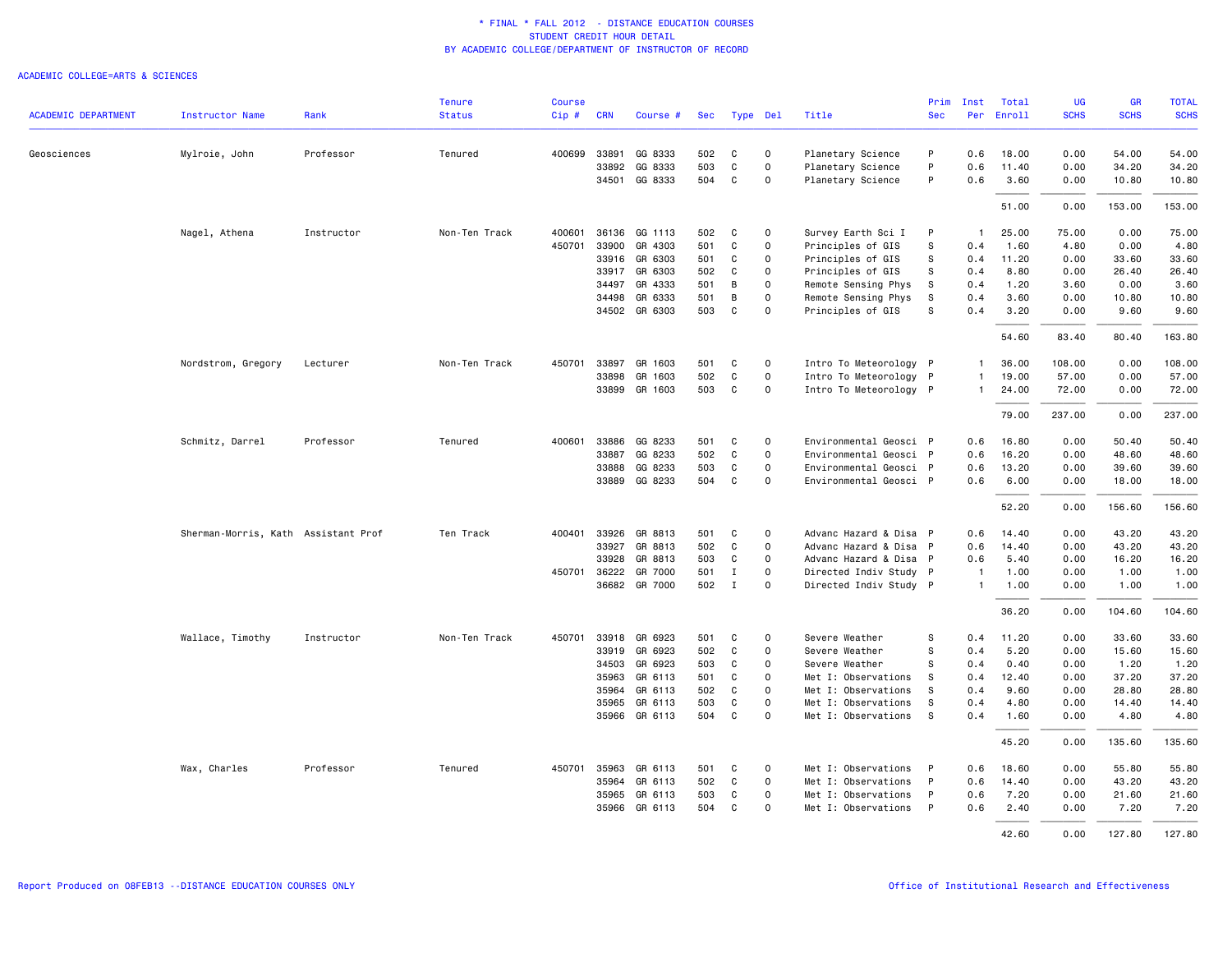# * FINAL * FALL 2012 - DISTANCE EDUCATION COURSES
## STUDENT CREDIT HOUR DETAIL
## BY ACADEMIC COLLEGE/DEPARTMENT OF INSTRUCTOR OF RECORD

ACADEMIC COLLEGE=ARTS & SCIENCES

| ACADEMIC DEPARTMENT | Instructor Name | Rank | Tenure Status | Course Cip # | CRN | Course # | Sec | Type | Del | Title | Prim Sec | Inst Per | Total Enroll | UG SCHS | GR SCHS | TOTAL SCHS |
|---|---|---|---|---|---|---|---|---|---|---|---|---|---|---|---|---|
| Geosciences | Mylroie, John | Professor | Tenured | 400699 | 33891 | GG 8333 | 502 | C | 0 | Planetary Science | P | 0.6 | 18.00 | 0.00 | 54.00 | 54.00 |
| | | | | | 33892 | GG 8333 | 503 | C | 0 | Planetary Science | P | 0.6 | 11.40 | 0.00 | 34.20 | 34.20 |
| | | | | | 34501 | GG 8333 | 504 | C | 0 | Planetary Science | P | 0.6 | 3.60 | 0.00 | 10.80 | 10.80 |
| | | | | | | | | | | | | | 51.00 | 0.00 | 153.00 | 153.00 |
| | Nagel, Athena | Instructor | Non-Ten Track | 400601 | 36136 | GG 1113 | 502 | C | 0 | Survey Earth Sci I | P | 1 | 25.00 | 75.00 | 0.00 | 75.00 |
| | | | | 450701 | 33900 | GR 4303 | 501 | C | 0 | Principles of GIS | S | 0.4 | 1.60 | 4.80 | 0.00 | 4.80 |
| | | | | | 33916 | GR 6303 | 501 | C | 0 | Principles of GIS | S | 0.4 | 11.20 | 0.00 | 33.60 | 33.60 |
| | | | | | 33917 | GR 6303 | 502 | C | 0 | Principles of GIS | S | 0.4 | 8.80 | 0.00 | 26.40 | 26.40 |
| | | | | | 34497 | GR 4333 | 501 | B | 0 | Remote Sensing Phys | S | 0.4 | 1.20 | 3.60 | 0.00 | 3.60 |
| | | | | | 34498 | GR 6333 | 501 | B | 0 | Remote Sensing Phys | S | 0.4 | 3.60 | 0.00 | 10.80 | 10.80 |
| | | | | | 34502 | GR 6303 | 503 | C | 0 | Principles of GIS | S | 0.4 | 3.20 | 0.00 | 9.60 | 9.60 |
| | | | | | | | | | | | | | 54.60 | 83.40 | 80.40 | 163.80 |
| | Nordstrom, Gregory | Lecturer | Non-Ten Track | 450701 | 33897 | GR 1603 | 501 | C | 0 | Intro To Meteorology | P | 1 | 36.00 | 108.00 | 0.00 | 108.00 |
| | | | | | 33898 | GR 1603 | 502 | C | 0 | Intro To Meteorology | P | 1 | 19.00 | 57.00 | 0.00 | 57.00 |
| | | | | | 33899 | GR 1603 | 503 | C | 0 | Intro To Meteorology | P | 1 | 24.00 | 72.00 | 0.00 | 72.00 |
| | | | | | | | | | | | | | 79.00 | 237.00 | 0.00 | 237.00 |
| | Schmitz, Darrel | Professor | Tenured | 400601 | 33886 | GG 8233 | 501 | C | 0 | Environmental Geosci | P | 0.6 | 16.80 | 0.00 | 50.40 | 50.40 |
| | | | | | 33887 | GG 8233 | 502 | C | 0 | Environmental Geosci | P | 0.6 | 16.20 | 0.00 | 48.60 | 48.60 |
| | | | | | 33888 | GG 8233 | 503 | C | 0 | Environmental Geosci | P | 0.6 | 13.20 | 0.00 | 39.60 | 39.60 |
| | | | | | 33889 | GG 8233 | 504 | C | 0 | Environmental Geosci | P | 0.6 | 6.00 | 0.00 | 18.00 | 18.00 |
| | | | | | | | | | | | | | 52.20 | 0.00 | 156.60 | 156.60 |
| | Sherman-Morris, Kath | Assistant Prof | Ten Track | 400401 | 33926 | GR 8813 | 501 | C | 0 | Advanc Hazard & Disa | P | 0.6 | 14.40 | 0.00 | 43.20 | 43.20 |
| | | | | | 33927 | GR 8813 | 502 | C | 0 | Advanc Hazard & Disa | P | 0.6 | 14.40 | 0.00 | 43.20 | 43.20 |
| | | | | | 33928 | GR 8813 | 503 | C | 0 | Advanc Hazard & Disa | P | 0.6 | 5.40 | 0.00 | 16.20 | 16.20 |
| | | | | 450701 | 36222 | GR 7000 | 501 | I | 0 | Directed Indiv Study | P | 1 | 1.00 | 0.00 | 1.00 | 1.00 |
| | | | | | 36682 | GR 7000 | 502 | I | 0 | Directed Indiv Study | P | 1 | 1.00 | 0.00 | 1.00 | 1.00 |
| | | | | | | | | | | | | | 36.20 | 0.00 | 104.60 | 104.60 |
| | Wallace, Timothy | Instructor | Non-Ten Track | 450701 | 33918 | GR 6923 | 501 | C | 0 | Severe Weather | S | 0.4 | 11.20 | 0.00 | 33.60 | 33.60 |
| | | | | | 33919 | GR 6923 | 502 | C | 0 | Severe Weather | S | 0.4 | 5.20 | 0.00 | 15.60 | 15.60 |
| | | | | | 34503 | GR 6923 | 503 | C | 0 | Severe Weather | S | 0.4 | 0.40 | 0.00 | 1.20 | 1.20 |
| | | | | | 35963 | GR 6113 | 501 | C | 0 | Met I: Observations | S | 0.4 | 12.40 | 0.00 | 37.20 | 37.20 |
| | | | | | 35964 | GR 6113 | 502 | C | 0 | Met I: Observations | S | 0.4 | 9.60 | 0.00 | 28.80 | 28.80 |
| | | | | | 35965 | GR 6113 | 503 | C | 0 | Met I: Observations | S | 0.4 | 4.80 | 0.00 | 14.40 | 14.40 |
| | | | | | 35966 | GR 6113 | 504 | C | 0 | Met I: Observations | S | 0.4 | 1.60 | 0.00 | 4.80 | 4.80 |
| | | | | | | | | | | | | | 45.20 | 0.00 | 135.60 | 135.60 |
| | Wax, Charles | Professor | Tenured | 450701 | 35963 | GR 6113 | 501 | C | 0 | Met I: Observations | P | 0.6 | 18.60 | 0.00 | 55.80 | 55.80 |
| | | | | | 35964 | GR 6113 | 502 | C | 0 | Met I: Observations | P | 0.6 | 14.40 | 0.00 | 43.20 | 43.20 |
| | | | | | 35965 | GR 6113 | 503 | C | 0 | Met I: Observations | P | 0.6 | 7.20 | 0.00 | 21.60 | 21.60 |
| | | | | | 35966 | GR 6113 | 504 | C | 0 | Met I: Observations | P | 0.6 | 2.40 | 0.00 | 7.20 | 7.20 |
| | | | | | | | | | | | | | 42.60 | 0.00 | 127.80 | 127.80 |

Report Produced on 08FEB13 --DISTANCE EDUCATION COURSES ONLY

Office of Institutional Research and Effectiveness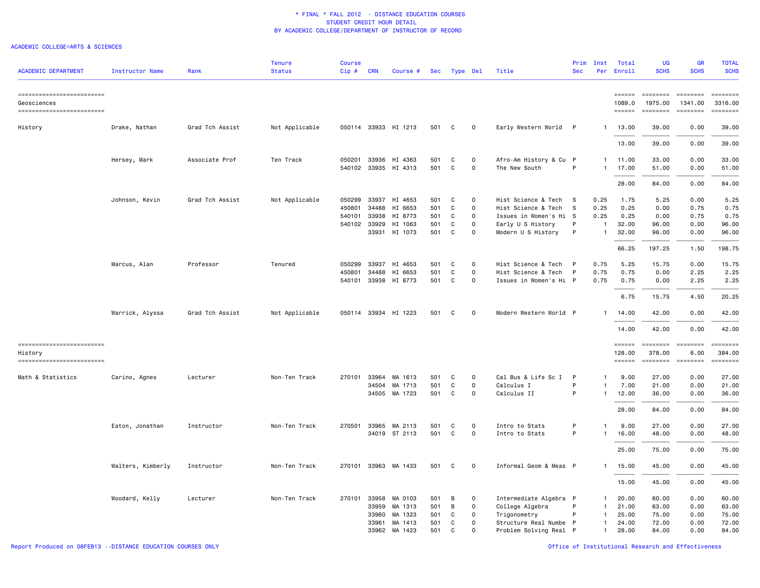# * FINAL * FALL 2012 - DISTANCE EDUCATION COURSES
## STUDENT CREDIT HOUR DETAIL
## BY ACADEMIC COLLEGE/DEPARTMENT OF INSTRUCTOR OF RECORD

ACADEMIC COLLEGE=ARTS & SCIENCES

| ACADEMIC DEPARTMENT | Instructor Name | Rank | Tenure Status | Course Cip # | CRN | Course # | Sec | Type | Del | Title | Prim Sec | Inst Per | Total Enroll | UG SCHS | GR SCHS | TOTAL SCHS |
|---|---|---|---|---|---|---|---|---|---|---|---|---|---|---|---|---|
| Geosciences | | | | | | | | | | | | | 1089.0 | 1975.00 | 1341.00 | 3316.00 |
| History | Drake, Nathan | Grad Tch Assist | Not Applicable | 050114 | 33933 | HI 1213 | 501 | C | 0 | Early Western World | P | 1 | 13.00 | 39.00 | 0.00 | 39.00 |
| | | | | | | | | | | | | | 13.00 | 39.00 | 0.00 | 39.00 |
| | Hersey, Mark | Associate Prof | Ten Track | 050201 | 33936 | HI 4363 | 501 | C | 0 | Afro-Am History & Cu | P | 1 | 11.00 | 33.00 | 0.00 | 33.00 |
| | | | | 540102 | 33935 | HI 4313 | 501 | C | 0 | The New South | P | 1 | 17.00 | 51.00 | 0.00 | 51.00 |
| | | | | | | | | | | | | | 28.00 | 84.00 | 0.00 | 84.00 |
| | Johnson, Kevin | Grad Tch Assist | Not Applicable | 050299 | 33937 | HI 4653 | 501 | C | 0 | Hist Science & Tech | S | 0.25 | 1.75 | 5.25 | 0.00 | 5.25 |
| | | | | 450801 | 34488 | HI 6653 | 501 | C | 0 | Hist Science & Tech | S | 0.25 | 0.25 | 0.00 | 0.75 | 0.75 |
| | | | | 540101 | 33938 | HI 8773 | 501 | C | 0 | Issues in Women's Hi | S | 0.25 | 0.25 | 0.00 | 0.75 | 0.75 |
| | | | | 540102 | 33929 | HI 1063 | 501 | C | 0 | Early U S History | P | 1 | 32.00 | 96.00 | 0.00 | 96.00 |
| | | | | | 33931 | HI 1073 | 501 | C | 0 | Modern U S History | P | 1 | 32.00 | 96.00 | 0.00 | 96.00 |
| | | | | | | | | | | | | | 66.25 | 197.25 | 1.50 | 198.75 |
| | Marcus, Alan | Professor | Tenured | 050299 | 33937 | HI 4653 | 501 | C | 0 | Hist Science & Tech | P | 0.75 | 5.25 | 15.75 | 0.00 | 15.75 |
| | | | | 450801 | 34488 | HI 6653 | 501 | C | 0 | Hist Science & Tech | P | 0.75 | 0.75 | 0.00 | 2.25 | 2.25 |
| | | | | 540101 | 33938 | HI 8773 | 501 | C | 0 | Issues in Women's Hi | P | 0.75 | 0.75 | 0.00 | 2.25 | 2.25 |
| | | | | | | | | | | | | | 6.75 | 15.75 | 4.50 | 20.25 |
| | Warrick, Alyssa | Grad Tch Assist | Not Applicable | 050114 | 33934 | HI 1223 | 501 | C | 0 | Modern Western World | P | 1 | 14.00 | 42.00 | 0.00 | 42.00 |
| | | | | | | | | | | | | | 14.00 | 42.00 | 0.00 | 42.00 |
| History | | | | | | | | | | | | | 128.00 | 378.00 | 6.00 | 384.00 |
| Math & Statistics | Carino, Agnes | Lecturer | Non-Ten Track | 270101 | 33964 | MA 1613 | 501 | C | 0 | Cal Bus & Life Sc I | P | 1 | 9.00 | 27.00 | 0.00 | 27.00 |
| | | | | | 34504 | MA 1713 | 501 | C | 0 | Calculus I | P | 1 | 7.00 | 21.00 | 0.00 | 21.00 |
| | | | | | 34505 | MA 1723 | 501 | C | 0 | Calculus II | P | 1 | 12.00 | 36.00 | 0.00 | 36.00 |
| | | | | | | | | | | | | | 28.00 | 84.00 | 0.00 | 84.00 |
| | Eaton, Jonathan | Instructor | Non-Ten Track | 270501 | 33965 | MA 2113 | 501 | C | 0 | Intro to Stats | P | 1 | 9.00 | 27.00 | 0.00 | 27.00 |
| | | | | | 34019 | ST 2113 | 501 | C | 0 | Intro to Stats | P | 1 | 16.00 | 48.00 | 0.00 | 48.00 |
| | | | | | | | | | | | | | 25.00 | 75.00 | 0.00 | 75.00 |
| | Walters, Kimberly | Instructor | Non-Ten Track | 270101 | 33963 | MA 1433 | 501 | C | 0 | Informal Geom & Meas | P | 1 | 15.00 | 45.00 | 0.00 | 45.00 |
| | | | | | | | | | | | | | 15.00 | 45.00 | 0.00 | 45.00 |
| | Woodard, Kelly | Lecturer | Non-Ten Track | 270101 | 33958 | MA 0103 | 501 | B | 0 | Intermediate Algebra | P | 1 | 20.00 | 60.00 | 0.00 | 60.00 |
| | | | | | 33959 | MA 1313 | 501 | B | 0 | College Algebra | P | 1 | 21.00 | 63.00 | 0.00 | 63.00 |
| | | | | | 33960 | MA 1323 | 501 | C | 0 | Trigonometry | P | 1 | 25.00 | 75.00 | 0.00 | 75.00 |
| | | | | | 33961 | MA 1413 | 501 | C | 0 | Structure Real Numbe | P | 1 | 24.00 | 72.00 | 0.00 | 72.00 |
| | | | | | 33962 | MA 1423 | 501 | C | 0 | Problem Solving Real | P | 1 | 28.00 | 84.00 | 0.00 | 84.00 |

Report Produced on 08FEB13 --DISTANCE EDUCATION COURSES ONLY

Office of Institutional Research and Effectiveness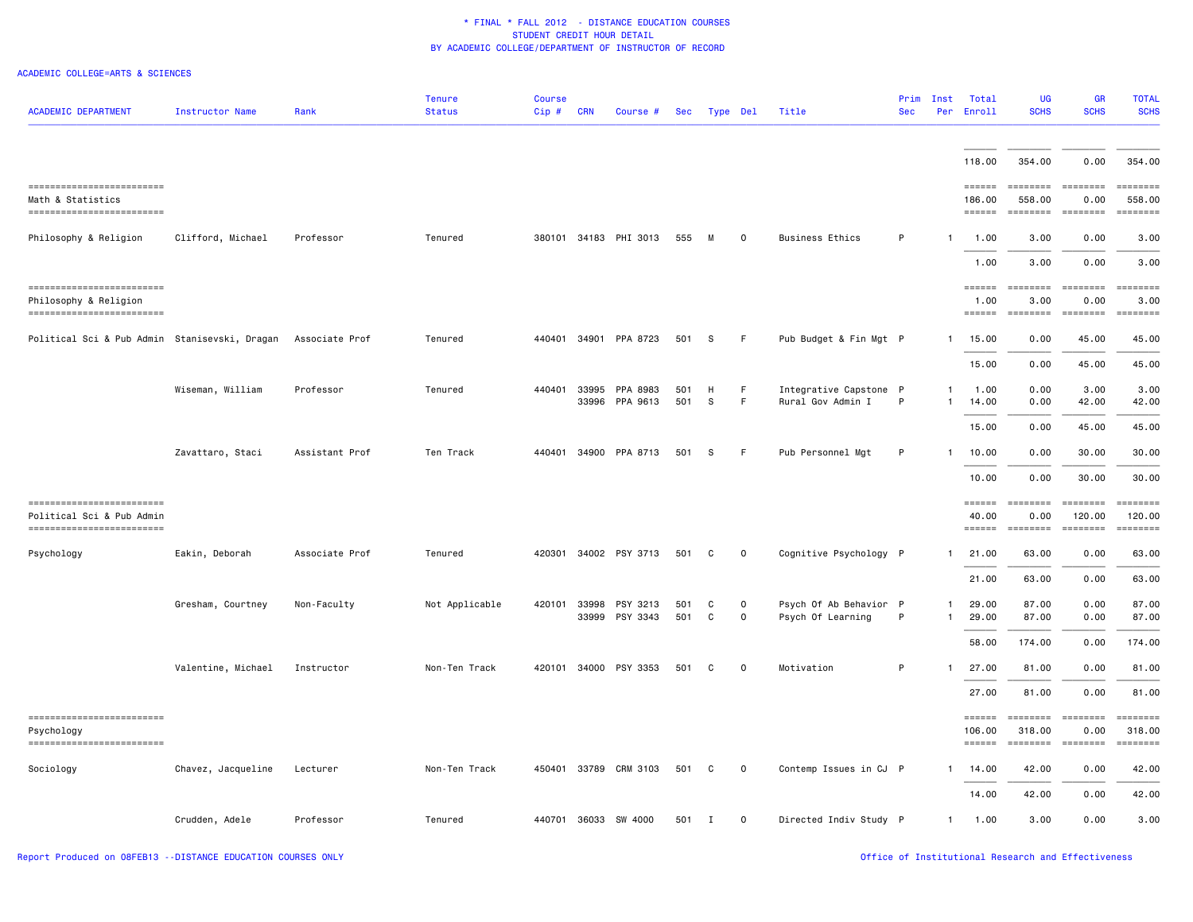* FINAL * FALL 2012 - DISTANCE EDUCATION COURSES
STUDENT CREDIT HOUR DETAIL
BY ACADEMIC COLLEGE/DEPARTMENT OF INSTRUCTOR OF RECORD

ACADEMIC COLLEGE=ARTS & SCIENCES

| ACADEMIC DEPARTMENT | Instructor Name | Rank | Tenure Status | Course Cip # | CRN | Course # | Sec | Type | Del | Title | Prim Sec | Inst Per | Total Enroll | UG SCHS | GR SCHS | TOTAL SCHS |
|---|---|---|---|---|---|---|---|---|---|---|---|---|---|---|---|---|
| | | | | | | | | | | | | | 118.00 | 354.00 | 0.00 | 354.00 |
| Math & Statistics | | | | | | | | | | | | | 186.00 | 558.00 | 0.00 | 558.00 |
| Philosophy & Religion | Clifford, Michael | Professor | Tenured | 380101 | 34183 | PHI 3013 | 555 | M | O | Business Ethics | P | 1 | 1.00 | 3.00 | 0.00 | 3.00 |
| | | | | | | | | | | | | | 1.00 | 3.00 | 0.00 | 3.00 |
| Philosophy & Religion | | | | | | | | | | | | | 1.00 | 3.00 | 0.00 | 3.00 |
| Political Sci & Pub Admin | Stanisevski, Dragan | Associate Prof | Tenured | 440401 | 34901 | PPA 8723 | 501 | S | F | Pub Budget & Fin Mgt | P | 1 | 15.00 | 0.00 | 45.00 | 45.00 |
| | | | | | | | | | | | | | 15.00 | 0.00 | 45.00 | 45.00 |
| | Wiseman, William | Professor | Tenured | 440401 | 33995 | PPA 8983 | 501 | H | F | Integrative Capstone | P | 1 | 1.00 | 0.00 | 3.00 | 3.00 |
| | | | | | 33996 | PPA 9613 | 501 | S | F | Rural Gov Admin I | P | 1 | 14.00 | 0.00 | 42.00 | 42.00 |
| | | | | | | | | | | | | | 15.00 | 0.00 | 45.00 | 45.00 |
| | Zavattaro, Staci | Assistant Prof | Ten Track | 440401 | 34900 | PPA 8713 | 501 | S | F | Pub Personnel Mgt | P | 1 | 10.00 | 0.00 | 30.00 | 30.00 |
| | | | | | | | | | | | | | 10.00 | 0.00 | 30.00 | 30.00 |
| Political Sci & Pub Admin | | | | | | | | | | | | | 40.00 | 0.00 | 120.00 | 120.00 |
| Psychology | Eakin, Deborah | Associate Prof | Tenured | 420301 | 34002 | PSY 3713 | 501 | C | O | Cognitive Psychology | P | 1 | 21.00 | 63.00 | 0.00 | 63.00 |
| | | | | | | | | | | | | | 21.00 | 63.00 | 0.00 | 63.00 |
| | Gresham, Courtney | Non-Faculty | Not Applicable | 420101 | 33998 | PSY 3213 | 501 | C | O | Psych Of Ab Behavior | P | 1 | 29.00 | 87.00 | 0.00 | 87.00 |
| | | | | | 33999 | PSY 3343 | 501 | C | O | Psych Of Learning | P | 1 | 29.00 | 87.00 | 0.00 | 87.00 |
| | | | | | | | | | | | | | 58.00 | 174.00 | 0.00 | 174.00 |
| | Valentine, Michael | Instructor | Non-Ten Track | 420101 | 34000 | PSY 3353 | 501 | C | O | Motivation | P | 1 | 27.00 | 81.00 | 0.00 | 81.00 |
| | | | | | | | | | | | | | 27.00 | 81.00 | 0.00 | 81.00 |
| Psychology | | | | | | | | | | | | | 106.00 | 318.00 | 0.00 | 318.00 |
| Sociology | Chavez, Jacqueline | Lecturer | Non-Ten Track | 450401 | 33789 | CRM 3103 | 501 | C | O | Contemp Issues in CJ | P | 1 | 14.00 | 42.00 | 0.00 | 42.00 |
| | | | | | | | | | | | | | 14.00 | 42.00 | 0.00 | 42.00 |
| | Crudden, Adele | Professor | Tenured | 440701 | 36033 | SW 4000 | 501 | I | O | Directed Indiv Study | P | 1 | 1.00 | 3.00 | 0.00 | 3.00 |

Report Produced on 08FEB13 --DISTANCE EDUCATION COURSES ONLY

Office of Institutional Research and Effectiveness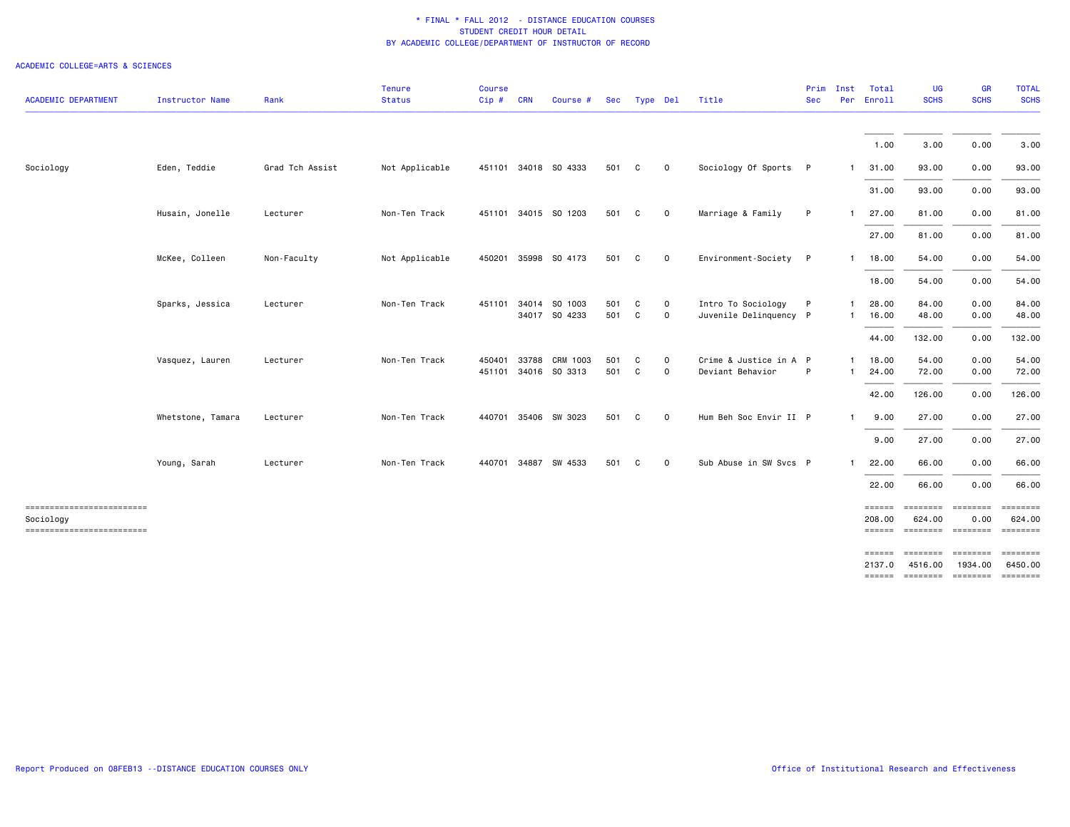* FINAL * FALL 2012 - DISTANCE EDUCATION COURSES
STUDENT CREDIT HOUR DETAIL
BY ACADEMIC COLLEGE/DEPARTMENT OF INSTRUCTOR OF RECORD

ACADEMIC COLLEGE=ARTS & SCIENCES

| ACADEMIC DEPARTMENT | Instructor Name | Rank | Tenure Status | Course Cip # | CRN | Course # | Sec | Type | Del | Title | Prim Sec | Inst Per | Total Enroll | UG SCHS | GR SCHS | TOTAL SCHS |
|---|---|---|---|---|---|---|---|---|---|---|---|---|---|---|---|---|
| | | | | | | | | | | | | | 1.00 | 3.00 | 0.00 | 3.00 |
| Sociology | Eden, Teddie | Grad Tch Assist | Not Applicable | 451101 | 34018 | SO 4333 | 501 | C | 0 | Sociology Of Sports | P | 1 | 31.00 | 93.00 | 0.00 | 93.00 |
| | | | | | | | | | | | | | 31.00 | 93.00 | 0.00 | 93.00 |
| | Husain, Jonelle | Lecturer | Non-Ten Track | 451101 | 34015 | SO 1203 | 501 | C | 0 | Marriage & Family | P | 1 | 27.00 | 81.00 | 0.00 | 81.00 |
| | | | | | | | | | | | | | 27.00 | 81.00 | 0.00 | 81.00 |
| | McKee, Colleen | Non-Faculty | Not Applicable | 450201 | 35998 | SO 4173 | 501 | C | 0 | Environment-Society | P | 1 | 18.00 | 54.00 | 0.00 | 54.00 |
| | | | | | | | | | | | | | 18.00 | 54.00 | 0.00 | 54.00 |
| | Sparks, Jessica | Lecturer | Non-Ten Track | 451101 | 34014 | SO 1003 | 501 | C | 0 | Intro To Sociology | P | 1 | 28.00 | 84.00 | 0.00 | 84.00 |
| | | | | | 34017 | SO 4233 | 501 | C | 0 | Juvenile Delinquency | P | 1 | 16.00 | 48.00 | 0.00 | 48.00 |
| | | | | | | | | | | | | | 44.00 | 132.00 | 0.00 | 132.00 |
| | Vasquez, Lauren | Lecturer | Non-Ten Track | 450401 | 33788 | CRM 1003 | 501 | C | 0 | Crime & Justice in A | P | 1 | 18.00 | 54.00 | 0.00 | 54.00 |
| | | | | 451101 | 34016 | SO 3313 | 501 | C | 0 | Deviant Behavior | P | 1 | 24.00 | 72.00 | 0.00 | 72.00 |
| | | | | | | | | | | | | | 42.00 | 126.00 | 0.00 | 126.00 |
| | Whetstone, Tamara | Lecturer | Non-Ten Track | 440701 | 35406 | SW 3023 | 501 | C | 0 | Hum Beh Soc Envir II | P | 1 | 9.00 | 27.00 | 0.00 | 27.00 |
| | | | | | | | | | | | | | 9.00 | 27.00 | 0.00 | 27.00 |
| | Young, Sarah | Lecturer | Non-Ten Track | 440701 | 34887 | SW 4533 | 501 | C | 0 | Sub Abuse in SW Svcs | P | 1 | 22.00 | 66.00 | 0.00 | 66.00 |
| | | | | | | | | | | | | | 22.00 | 66.00 | 0.00 | 66.00 |
| Sociology | | | | | | | | | | | | | 208.00 | 624.00 | 0.00 | 624.00 |
| | | | | | | | | | | | | | 2137.0 | 4516.00 | 1934.00 | 6450.00 |

Report Produced on 08FEB13 --DISTANCE EDUCATION COURSES ONLY

Office of Institutional Research and Effectiveness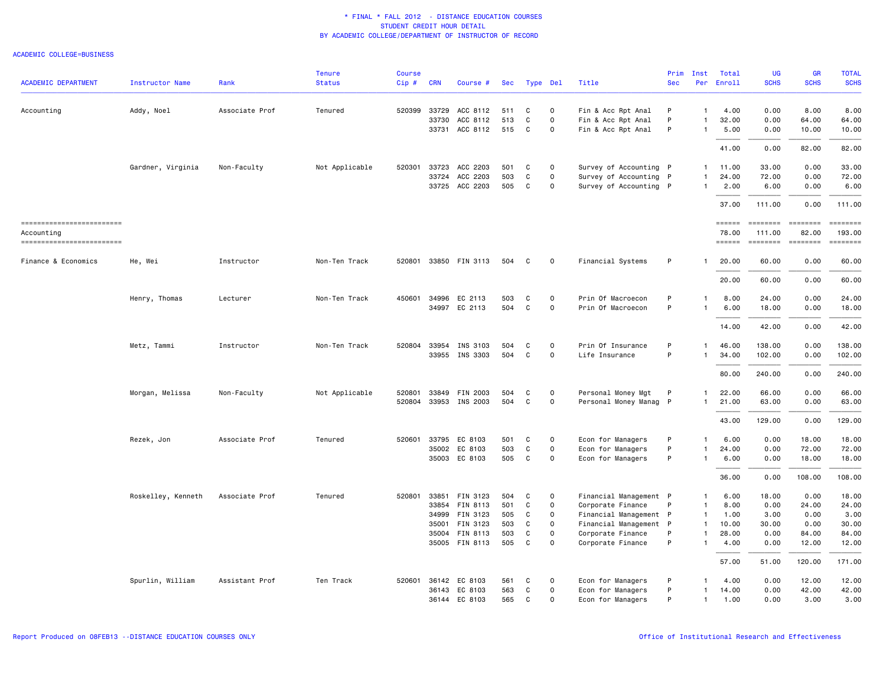\* FINAL \* FALL 2012 - DISTANCE EDUCATION COURSES
STUDENT CREDIT HOUR DETAIL
BY ACADEMIC COLLEGE/DEPARTMENT OF INSTRUCTOR OF RECORD

ACADEMIC COLLEGE=BUSINESS

| ACADEMIC DEPARTMENT | Instructor Name | Rank | Tenure Status | Course Cip # | CRN | Course # | Sec | Type | Del | Title | Prim Sec | Inst Per | Total Enroll | UG SCHS | GR SCHS | TOTAL SCHS |
|---|---|---|---|---|---|---|---|---|---|---|---|---|---|---|---|---|
| Accounting | Addy, Noel | Associate Prof | Tenured | 520399 | 33729 | ACC 8112 | 511 | C | 0 | Fin & Acc Rpt Anal | P | 1 | 4.00 | 0.00 | 8.00 | 8.00 |
| | | | | | 33730 | ACC 8112 | 513 | C | 0 | Fin & Acc Rpt Anal | P | 1 | 32.00 | 0.00 | 64.00 | 64.00 |
| | | | | | 33731 | ACC 8112 | 515 | C | 0 | Fin & Acc Rpt Anal | P | 1 | 5.00 | 0.00 | 10.00 | 10.00 |
| | | | | | | | | | | | | | 41.00 | 0.00 | 82.00 | 82.00 |
| | Gardner, Virginia | Non-Faculty | Not Applicable | 520301 | 33723 | ACC 2203 | 501 | C | 0 | Survey of Accounting | P | 1 | 11.00 | 33.00 | 0.00 | 33.00 |
| | | | | | 33724 | ACC 2203 | 503 | C | 0 | Survey of Accounting | P | 1 | 24.00 | 72.00 | 0.00 | 72.00 |
| | | | | | 33725 | ACC 2203 | 505 | C | 0 | Survey of Accounting | P | 1 | 2.00 | 6.00 | 0.00 | 6.00 |
| | | | | | | | | | | | | | 37.00 | 111.00 | 0.00 | 111.00 |
| Accounting | | | | | | | | | | | | | 78.00 | 111.00 | 82.00 | 193.00 |
| Finance & Economics | He, Wei | Instructor | Non-Ten Track | 520801 | 33850 | FIN 3113 | 504 | C | 0 | Financial Systems | P | 1 | 20.00 | 60.00 | 0.00 | 60.00 |
| | | | | | | | | | | | | | 20.00 | 60.00 | 0.00 | 60.00 |
| | Henry, Thomas | Lecturer | Non-Ten Track | 450601 | 34996 | EC 2113 | 503 | C | 0 | Prin Of Macroecon | P | 1 | 8.00 | 24.00 | 0.00 | 24.00 |
| | | | | | 34997 | EC 2113 | 504 | C | 0 | Prin Of Macroecon | P | 1 | 6.00 | 18.00 | 0.00 | 18.00 |
| | | | | | | | | | | | | | 14.00 | 42.00 | 0.00 | 42.00 |
| | Metz, Tammi | Instructor | Non-Ten Track | 520804 | 33954 | INS 3103 | 504 | C | 0 | Prin Of Insurance | P | 1 | 46.00 | 138.00 | 0.00 | 138.00 |
| | | | | | 33955 | INS 3303 | 504 | C | 0 | Life Insurance | P | 1 | 34.00 | 102.00 | 0.00 | 102.00 |
| | | | | | | | | | | | | | 80.00 | 240.00 | 0.00 | 240.00 |
| | Morgan, Melissa | Non-Faculty | Not Applicable | 520801 | 33849 | FIN 2003 | 504 | C | 0 | Personal Money Mgt | P | 1 | 22.00 | 66.00 | 0.00 | 66.00 |
| | | | | 520804 | 33953 | INS 2003 | 504 | C | 0 | Personal Money Manag | P | 1 | 21.00 | 63.00 | 0.00 | 63.00 |
| | | | | | | | | | | | | | 43.00 | 129.00 | 0.00 | 129.00 |
| | Rezek, Jon | Associate Prof | Tenured | 520601 | 33795 | EC 8103 | 501 | C | 0 | Econ for Managers | P | 1 | 6.00 | 0.00 | 18.00 | 18.00 |
| | | | | | 35002 | EC 8103 | 503 | C | 0 | Econ for Managers | P | 1 | 24.00 | 0.00 | 72.00 | 72.00 |
| | | | | | 35003 | EC 8103 | 505 | C | 0 | Econ for Managers | P | 1 | 6.00 | 0.00 | 18.00 | 18.00 |
| | | | | | | | | | | | | | 36.00 | 0.00 | 108.00 | 108.00 |
| | Roskelley, Kenneth | Associate Prof | Tenured | 520801 | 33851 | FIN 3123 | 504 | C | 0 | Financial Management | P | 1 | 6.00 | 18.00 | 0.00 | 18.00 |
| | | | | | 33854 | FIN 8113 | 501 | C | 0 | Corporate Finance | P | 1 | 8.00 | 0.00 | 24.00 | 24.00 |
| | | | | | 34999 | FIN 3123 | 505 | C | 0 | Financial Management | P | 1 | 1.00 | 3.00 | 0.00 | 3.00 |
| | | | | | 35001 | FIN 3123 | 503 | C | 0 | Financial Management | P | 1 | 10.00 | 30.00 | 0.00 | 30.00 |
| | | | | | 35004 | FIN 8113 | 503 | C | 0 | Corporate Finance | P | 1 | 28.00 | 0.00 | 84.00 | 84.00 |
| | | | | | 35005 | FIN 8113 | 505 | C | 0 | Corporate Finance | P | 1 | 4.00 | 0.00 | 12.00 | 12.00 |
| | | | | | | | | | | | | | 57.00 | 51.00 | 120.00 | 171.00 |
| | Spurlin, William | Assistant Prof | Ten Track | 520601 | 36142 | EC 8103 | 561 | C | 0 | Econ for Managers | P | 1 | 4.00 | 0.00 | 12.00 | 12.00 |
| | | | | | 36143 | EC 8103 | 563 | C | 0 | Econ for Managers | P | 1 | 14.00 | 0.00 | 42.00 | 42.00 |
| | | | | | 36144 | EC 8103 | 565 | C | 0 | Econ for Managers | P | 1 | 1.00 | 0.00 | 3.00 | 3.00 |

Report Produced on 08FEB13 --DISTANCE EDUCATION COURSES ONLY

Office of Institutional Research and Effectiveness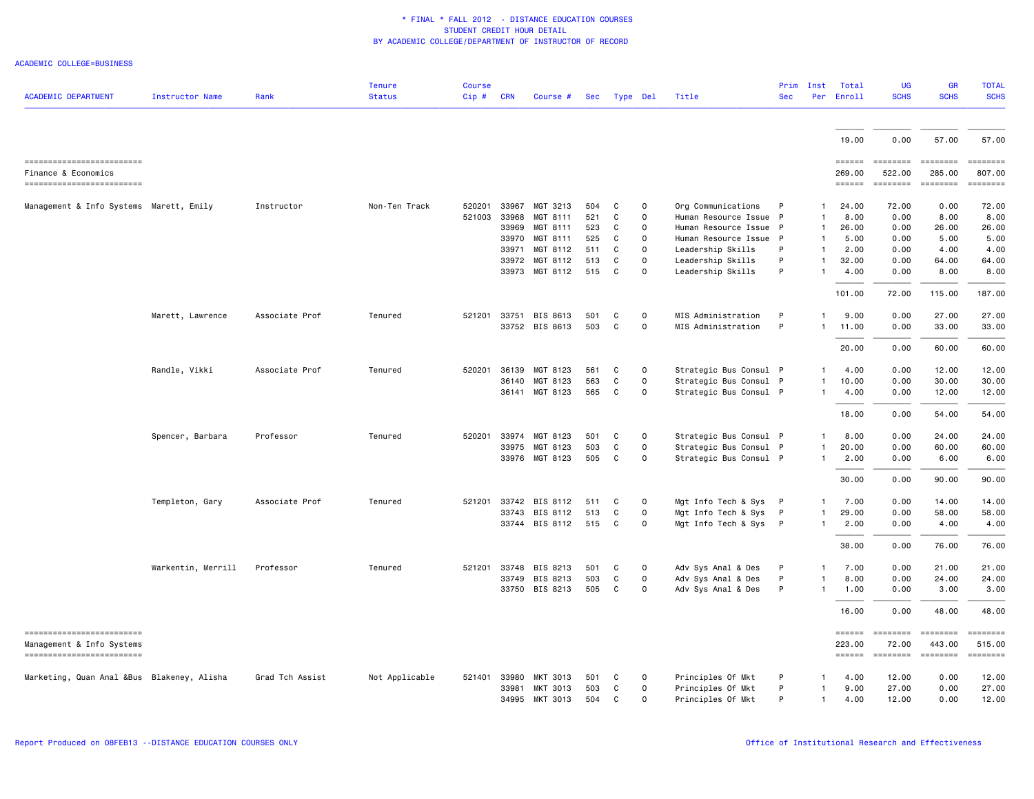# * FINAL * FALL 2012 - DISTANCE EDUCATION COURSES
## STUDENT CREDIT HOUR DETAIL
## BY ACADEMIC COLLEGE/DEPARTMENT OF INSTRUCTOR OF RECORD

ACADEMIC COLLEGE=BUSINESS

| ACADEMIC DEPARTMENT | Instructor Name | Rank | Tenure Status | Course Cip # | CRN | Course # | Sec | Type | Del | Title | Prim Sec | Inst Per | Total Enroll | UG SCHS | GR SCHS | TOTAL SCHS |
|---|---|---|---|---|---|---|---|---|---|---|---|---|---|---|---|---|
| | | | | | | | | | | | | | 19.00 | 0.00 | 57.00 | 57.00 |
| Finance & Economics | | | | | | | | | | | | | 269.00 | 522.00 | 285.00 | 807.00 |
| Management & Info Systems | Marett, Emily | Instructor | Non-Ten Track | 520201 | 33967 | MGT 3213 | 504 | C | 0 | Org Communications | P | 1 | 24.00 | 72.00 | 0.00 | 72.00 |
| | | | | 521003 | 33968 | MGT 8111 | 521 | C | 0 | Human Resource Issue | P | 1 | 8.00 | 0.00 | 8.00 | 8.00 |
| | | | | | 33969 | MGT 8111 | 523 | C | 0 | Human Resource Issue | P | 1 | 26.00 | 0.00 | 26.00 | 26.00 |
| | | | | | 33970 | MGT 8111 | 525 | C | 0 | Human Resource Issue | P | 1 | 5.00 | 0.00 | 5.00 | 5.00 |
| | | | | | 33971 | MGT 8112 | 511 | C | 0 | Leadership Skills | P | 1 | 2.00 | 0.00 | 4.00 | 4.00 |
| | | | | | 33972 | MGT 8112 | 513 | C | 0 | Leadership Skills | P | 1 | 32.00 | 0.00 | 64.00 | 64.00 |
| | | | | | 33973 | MGT 8112 | 515 | C | 0 | Leadership Skills | P | 1 | 4.00 | 0.00 | 8.00 | 8.00 |
| | | | | | | | | | | | | | 101.00 | 72.00 | 115.00 | 187.00 |
| | Marett, Lawrence | Associate Prof | Tenured | 521201 | 33751 | BIS 8613 | 501 | C | 0 | MIS Administration | P | 1 | 9.00 | 0.00 | 27.00 | 27.00 |
| | | | | | 33752 | BIS 8613 | 503 | C | 0 | MIS Administration | P | 1 | 11.00 | 0.00 | 33.00 | 33.00 |
| | | | | | | | | | | | | | 20.00 | 0.00 | 60.00 | 60.00 |
| | Randle, Vikki | Associate Prof | Tenured | 520201 | 36139 | MGT 8123 | 561 | C | 0 | Strategic Bus Consul | P | 1 | 4.00 | 0.00 | 12.00 | 12.00 |
| | | | | | 36140 | MGT 8123 | 563 | C | 0 | Strategic Bus Consul | P | 1 | 10.00 | 0.00 | 30.00 | 30.00 |
| | | | | | 36141 | MGT 8123 | 565 | C | 0 | Strategic Bus Consul | P | 1 | 4.00 | 0.00 | 12.00 | 12.00 |
| | | | | | | | | | | | | | 18.00 | 0.00 | 54.00 | 54.00 |
| | Spencer, Barbara | Professor | Tenured | 520201 | 33974 | MGT 8123 | 501 | C | 0 | Strategic Bus Consul | P | 1 | 8.00 | 0.00 | 24.00 | 24.00 |
| | | | | | 33975 | MGT 8123 | 503 | C | 0 | Strategic Bus Consul | P | 1 | 20.00 | 0.00 | 60.00 | 60.00 |
| | | | | | 33976 | MGT 8123 | 505 | C | 0 | Strategic Bus Consul | P | 1 | 2.00 | 0.00 | 6.00 | 6.00 |
| | | | | | | | | | | | | | 30.00 | 0.00 | 90.00 | 90.00 |
| | Templeton, Gary | Associate Prof | Tenured | 521201 | 33742 | BIS 8112 | 511 | C | 0 | Mgt Info Tech & Sys | P | 1 | 7.00 | 0.00 | 14.00 | 14.00 |
| | | | | | 33743 | BIS 8112 | 513 | C | 0 | Mgt Info Tech & Sys | P | 1 | 29.00 | 0.00 | 58.00 | 58.00 |
| | | | | | 33744 | BIS 8112 | 515 | C | 0 | Mgt Info Tech & Sys | P | 1 | 2.00 | 0.00 | 4.00 | 4.00 |
| | | | | | | | | | | | | | 38.00 | 0.00 | 76.00 | 76.00 |
| | Warkentin, Merrill | Professor | Tenured | 521201 | 33748 | BIS 8213 | 501 | C | 0 | Adv Sys Anal & Des | P | 1 | 7.00 | 0.00 | 21.00 | 21.00 |
| | | | | | 33749 | BIS 8213 | 503 | C | 0 | Adv Sys Anal & Des | P | 1 | 8.00 | 0.00 | 24.00 | 24.00 |
| | | | | | 33750 | BIS 8213 | 505 | C | 0 | Adv Sys Anal & Des | P | 1 | 1.00 | 0.00 | 3.00 | 3.00 |
| | | | | | | | | | | | | | 16.00 | 0.00 | 48.00 | 48.00 |
| Management & Info Systems | | | | | | | | | | | | | 223.00 | 72.00 | 443.00 | 515.00 |
| Marketing, Quan Anal &Bus | Blakeney, Alisha | Grad Tch Assist | Not Applicable | 521401 | 33980 | MKT 3013 | 501 | C | 0 | Principles Of Mkt | P | 1 | 4.00 | 12.00 | 0.00 | 12.00 |
| | | | | | 33981 | MKT 3013 | 503 | C | 0 | Principles Of Mkt | P | 1 | 9.00 | 27.00 | 0.00 | 27.00 |
| | | | | | 34995 | MKT 3013 | 504 | C | 0 | Principles Of Mkt | P | 1 | 4.00 | 12.00 | 0.00 | 12.00 |

Report Produced on 08FEB13 --DISTANCE EDUCATION COURSES ONLY

Office of Institutional Research and Effectiveness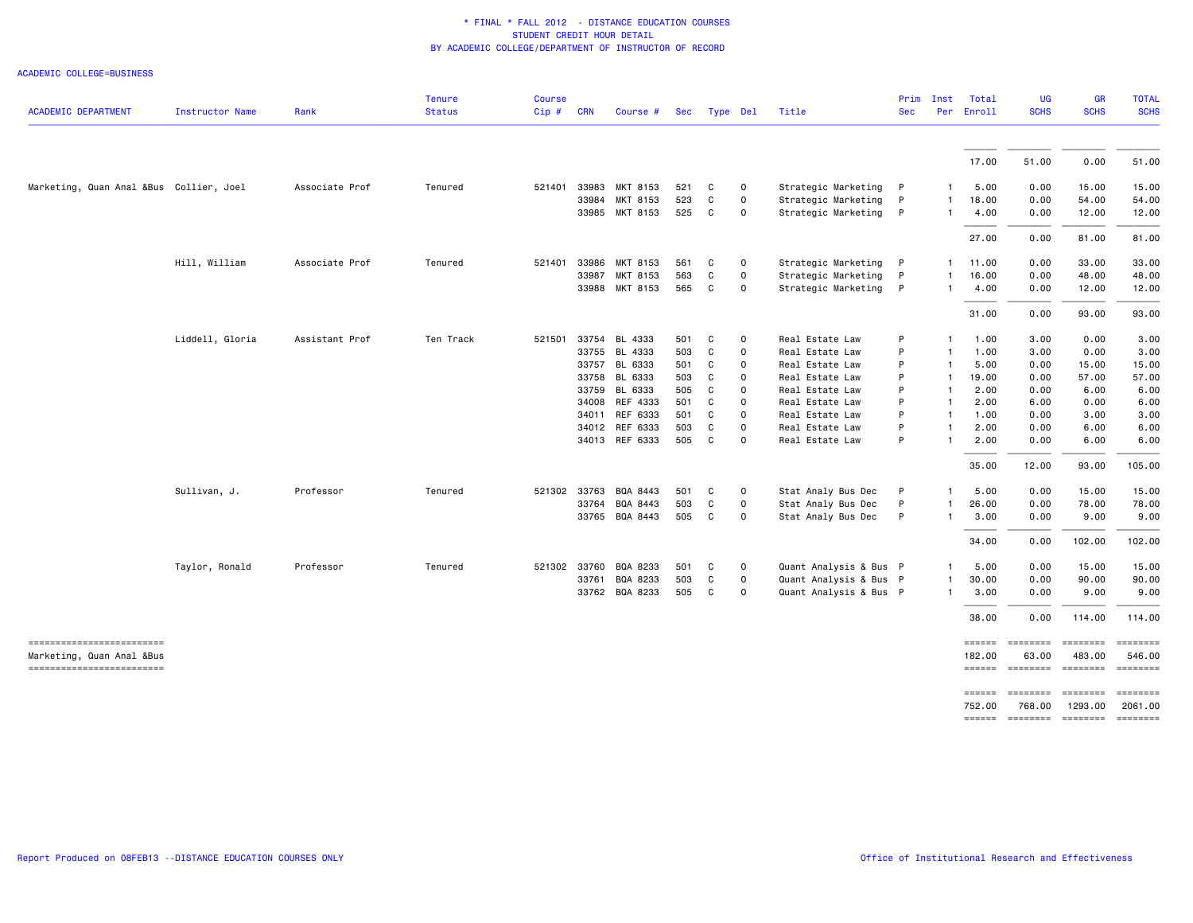# * FINAL * FALL 2012 - DISTANCE EDUCATION COURSES
## STUDENT CREDIT HOUR DETAIL
## BY ACADEMIC COLLEGE/DEPARTMENT OF INSTRUCTOR OF RECORD

ACADEMIC COLLEGE=BUSINESS

| ACADEMIC DEPARTMENT | Instructor Name | Rank | Tenure Status | Course Cip # | CRN | Course # | Sec | Type | Del | Title | Prim Sec | Inst Per | Total Enroll | UG SCHS | GR SCHS | TOTAL SCHS |
|---|---|---|---|---|---|---|---|---|---|---|---|---|---|---|---|---|
| | | | | | | | | | | | | | 17.00 | 51.00 | 0.00 | 51.00 |
| Marketing, Quan Anal &Bus | Collier, Joel | Associate Prof | Tenured | 521401 | 33983 | MKT 8153 | 521 | C | 0 | Strategic Marketing | P | 1 | 5.00 | 0.00 | 15.00 | 15.00 |
| | | | | | 33984 | MKT 8153 | 523 | C | 0 | Strategic Marketing | P | 1 | 18.00 | 0.00 | 54.00 | 54.00 |
| | | | | | 33985 | MKT 8153 | 525 | C | 0 | Strategic Marketing | P | 1 | 4.00 | 0.00 | 12.00 | 12.00 |
| | | | | | | | | | | | | | 27.00 | 0.00 | 81.00 | 81.00 |
| | Hill, William | Associate Prof | Tenured | 521401 | 33986 | MKT 8153 | 561 | C | 0 | Strategic Marketing | P | 1 | 11.00 | 0.00 | 33.00 | 33.00 |
| | | | | | 33987 | MKT 8153 | 563 | C | 0 | Strategic Marketing | P | 1 | 16.00 | 0.00 | 48.00 | 48.00 |
| | | | | | 33988 | MKT 8153 | 565 | C | 0 | Strategic Marketing | P | 1 | 4.00 | 0.00 | 12.00 | 12.00 |
| | | | | | | | | | | | | | 31.00 | 0.00 | 93.00 | 93.00 |
| | Liddell, Gloria | Assistant Prof | Ten Track | 521501 | 33754 | BL 4333 | 501 | C | 0 | Real Estate Law | P | 1 | 1.00 | 3.00 | 0.00 | 3.00 |
| | | | | | 33755 | BL 4333 | 503 | C | 0 | Real Estate Law | P | 1 | 1.00 | 3.00 | 0.00 | 3.00 |
| | | | | | 33757 | BL 6333 | 501 | C | 0 | Real Estate Law | P | 1 | 5.00 | 0.00 | 15.00 | 15.00 |
| | | | | | 33758 | BL 6333 | 503 | C | 0 | Real Estate Law | P | 1 | 19.00 | 0.00 | 57.00 | 57.00 |
| | | | | | 33759 | BL 6333 | 505 | C | 0 | Real Estate Law | P | 1 | 2.00 | 0.00 | 6.00 | 6.00 |
| | | | | | 34008 | REF 4333 | 501 | C | 0 | Real Estate Law | P | 1 | 2.00 | 6.00 | 0.00 | 6.00 |
| | | | | | 34011 | REF 6333 | 501 | C | 0 | Real Estate Law | P | 1 | 1.00 | 0.00 | 3.00 | 3.00 |
| | | | | | 34012 | REF 6333 | 503 | C | 0 | Real Estate Law | P | 1 | 2.00 | 0.00 | 6.00 | 6.00 |
| | | | | | 34013 | REF 6333 | 505 | C | 0 | Real Estate Law | P | 1 | 2.00 | 0.00 | 6.00 | 6.00 |
| | | | | | | | | | | | | | 35.00 | 12.00 | 93.00 | 105.00 |
| | Sullivan, J. | Professor | Tenured | 521302 | 33763 | BQA 8443 | 501 | C | 0 | Stat Analy Bus Dec | P | 1 | 5.00 | 0.00 | 15.00 | 15.00 |
| | | | | | 33764 | BQA 8443 | 503 | C | 0 | Stat Analy Bus Dec | P | 1 | 26.00 | 0.00 | 78.00 | 78.00 |
| | | | | | 33765 | BQA 8443 | 505 | C | 0 | Stat Analy Bus Dec | P | 1 | 3.00 | 0.00 | 9.00 | 9.00 |
| | | | | | | | | | | | | | 34.00 | 0.00 | 102.00 | 102.00 |
| | Taylor, Ronald | Professor | Tenured | 521302 | 33760 | BQA 8233 | 501 | C | 0 | Quant Analysis & Bus | P | 1 | 5.00 | 0.00 | 15.00 | 15.00 |
| | | | | | 33761 | BQA 8233 | 503 | C | 0 | Quant Analysis & Bus | P | 1 | 30.00 | 0.00 | 90.00 | 90.00 |
| | | | | | 33762 | BQA 8233 | 505 | C | 0 | Quant Analysis & Bus | P | 1 | 3.00 | 0.00 | 9.00 | 9.00 |
| | | | | | | | | | | | | | 38.00 | 0.00 | 114.00 | 114.00 |
| Marketing, Quan Anal &Bus | | | | | | | | | | | | | 182.00 | 63.00 | 483.00 | 546.00 |
| | | | | | | | | | | | | | 752.00 | 768.00 | 1293.00 | 2061.00 |

Report Produced on 08FEB13 --DISTANCE EDUCATION COURSES ONLY

Office of Institutional Research and Effectiveness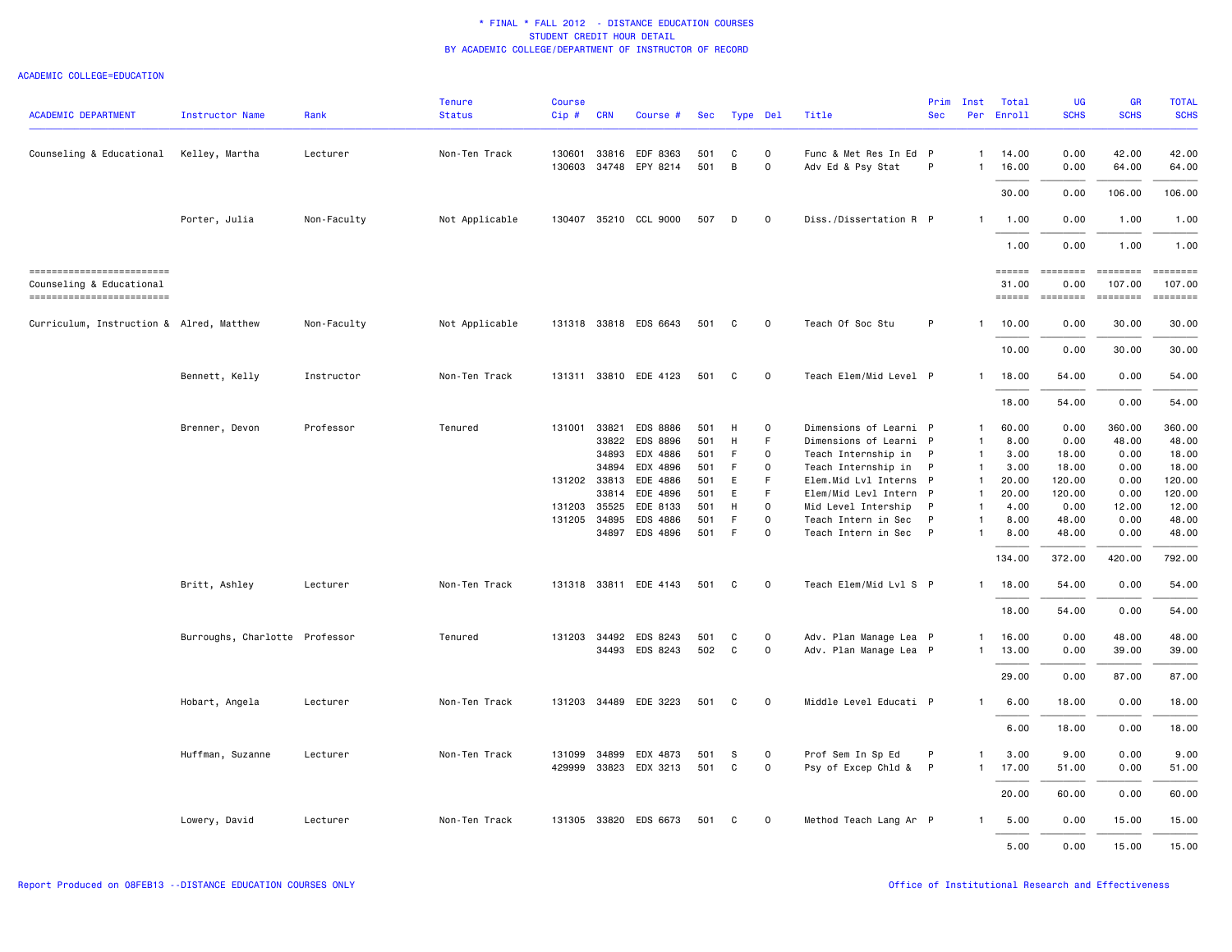# * FINAL * FALL 2012 - DISTANCE EDUCATION COURSES
## STUDENT CREDIT HOUR DETAIL
### BY ACADEMIC COLLEGE/DEPARTMENT OF INSTRUCTOR OF RECORD

ACADEMIC COLLEGE=EDUCATION

| ACADEMIC DEPARTMENT | Instructor Name | Rank | Tenure Status | Course Cip # | CRN | Course # | Sec | Type | Del | Title | Prim Sec | Inst Per | Total Enroll | UG SCHS | GR SCHS | TOTAL SCHS |
|---|---|---|---|---|---|---|---|---|---|---|---|---|---|---|---|---|
| Counseling & Educational | Kelley, Martha | Lecturer | Non-Ten Track | 130601 | 33816 | EDF 8363 | 501 | C | O | Func & Met Res In Ed | P | 1 | 14.00 | 0.00 | 42.00 | 42.00 |
| | | | | 130603 | 34748 | EPY 8214 | 501 | B | O | Adv Ed & Psy Stat | P | 1 | 16.00 | 0.00 | 64.00 | 64.00 |
| | | | | | | | | | | | | | 30.00 | 0.00 | 106.00 | 106.00 |
| | Porter, Julia | Non-Faculty | Not Applicable | 130407 | 35210 | CCL 9000 | 507 | D | O | Diss./Dissertation R | P | 1 | 1.00 | 0.00 | 1.00 | 1.00 |
| | | | | | | | | | | | | | 1.00 | 0.00 | 1.00 | 1.00 |
| Counseling & Educational | | | | | | | | | | | | | 31.00 | 0.00 | 107.00 | 107.00 |
| Curriculum, Instruction & | Alred, Matthew | Non-Faculty | Not Applicable | 131318 | 33818 | EDS 6643 | 501 | C | O | Teach Of Soc Stu | P | 1 | 10.00 | 0.00 | 30.00 | 30.00 |
| | | | | | | | | | | | | | 10.00 | 0.00 | 30.00 | 30.00 |
| | Bennett, Kelly | Instructor | Non-Ten Track | 131311 | 33810 | EDE 4123 | 501 | C | O | Teach Elem/Mid Level | P | 1 | 18.00 | 54.00 | 0.00 | 54.00 |
| | | | | | | | | | | | | | 18.00 | 54.00 | 0.00 | 54.00 |
| | Brenner, Devon | Professor | Tenured | 131001 | 33821 | EDS 8886 | 501 | H | O | Dimensions of Learni | P | 1 | 60.00 | 0.00 | 360.00 | 360.00 |
| | | | | | 33822 | EDS 8896 | 501 | H | F | Dimensions of Learni | P | 1 | 8.00 | 0.00 | 48.00 | 48.00 |
| | | | | | 34893 | EDX 4886 | 501 | F | O | Teach Internship in | P | 1 | 3.00 | 18.00 | 0.00 | 18.00 |
| | | | | | 34894 | EDX 4896 | 501 | F | O | Teach Internship in | P | 1 | 3.00 | 18.00 | 0.00 | 18.00 |
| | | | | 131202 | 33813 | EDE 4886 | 501 | E | F | Elem.Mid Lvl Interns | P | 1 | 20.00 | 120.00 | 0.00 | 120.00 |
| | | | | | 33814 | EDE 4896 | 501 | E | F | Elem/Mid Levl Intern | P | 1 | 20.00 | 120.00 | 0.00 | 120.00 |
| | | | | 131203 | 35525 | EDE 8133 | 501 | H | O | Mid Level Intership | P | 1 | 4.00 | 0.00 | 12.00 | 12.00 |
| | | | | 131205 | 34895 | EDS 4886 | 501 | F | O | Teach Intern in Sec | P | 1 | 8.00 | 48.00 | 0.00 | 48.00 |
| | | | | | 34897 | EDS 4896 | 501 | F | O | Teach Intern in Sec | P | 1 | 8.00 | 48.00 | 0.00 | 48.00 |
| | | | | | | | | | | | | | 134.00 | 372.00 | 420.00 | 792.00 |
| | Britt, Ashley | Lecturer | Non-Ten Track | 131318 | 33811 | EDE 4143 | 501 | C | O | Teach Elem/Mid Lvl S | P | 1 | 18.00 | 54.00 | 0.00 | 54.00 |
| | | | | | | | | | | | | | 18.00 | 54.00 | 0.00 | 54.00 |
| | Burroughs, Charlotte | Professor | Tenured | 131203 | 34492 | EDS 8243 | 501 | C | O | Adv. Plan Manage Lea | P | 1 | 16.00 | 0.00 | 48.00 | 48.00 |
| | | | | | 34493 | EDS 8243 | 502 | C | O | Adv. Plan Manage Lea | P | 1 | 13.00 | 0.00 | 39.00 | 39.00 |
| | | | | | | | | | | | | | 29.00 | 0.00 | 87.00 | 87.00 |
| | Hobart, Angela | Lecturer | Non-Ten Track | 131203 | 34489 | EDE 3223 | 501 | C | O | Middle Level Educati | P | 1 | 6.00 | 18.00 | 0.00 | 18.00 |
| | | | | | | | | | | | | | 6.00 | 18.00 | 0.00 | 18.00 |
| | Huffman, Suzanne | Lecturer | Non-Ten Track | 131099 | 34899 | EDX 4873 | 501 | S | O | Prof Sem In Sp Ed | P | 1 | 3.00 | 9.00 | 0.00 | 9.00 |
| | | | | 429999 | 33823 | EDX 3213 | 501 | C | O | Psy of Excep Chld & | P | 1 | 17.00 | 51.00 | 0.00 | 51.00 |
| | | | | | | | | | | | | | 20.00 | 60.00 | 0.00 | 60.00 |
| | Lowery, David | Lecturer | Non-Ten Track | 131305 | 33820 | EDS 6673 | 501 | C | O | Method Teach Lang Ar | P | 1 | 5.00 | 0.00 | 15.00 | 15.00 |
| | | | | | | | | | | | | | 5.00 | 0.00 | 15.00 | 15.00 |

Report Produced on 08FEB13 --DISTANCE EDUCATION COURSES ONLY

Office of Institutional Research and Effectiveness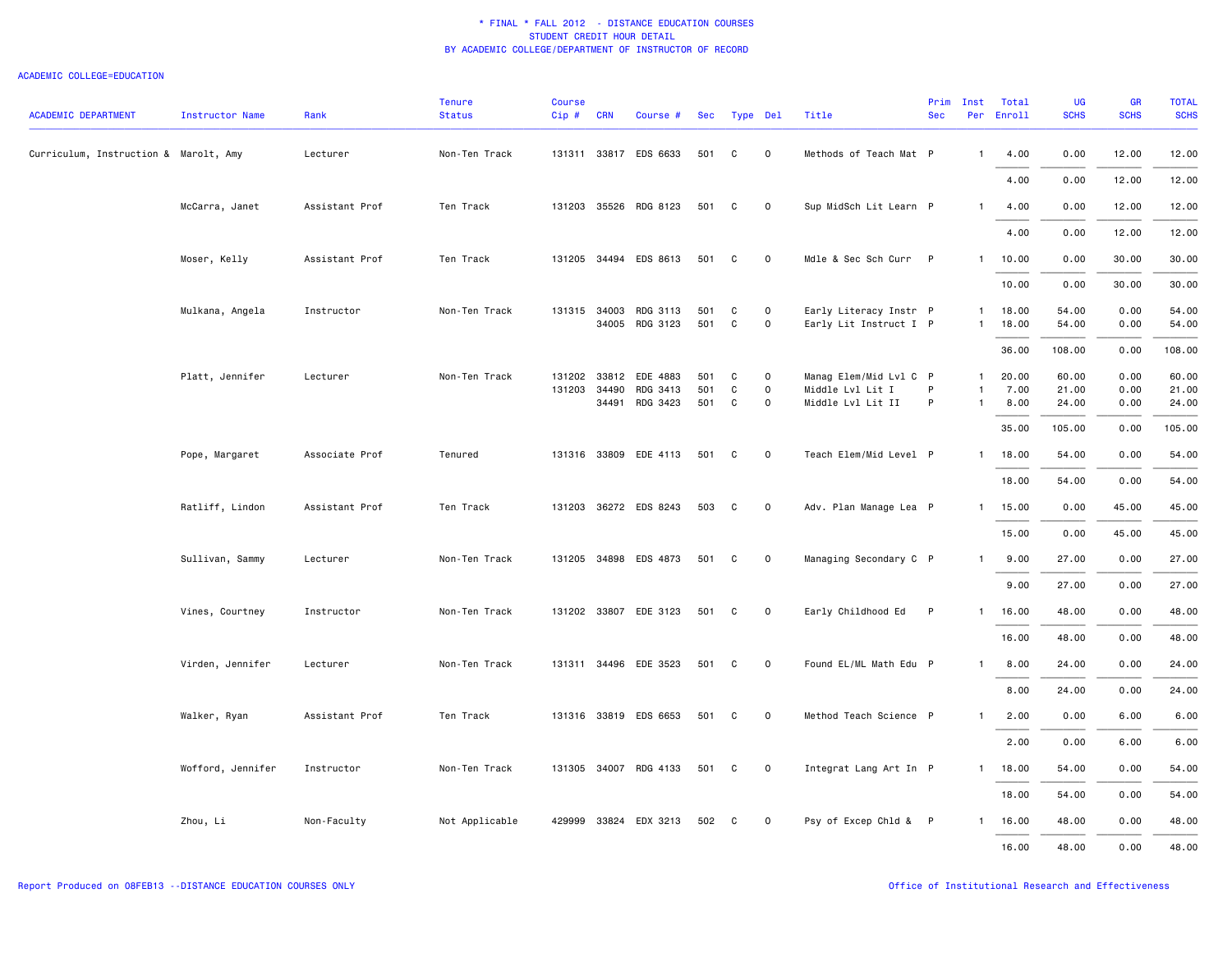# * FINAL * FALL 2012 - DISTANCE EDUCATION COURSES
## STUDENT CREDIT HOUR DETAIL
## BY ACADEMIC COLLEGE/DEPARTMENT OF INSTRUCTOR OF RECORD

ACADEMIC COLLEGE=EDUCATION

| ACADEMIC DEPARTMENT | Instructor Name | Rank | Tenure Status | Course Cip # | CRN | Course # | Sec | Type | Del | Title | Prim Sec | Inst Per | Total Enroll | UG SCHS | GR SCHS | TOTAL SCHS |
|---|---|---|---|---|---|---|---|---|---|---|---|---|---|---|---|---|
| Curriculum, Instruction & | Marolt, Amy | Lecturer | Non-Ten Track | 131311 | 33817 | EDS 6633 | 501 | C | 0 | Methods of Teach Mat | P | 1 | 4.00 | 0.00 | 12.00 | 12.00 |
| | | | | | | | | | | | | | 4.00 | 0.00 | 12.00 | 12.00 |
| | McCarra, Janet | Assistant Prof | Ten Track | 131203 | 35526 | RDG 8123 | 501 | C | 0 | Sup MidSch Lit Learn | P | 1 | 4.00 | 0.00 | 12.00 | 12.00 |
| | | | | | | | | | | | | | 4.00 | 0.00 | 12.00 | 12.00 |
| | Moser, Kelly | Assistant Prof | Ten Track | 131205 | 34494 | EDS 8613 | 501 | C | 0 | Mdle & Sec Sch Curr | P | 1 | 10.00 | 0.00 | 30.00 | 30.00 |
| | | | | | | | | | | | | | 10.00 | 0.00 | 30.00 | 30.00 |
| | Mulkana, Angela | Instructor | Non-Ten Track | 131315 | 34003 | RDG 3113 | 501 | C | 0 | Early Literacy Instr | P | 1 | 18.00 | 54.00 | 0.00 | 54.00 |
| | | | | | 34005 | RDG 3123 | 501 | C | 0 | Early Lit Instruct I | P | 1 | 18.00 | 54.00 | 0.00 | 54.00 |
| | | | | | | | | | | | | | 36.00 | 108.00 | 0.00 | 108.00 |
| | Platt, Jennifer | Lecturer | Non-Ten Track | 131202 | 33812 | EDE 4883 | 501 | C | 0 | Manag Elem/Mid Lvl C | P | 1 | 20.00 | 60.00 | 0.00 | 60.00 |
| | | | | 131203 | 34490 | RDG 3413 | 501 | C | 0 | Middle Lvl Lit I | P | 1 | 7.00 | 21.00 | 0.00 | 21.00 |
| | | | | | 34491 | RDG 3423 | 501 | C | 0 | Middle Lvl Lit II | P | 1 | 8.00 | 24.00 | 0.00 | 24.00 |
| | | | | | | | | | | | | | 35.00 | 105.00 | 0.00 | 105.00 |
| | Pope, Margaret | Associate Prof | Tenured | 131316 | 33809 | EDE 4113 | 501 | C | 0 | Teach Elem/Mid Level | P | 1 | 18.00 | 54.00 | 0.00 | 54.00 |
| | | | | | | | | | | | | | 18.00 | 54.00 | 0.00 | 54.00 |
| | Ratliff, Lindon | Assistant Prof | Ten Track | 131203 | 36272 | EDS 8243 | 503 | C | 0 | Adv. Plan Manage Lea | P | 1 | 15.00 | 0.00 | 45.00 | 45.00 |
| | | | | | | | | | | | | | 15.00 | 0.00 | 45.00 | 45.00 |
| | Sullivan, Sammy | Lecturer | Non-Ten Track | 131205 | 34898 | EDS 4873 | 501 | C | 0 | Managing Secondary C | P | 1 | 9.00 | 27.00 | 0.00 | 27.00 |
| | | | | | | | | | | | | | 9.00 | 27.00 | 0.00 | 27.00 |
| | Vines, Courtney | Instructor | Non-Ten Track | 131202 | 33807 | EDE 3123 | 501 | C | 0 | Early Childhood Ed | P | 1 | 16.00 | 48.00 | 0.00 | 48.00 |
| | | | | | | | | | | | | | 16.00 | 48.00 | 0.00 | 48.00 |
| | Virden, Jennifer | Lecturer | Non-Ten Track | 131311 | 34496 | EDE 3523 | 501 | C | 0 | Found EL/ML Math Edu | P | 1 | 8.00 | 24.00 | 0.00 | 24.00 |
| | | | | | | | | | | | | | 8.00 | 24.00 | 0.00 | 24.00 |
| | Walker, Ryan | Assistant Prof | Ten Track | 131316 | 33819 | EDS 6653 | 501 | C | 0 | Method Teach Science | P | 1 | 2.00 | 0.00 | 6.00 | 6.00 |
| | | | | | | | | | | | | | 2.00 | 0.00 | 6.00 | 6.00 |
| | Wofford, Jennifer | Instructor | Non-Ten Track | 131305 | 34007 | RDG 4133 | 501 | C | 0 | Integrat Lang Art In | P | 1 | 18.00 | 54.00 | 0.00 | 54.00 |
| | | | | | | | | | | | | | 18.00 | 54.00 | 0.00 | 54.00 |
| | Zhou, Li | Non-Faculty | Not Applicable | 429999 | 33824 | EDX 3213 | 502 | C | 0 | Psy of Excep Chld & | P | 1 | 16.00 | 48.00 | 0.00 | 48.00 |
| | | | | | | | | | | | | | 16.00 | 48.00 | 0.00 | 48.00 |

Report Produced on 08FEB13 --DISTANCE EDUCATION COURSES ONLY

Office of Institutional Research and Effectiveness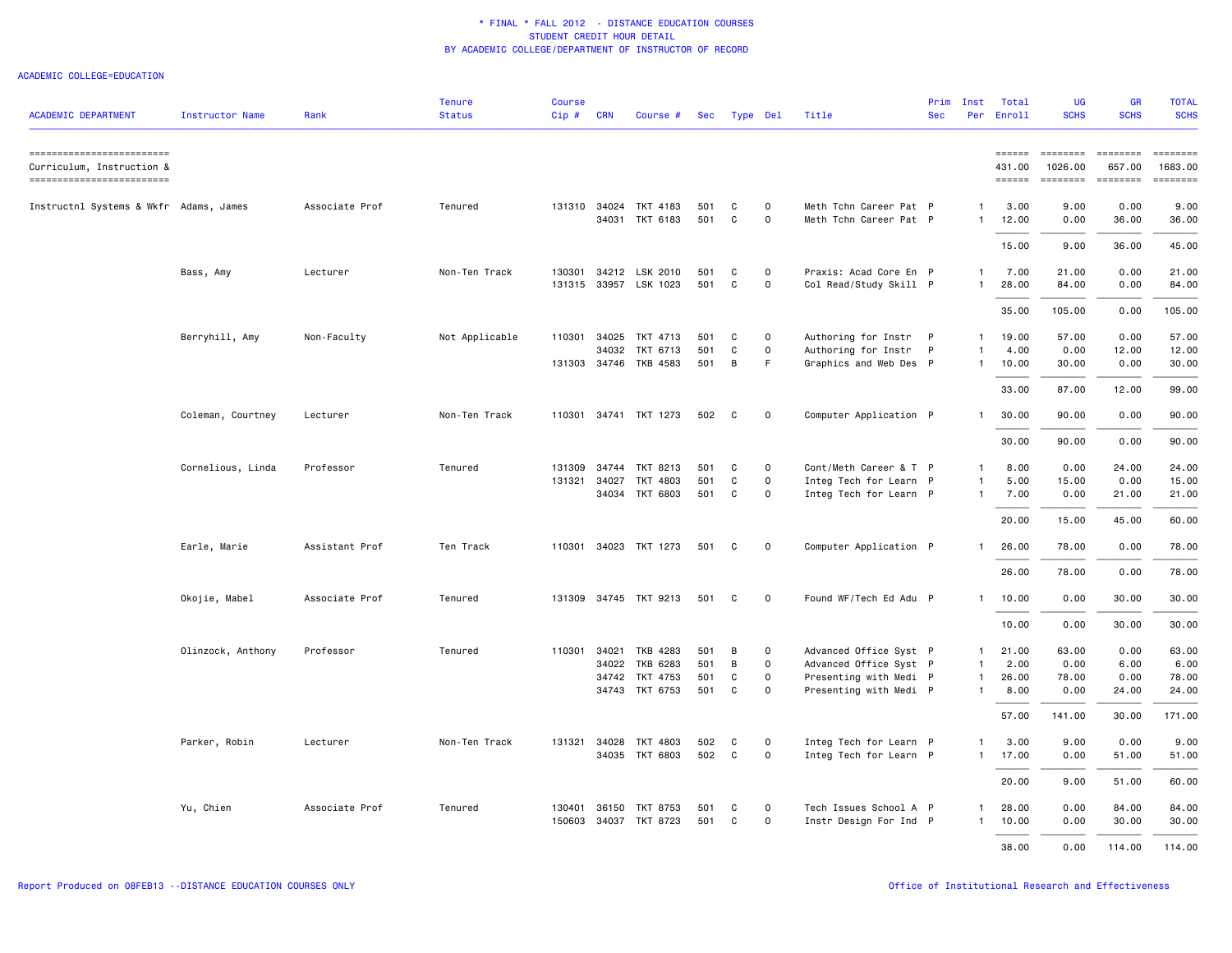\* FINAL \* FALL 2012 - DISTANCE EDUCATION COURSES
STUDENT CREDIT HOUR DETAIL
BY ACADEMIC COLLEGE/DEPARTMENT OF INSTRUCTOR OF RECORD

ACADEMIC COLLEGE=EDUCATION

| ACADEMIC DEPARTMENT | Instructor Name | Rank | Tenure Status | Course Cip # | CRN | Course # | Sec | Type | Del | Title | Prim Sec | Inst Per | Total Enroll | UG SCHS | GR SCHS | TOTAL SCHS |
|---|---|---|---|---|---|---|---|---|---|---|---|---|---|---|---|---|
| Curriculum, Instruction & | | | | | | | | | | | | | 431.00 | 1026.00 | 657.00 | 1683.00 |
| Instructnl Systems & Wkfr | Adams, James | Associate Prof | Tenured | 131310 | 34024 | TKT 4183 | 501 | C | O | Meth Tchn Career Pat | P | 1 | 3.00 | 9.00 | 0.00 | 9.00 |
| | | | | | 34031 | TKT 6183 | 501 | C | O | Meth Tchn Career Pat | P | 1 | 12.00 | 0.00 | 36.00 | 36.00 |
| | | | | | | | | | | | | | 15.00 | 9.00 | 36.00 | 45.00 |
| | Bass, Amy | Lecturer | Non-Ten Track | 130301 | 34212 | LSK 2010 | 501 | C | O | Praxis: Acad Core En | P | 1 | 7.00 | 21.00 | 0.00 | 21.00 |
| | | | | 131315 | 33957 | LSK 1023 | 501 | C | O | Col Read/Study Skill | P | 1 | 28.00 | 84.00 | 0.00 | 84.00 |
| | | | | | | | | | | | | | 35.00 | 105.00 | 0.00 | 105.00 |
| | Berryhill, Amy | Non-Faculty | Not Applicable | 110301 | 34025 | TKT 4713 | 501 | C | O | Authoring for Instr | P | 1 | 19.00 | 57.00 | 0.00 | 57.00 |
| | | | | | 34032 | TKT 6713 | 501 | C | O | Authoring for Instr | P | 1 | 4.00 | 0.00 | 12.00 | 12.00 |
| | | | | 131303 | 34746 | TKB 4583 | 501 | B | F | Graphics and Web Des | P | 1 | 10.00 | 30.00 | 0.00 | 30.00 |
| | | | | | | | | | | | | | 33.00 | 87.00 | 12.00 | 99.00 |
| | Coleman, Courtney | Lecturer | Non-Ten Track | 110301 | 34741 | TKT 1273 | 502 | C | O | Computer Application | P | 1 | 30.00 | 90.00 | 0.00 | 90.00 |
| | | | | | | | | | | | | | 30.00 | 90.00 | 0.00 | 90.00 |
| | Cornelious, Linda | Professor | Tenured | 131309 | 34744 | TKT 8213 | 501 | C | O | Cont/Meth Career & T | P | 1 | 8.00 | 0.00 | 24.00 | 24.00 |
| | | | | 131321 | 34027 | TKT 4803 | 501 | C | O | Integ Tech for Learn | P | 1 | 5.00 | 15.00 | 0.00 | 15.00 |
| | | | | | 34034 | TKT 6803 | 501 | C | O | Integ Tech for Learn | P | 1 | 7.00 | 0.00 | 21.00 | 21.00 |
| | | | | | | | | | | | | | 20.00 | 15.00 | 45.00 | 60.00 |
| | Earle, Marie | Assistant Prof | Ten Track | 110301 | 34023 | TKT 1273 | 501 | C | O | Computer Application | P | 1 | 26.00 | 78.00 | 0.00 | 78.00 |
| | | | | | | | | | | | | | 26.00 | 78.00 | 0.00 | 78.00 |
| | Okojie, Mabel | Associate Prof | Tenured | 131309 | 34745 | TKT 9213 | 501 | C | O | Found WF/Tech Ed Adu | P | 1 | 10.00 | 0.00 | 30.00 | 30.00 |
| | | | | | | | | | | | | | 10.00 | 0.00 | 30.00 | 30.00 |
| | Olinzock, Anthony | Professor | Tenured | 110301 | 34021 | TKB 4283 | 501 | B | O | Advanced Office Syst | P | 1 | 21.00 | 63.00 | 0.00 | 63.00 |
| | | | | | 34022 | TKB 6283 | 501 | B | O | Advanced Office Syst | P | 1 | 2.00 | 0.00 | 6.00 | 6.00 |
| | | | | | 34742 | TKT 4753 | 501 | C | O | Presenting with Medi | P | 1 | 26.00 | 78.00 | 0.00 | 78.00 |
| | | | | | 34743 | TKT 6753 | 501 | C | O | Presenting with Medi | P | 1 | 8.00 | 0.00 | 24.00 | 24.00 |
| | | | | | | | | | | | | | 57.00 | 141.00 | 30.00 | 171.00 |
| | Parker, Robin | Lecturer | Non-Ten Track | 131321 | 34028 | TKT 4803 | 502 | C | O | Integ Tech for Learn | P | 1 | 3.00 | 9.00 | 0.00 | 9.00 |
| | | | | | 34035 | TKT 6803 | 502 | C | O | Integ Tech for Learn | P | 1 | 17.00 | 0.00 | 51.00 | 51.00 |
| | | | | | | | | | | | | | 20.00 | 9.00 | 51.00 | 60.00 |
| | Yu, Chien | Associate Prof | Tenured | 130401 | 36150 | TKT 8753 | 501 | C | O | Tech Issues School A | P | 1 | 28.00 | 0.00 | 84.00 | 84.00 |
| | | | | 150603 | 34037 | TKT 8723 | 501 | C | O | Instr Design For Ind | P | 1 | 10.00 | 0.00 | 30.00 | 30.00 |
| | | | | | | | | | | | | | 38.00 | 0.00 | 114.00 | 114.00 |

Report Produced on 08FEB13 --DISTANCE EDUCATION COURSES ONLY

Office of Institutional Research and Effectiveness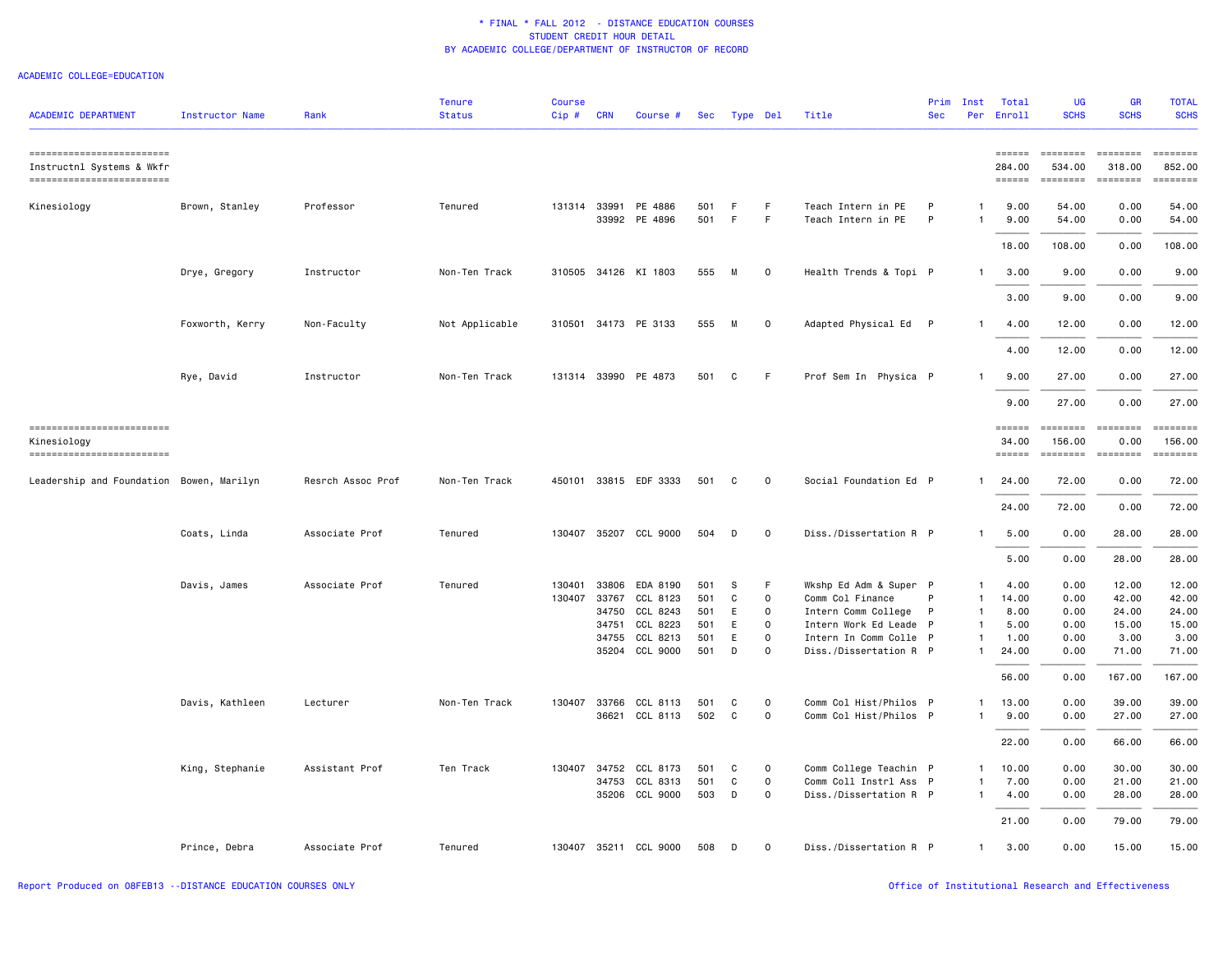# * FINAL * FALL 2012 - DISTANCE EDUCATION COURSES
## STUDENT CREDIT HOUR DETAIL
## BY ACADEMIC COLLEGE/DEPARTMENT OF INSTRUCTOR OF RECORD

ACADEMIC COLLEGE=EDUCATION

| ACADEMIC DEPARTMENT | Instructor Name | Rank | Tenure Status | Course Cip # | CRN | Course # | Sec | Type | Del | Title | Prim Sec | Inst Per | Total Enroll | UG SCHS | GR SCHS | TOTAL SCHS |
|---|---|---|---|---|---|---|---|---|---|---|---|---|---|---|---|---|
| Instructnl Systems & Wkfr | | | | | | | | | | | | | 284.00 | 534.00 | 318.00 | 852.00 |
| Kinesiology | Brown, Stanley | Professor | Tenured | 131314 | 33991 | PE 4886 | 501 | F | F | Teach Intern in PE | P | 1 | 9.00 | 54.00 | 0.00 | 54.00 |
| | | | | | 33992 | PE 4896 | 501 | F | F | Teach Intern in PE | P | 1 | 9.00 | 54.00 | 0.00 | 54.00 |
| | | | | | | | | | | | | | 18.00 | 108.00 | 0.00 | 108.00 |
| | Drye, Gregory | Instructor | Non-Ten Track | 310505 | 34126 | KI 1803 | 555 | M | O | Health Trends & Topi | P | 1 | 3.00 | 9.00 | 0.00 | 9.00 |
| | | | | | | | | | | | | | 3.00 | 9.00 | 0.00 | 9.00 |
| | Foxworth, Kerry | Non-Faculty | Not Applicable | 310501 | 34173 | PE 3133 | 555 | M | O | Adapted Physical Ed | P | 1 | 4.00 | 12.00 | 0.00 | 12.00 |
| | | | | | | | | | | | | | 4.00 | 12.00 | 0.00 | 12.00 |
| | Rye, David | Instructor | Non-Ten Track | 131314 | 33990 | PE 4873 | 501 | C | F | Prof Sem In Physica | P | 1 | 9.00 | 27.00 | 0.00 | 27.00 |
| | | | | | | | | | | | | | 9.00 | 27.00 | 0.00 | 27.00 |
| Kinesiology | | | | | | | | | | | | | 34.00 | 156.00 | 0.00 | 156.00 |
| Leadership and Foundation | Bowen, Marilyn | Resrch Assoc Prof | Non-Ten Track | 450101 | 33815 | EDF 3333 | 501 | C | O | Social Foundation Ed | P | 1 | 24.00 | 72.00 | 0.00 | 72.00 |
| | | | | | | | | | | | | | 24.00 | 72.00 | 0.00 | 72.00 |
| | Coats, Linda | Associate Prof | Tenured | 130407 | 35207 | CCL 9000 | 504 | D | O | Diss./Dissertation R | P | 1 | 5.00 | 0.00 | 28.00 | 28.00 |
| | | | | | | | | | | | | | 5.00 | 0.00 | 28.00 | 28.00 |
| | Davis, James | Associate Prof | Tenured | 130401 | 33806 | EDA 8190 | 501 | S | F | Wkshp Ed Adm & Super | P | 1 | 4.00 | 0.00 | 12.00 | 12.00 |
| | | | | 130407 | 33767 | CCL 8123 | 501 | C | O | Comm Col Finance | P | 1 | 14.00 | 0.00 | 42.00 | 42.00 |
| | | | | | 34750 | CCL 8243 | 501 | E | O | Intern Comm College | P | 1 | 8.00 | 0.00 | 24.00 | 24.00 |
| | | | | | 34751 | CCL 8223 | 501 | E | O | Intern Work Ed Leade | P | 1 | 5.00 | 0.00 | 15.00 | 15.00 |
| | | | | | 34755 | CCL 8213 | 501 | E | O | Intern In Comm Colle | P | 1 | 1.00 | 0.00 | 3.00 | 3.00 |
| | | | | | 35204 | CCL 9000 | 501 | D | O | Diss./Dissertation R | P | 1 | 24.00 | 0.00 | 71.00 | 71.00 |
| | | | | | | | | | | | | | 56.00 | 0.00 | 167.00 | 167.00 |
| | Davis, Kathleen | Lecturer | Non-Ten Track | 130407 | 33766 | CCL 8113 | 501 | C | O | Comm Col Hist/Philos | P | 1 | 13.00 | 0.00 | 39.00 | 39.00 |
| | | | | | 36621 | CCL 8113 | 502 | C | O | Comm Col Hist/Philos | P | 1 | 9.00 | 0.00 | 27.00 | 27.00 |
| | | | | | | | | | | | | | 22.00 | 0.00 | 66.00 | 66.00 |
| | King, Stephanie | Assistant Prof | Ten Track | 130407 | 34752 | CCL 8173 | 501 | C | O | Comm College Teachin | P | 1 | 10.00 | 0.00 | 30.00 | 30.00 |
| | | | | | 34753 | CCL 8313 | 501 | C | O | Comm Coll Instrl Ass | P | 1 | 7.00 | 0.00 | 21.00 | 21.00 |
| | | | | | 35206 | CCL 9000 | 503 | D | O | Diss./Dissertation R | P | 1 | 4.00 | 0.00 | 28.00 | 28.00 |
| | | | | | | | | | | | | | 21.00 | 0.00 | 79.00 | 79.00 |
| | Prince, Debra | Associate Prof | Tenured | 130407 | 35211 | CCL 9000 | 508 | D | O | Diss./Dissertation R | P | 1 | 3.00 | 0.00 | 15.00 | 15.00 |

Report Produced on 08FEB13 --DISTANCE EDUCATION COURSES ONLY

Office of Institutional Research and Effectiveness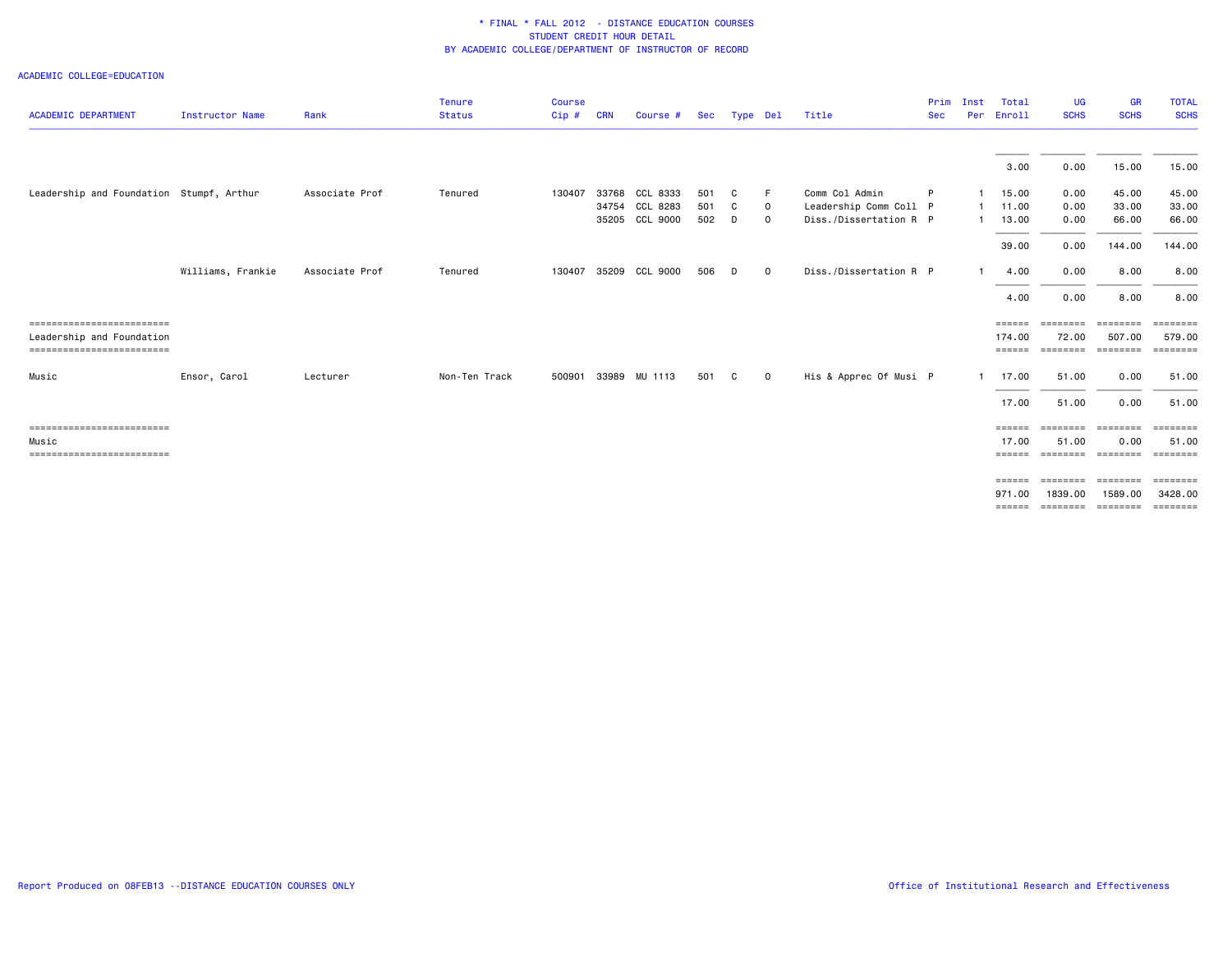\* FINAL \* FALL 2012 - DISTANCE EDUCATION COURSES
STUDENT CREDIT HOUR DETAIL
BY ACADEMIC COLLEGE/DEPARTMENT OF INSTRUCTOR OF RECORD

ACADEMIC COLLEGE=EDUCATION

| ACADEMIC DEPARTMENT | Instructor Name | Rank | Tenure Status | Course Cip # | CRN | Course # | Sec | Type | Del | Title | Prim Sec | Inst Per | Total Enroll | UG SCHS | GR SCHS | TOTAL SCHS |
|---|---|---|---|---|---|---|---|---|---|---|---|---|---|---|---|---|
| | | | | | | | | | | | | | 3.00 | 0.00 | 15.00 | 15.00 |
| Leadership and Foundation | Stumpf, Arthur | Associate Prof | Tenured | 130407 | 33768 | CCL 8333 | 501 | C | F | Comm Col Admin | P | 1 | 15.00 | 0.00 | 45.00 | 45.00 |
| | | | | | 34754 | CCL 8283 | 501 | C | O | Leadership Comm Coll | P | 1 | 11.00 | 0.00 | 33.00 | 33.00 |
| | | | | | 35205 | CCL 9000 | 502 | D | O | Diss./Dissertation R | P | 1 | 13.00 | 0.00 | 66.00 | 66.00 |
| | | | | | | | | | | | | | 39.00 | 0.00 | 144.00 | 144.00 |
| | Williams, Frankie | Associate Prof | Tenured | 130407 | 35209 | CCL 9000 | 506 | D | O | Diss./Dissertation R | P | 1 | 4.00 | 0.00 | 8.00 | 8.00 |
| | | | | | | | | | | | | | 4.00 | 0.00 | 8.00 | 8.00 |
| Leadership and Foundation | | | | | | | | | | | | | 174.00 | 72.00 | 507.00 | 579.00 |
| Music | Ensor, Carol | Lecturer | Non-Ten Track | 500901 | 33989 | MU 1113 | 501 | C | O | His & Apprec Of Musi | P | 1 | 17.00 | 51.00 | 0.00 | 51.00 |
| | | | | | | | | | | | | | 17.00 | 51.00 | 0.00 | 51.00 |
| Music | | | | | | | | | | | | | 17.00 | 51.00 | 0.00 | 51.00 |
| | | | | | | | | | | | | | 971.00 | 1839.00 | 1589.00 | 3428.00 |

Report Produced on 08FEB13 --DISTANCE EDUCATION COURSES ONLY

Office of Institutional Research and Effectiveness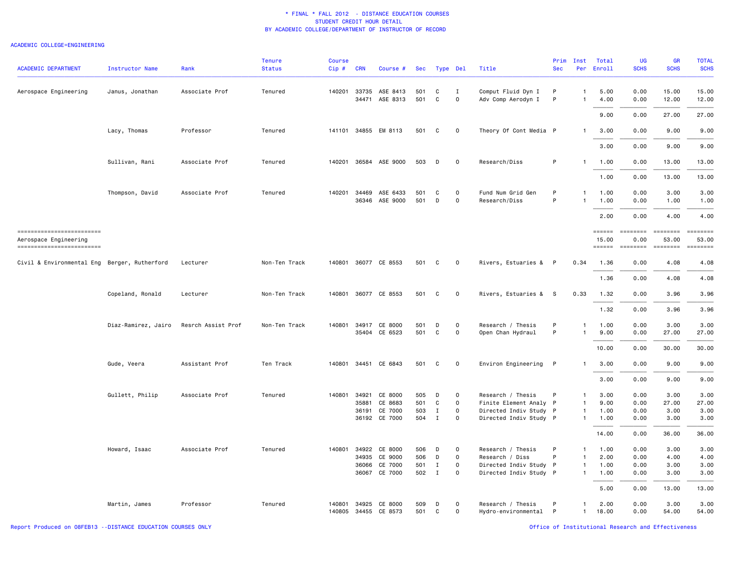# * FINAL * FALL 2012 - DISTANCE EDUCATION COURSES
## STUDENT CREDIT HOUR DETAIL
### BY ACADEMIC COLLEGE/DEPARTMENT OF INSTRUCTOR OF RECORD

ACADEMIC COLLEGE=ENGINEERING

| ACADEMIC DEPARTMENT | Instructor Name | Rank | Tenure Status | Course Cip # | CRN | Course # | Sec | Type | Del | Title | Prim Sec | Inst Per | Total Enroll | UG SCHS | GR SCHS | TOTAL SCHS |
|---|---|---|---|---|---|---|---|---|---|---|---|---|---|---|---|---|
| Aerospace Engineering | Janus, Jonathan | Associate Prof | Tenured | 140201 | 33735 | ASE 8413 | 501 | C | I | Comput Fluid Dyn I | P | 1 | 5.00 | 0.00 | 15.00 | 15.00 |
| | | | | | 34471 | ASE 8313 | 501 | C | O | Adv Comp Aerodyn I | P | 1 | 4.00 | 0.00 | 12.00 | 12.00 |
| | | | | | | | | | | | | | 9.00 | 0.00 | 27.00 | 27.00 |
| | Lacy, Thomas | Professor | Tenured | 141101 | 34855 | EM 8113 | 501 | C | O | Theory Of Cont Media | P | 1 | 3.00 | 0.00 | 9.00 | 9.00 |
| | | | | | | | | | | | | | 3.00 | 0.00 | 9.00 | 9.00 |
| | Sullivan, Rani | Associate Prof | Tenured | 140201 | 36584 | ASE 9000 | 503 | D | O | Research/Diss | P | 1 | 1.00 | 0.00 | 13.00 | 13.00 |
| | | | | | | | | | | | | | 1.00 | 0.00 | 13.00 | 13.00 |
| | Thompson, David | Associate Prof | Tenured | 140201 | 34469 | ASE 6433 | 501 | C | O | Fund Num Grid Gen | P | 1 | 1.00 | 0.00 | 3.00 | 3.00 |
| | | | | | 36346 | ASE 9000 | 501 | D | O | Research/Diss | P | 1 | 1.00 | 0.00 | 1.00 | 1.00 |
| | | | | | | | | | | | | | 2.00 | 0.00 | 4.00 | 4.00 |
| Aerospace Engineering | | | | | | | | | | | | | 15.00 | 0.00 | 53.00 | 53.00 |
| Civil & Environmental Eng | Berger, Rutherford | Lecturer | Non-Ten Track | 140801 | 36077 | CE 8553 | 501 | C | O | Rivers, Estuaries & | P | 0.34 | 1.36 | 0.00 | 4.08 | 4.08 |
| | | | | | | | | | | | | | 1.36 | 0.00 | 4.08 | 4.08 |
| | Copeland, Ronald | Lecturer | Non-Ten Track | 140801 | 36077 | CE 8553 | 501 | C | O | Rivers, Estuaries & | S | 0.33 | 1.32 | 0.00 | 3.96 | 3.96 |
| | | | | | | | | | | | | | 1.32 | 0.00 | 3.96 | 3.96 |
| | Diaz-Ramirez, Jairo | Resrch Assist Prof | Non-Ten Track | 140801 | 34917 | CE 8000 | 501 | D | O | Research / Thesis | P | 1 | 1.00 | 0.00 | 3.00 | 3.00 |
| | | | | | 35404 | CE 6523 | 501 | C | O | Open Chan Hydraul | P | 1 | 9.00 | 0.00 | 27.00 | 27.00 |
| | | | | | | | | | | | | | 10.00 | 0.00 | 30.00 | 30.00 |
| | Gude, Veera | Assistant Prof | Ten Track | 140801 | 34451 | CE 6843 | 501 | C | O | Environ Engineering | P | 1 | 3.00 | 0.00 | 9.00 | 9.00 |
| | | | | | | | | | | | | | 3.00 | 0.00 | 9.00 | 9.00 |
| | Gullett, Philip | Associate Prof | Tenured | 140801 | 34921 | CE 8000 | 505 | D | O | Research / Thesis | P | 1 | 3.00 | 0.00 | 3.00 | 3.00 |
| | | | | | 35881 | CE 8683 | 501 | C | O | Finite Element Analy | P | 1 | 9.00 | 0.00 | 27.00 | 27.00 |
| | | | | | 36191 | CE 7000 | 503 | I | O | Directed Indiv Study | P | 1 | 1.00 | 0.00 | 3.00 | 3.00 |
| | | | | | 36192 | CE 7000 | 504 | I | O | Directed Indiv Study | P | 1 | 1.00 | 0.00 | 3.00 | 3.00 |
| | | | | | | | | | | | | | 14.00 | 0.00 | 36.00 | 36.00 |
| | Howard, Isaac | Associate Prof | Tenured | 140801 | 34922 | CE 8000 | 506 | D | O | Research / Thesis | P | 1 | 1.00 | 0.00 | 3.00 | 3.00 |
| | | | | | 34935 | CE 9000 | 506 | D | O | Research / Diss | P | 1 | 2.00 | 0.00 | 4.00 | 4.00 |
| | | | | | 36066 | CE 7000 | 501 | I | O | Directed Indiv Study | P | 1 | 1.00 | 0.00 | 3.00 | 3.00 |
| | | | | | 36067 | CE 7000 | 502 | I | O | Directed Indiv Study | P | 1 | 1.00 | 0.00 | 3.00 | 3.00 |
| | | | | | | | | | | | | | 5.00 | 0.00 | 13.00 | 13.00 |
| | Martin, James | Professor | Tenured | 140801 | 34925 | CE 8000 | 509 | D | O | Research / Thesis | P | 1 | 2.00 | 0.00 | 3.00 | 3.00 |
| | | | | 140805 | 34455 | CE 8573 | 501 | C | O | Hydro-environmental | P | 1 | 18.00 | 0.00 | 54.00 | 54.00 |

Report Produced on 08FEB13 --DISTANCE EDUCATION COURSES ONLY

Office of Institutional Research and Effectiveness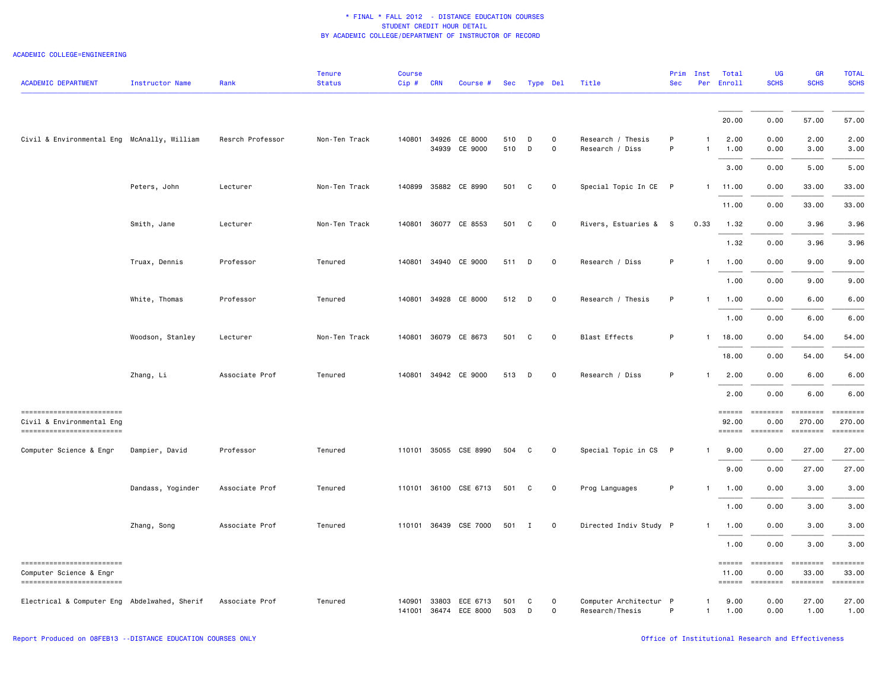# * FINAL * FALL 2012 - DISTANCE EDUCATION COURSES
## STUDENT CREDIT HOUR DETAIL
## BY ACADEMIC COLLEGE/DEPARTMENT OF INSTRUCTOR OF RECORD

ACADEMIC COLLEGE=ENGINEERING

| ACADEMIC DEPARTMENT | Instructor Name | Rank | Tenure Status | Course Cip # | CRN | Course # | Sec | Type | Del | Title | Prim Sec | Inst Per | Total Enroll | UG SCHS | GR SCHS | TOTAL SCHS |
|---|---|---|---|---|---|---|---|---|---|---|---|---|---|---|---|---|
| | | | | | | | | | | | | | 20.00 | 0.00 | 57.00 | 57.00 |
| Civil & Environmental Eng | McAnally, William | Resrch Professor | Non-Ten Track | 140801 | 34926 | CE 8000 | 510 | D | 0 | Research / Thesis | P | 1 | 2.00 | 0.00 | 2.00 | 2.00 |
| | | | | | 34939 | CE 9000 | 510 | D | 0 | Research / Diss | P | 1 | 1.00 | 0.00 | 3.00 | 3.00 |
| | | | | | | | | | | | | | 3.00 | 0.00 | 5.00 | 5.00 |
| | Peters, John | Lecturer | Non-Ten Track | 140899 | 35882 | CE 8990 | 501 | C | 0 | Special Topic In CE | P | 1 | 11.00 | 0.00 | 33.00 | 33.00 |
| | | | | | | | | | | | | | 11.00 | 0.00 | 33.00 | 33.00 |
| | Smith, Jane | Lecturer | Non-Ten Track | 140801 | 36077 | CE 8553 | 501 | C | 0 | Rivers, Estuaries & | S | 0.33 | 1.32 | 0.00 | 3.96 | 3.96 |
| | | | | | | | | | | | | | 1.32 | 0.00 | 3.96 | 3.96 |
| | Truax, Dennis | Professor | Tenured | 140801 | 34940 | CE 9000 | 511 | D | 0 | Research / Diss | P | 1 | 1.00 | 0.00 | 9.00 | 9.00 |
| | | | | | | | | | | | | | 1.00 | 0.00 | 9.00 | 9.00 |
| | White, Thomas | Professor | Tenured | 140801 | 34928 | CE 8000 | 512 | D | 0 | Research / Thesis | P | 1 | 1.00 | 0.00 | 6.00 | 6.00 |
| | | | | | | | | | | | | | 1.00 | 0.00 | 6.00 | 6.00 |
| | Woodson, Stanley | Lecturer | Non-Ten Track | 140801 | 36079 | CE 8673 | 501 | C | 0 | Blast Effects | P | 1 | 18.00 | 0.00 | 54.00 | 54.00 |
| | | | | | | | | | | | | | 18.00 | 0.00 | 54.00 | 54.00 |
| | Zhang, Li | Associate Prof | Tenured | 140801 | 34942 | CE 9000 | 513 | D | 0 | Research / Diss | P | 1 | 2.00 | 0.00 | 6.00 | 6.00 |
| | | | | | | | | | | | | | 2.00 | 0.00 | 6.00 | 6.00 |
| Civil & Environmental Eng | | | | | | | | | | | | | 92.00 | 0.00 | 270.00 | 270.00 |
| Computer Science & Engr | Dampier, David | Professor | Tenured | 110101 | 35055 | CSE 8990 | 504 | C | 0 | Special Topic in CS | P | 1 | 9.00 | 0.00 | 27.00 | 27.00 |
| | | | | | | | | | | | | | 9.00 | 0.00 | 27.00 | 27.00 |
| | Dandass, Yoginder | Associate Prof | Tenured | 110101 | 36100 | CSE 6713 | 501 | C | 0 | Prog Languages | P | 1 | 1.00 | 0.00 | 3.00 | 3.00 |
| | | | | | | | | | | | | | 1.00 | 0.00 | 3.00 | 3.00 |
| | Zhang, Song | Associate Prof | Tenured | 110101 | 36439 | CSE 7000 | 501 | I | 0 | Directed Indiv Study | P | 1 | 1.00 | 0.00 | 3.00 | 3.00 |
| | | | | | | | | | | | | | 1.00 | 0.00 | 3.00 | 3.00 |
| Computer Science & Engr | | | | | | | | | | | | | 11.00 | 0.00 | 33.00 | 33.00 |
| Electrical & Computer Eng | Abdelwahed, Sherif | Associate Prof | Tenured | 140901 | 33803 | ECE 6713 | 501 | C | 0 | Computer Architectur | P | 1 | 9.00 | 0.00 | 27.00 | 27.00 |
| | | | | 141001 | 36474 | ECE 8000 | 503 | D | 0 | Research/Thesis | P | 1 | 1.00 | 0.00 | 1.00 | 1.00 |

Report Produced on 08FEB13 --DISTANCE EDUCATION COURSES ONLY

Office of Institutional Research and Effectiveness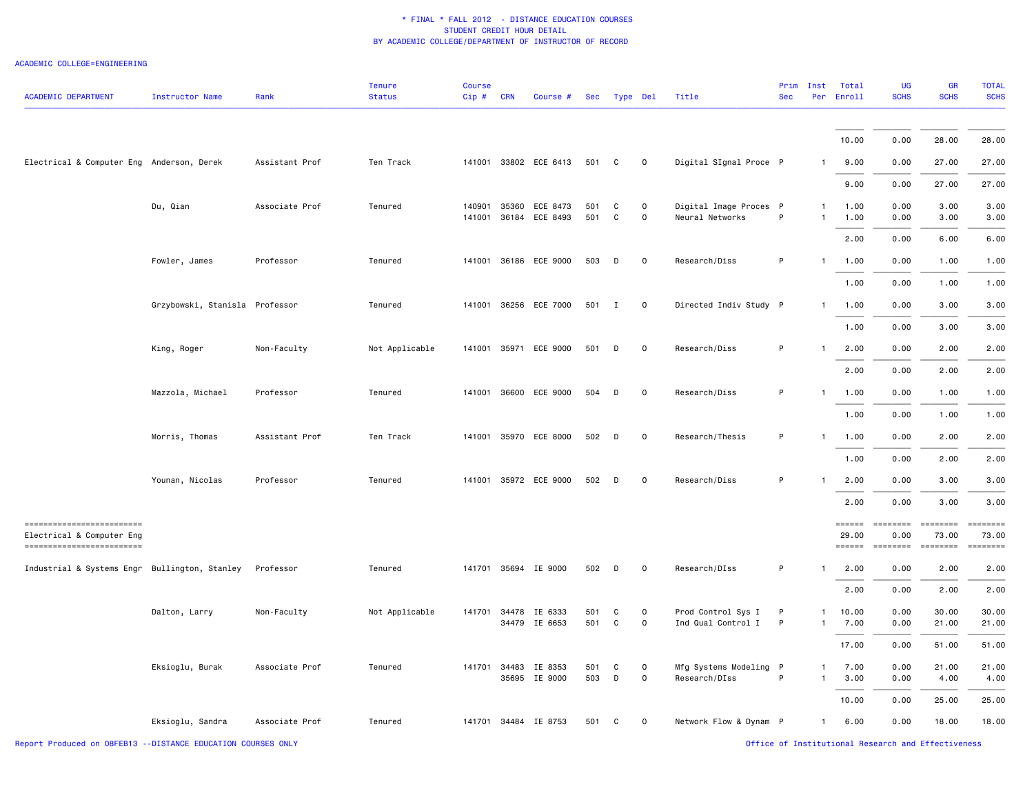# * FINAL * FALL 2012 - DISTANCE EDUCATION COURSES
## STUDENT CREDIT HOUR DETAIL
## BY ACADEMIC COLLEGE/DEPARTMENT OF INSTRUCTOR OF RECORD

ACADEMIC COLLEGE=ENGINEERING

| ACADEMIC DEPARTMENT | Instructor Name | Rank | Tenure Status | Course Cip # | CRN | Course # | Sec | Type | Del | Title | Prim Sec | Inst Per | Total Enroll | UG SCHS | GR SCHS | TOTAL SCHS |
|---|---|---|---|---|---|---|---|---|---|---|---|---|---|---|---|---|
| | | | | | | | | | | | | | 10.00 | 0.00 | 28.00 | 28.00 |
| Electrical & Computer Eng | Anderson, Derek | Assistant Prof | Ten Track | 141001 | 33802 | ECE 6413 | 501 | C | 0 | Digital SIgnal Proce | P | 1 | 9.00 | 0.00 | 27.00 | 27.00 |
| | | | | | | | | | | | | | 9.00 | 0.00 | 27.00 | 27.00 |
| | Du, Qian | Associate Prof | Tenured | 140901 | 35360 | ECE 8473 | 501 | C | 0 | Digital Image Proces | P | 1 | 1.00 | 0.00 | 3.00 | 3.00 |
| | | | | 141001 | 36184 | ECE 8493 | 501 | C | 0 | Neural Networks | P | 1 | 1.00 | 0.00 | 3.00 | 3.00 |
| | | | | | | | | | | | | | 2.00 | 0.00 | 6.00 | 6.00 |
| | Fowler, James | Professor | Tenured | 141001 | 36186 | ECE 9000 | 503 | D | 0 | Research/Diss | P | 1 | 1.00 | 0.00 | 1.00 | 1.00 |
| | | | | | | | | | | | | | 1.00 | 0.00 | 1.00 | 1.00 |
| | Grzybowski, Stanisla | Professor | Tenured | 141001 | 36256 | ECE 7000 | 501 | I | 0 | Directed Indiv Study | P | 1 | 1.00 | 0.00 | 3.00 | 3.00 |
| | | | | | | | | | | | | | 1.00 | 0.00 | 3.00 | 3.00 |
| | King, Roger | Non-Faculty | Not Applicable | 141001 | 35971 | ECE 9000 | 501 | D | 0 | Research/Diss | P | 1 | 2.00 | 0.00 | 2.00 | 2.00 |
| | | | | | | | | | | | | | 2.00 | 0.00 | 2.00 | 2.00 |
| | Mazzola, Michael | Professor | Tenured | 141001 | 36600 | ECE 9000 | 504 | D | 0 | Research/Diss | P | 1 | 1.00 | 0.00 | 1.00 | 1.00 |
| | | | | | | | | | | | | | 1.00 | 0.00 | 1.00 | 1.00 |
| | Morris, Thomas | Assistant Prof | Ten Track | 141001 | 35970 | ECE 8000 | 502 | D | 0 | Research/Thesis | P | 1 | 1.00 | 0.00 | 2.00 | 2.00 |
| | | | | | | | | | | | | | 1.00 | 0.00 | 2.00 | 2.00 |
| | Younan, Nicolas | Professor | Tenured | 141001 | 35972 | ECE 9000 | 502 | D | 0 | Research/Diss | P | 1 | 2.00 | 0.00 | 3.00 | 3.00 |
| | | | | | | | | | | | | | 2.00 | 0.00 | 3.00 | 3.00 |
| Electrical & Computer Eng | | | | | | | | | | | | | 29.00 | 0.00 | 73.00 | 73.00 |
| Industrial & Systems Engr | Bullington, Stanley | Professor | Tenured | 141701 | 35694 | IE 9000 | 502 | D | 0 | Research/DIss | P | 1 | 2.00 | 0.00 | 2.00 | 2.00 |
| | | | | | | | | | | | | | 2.00 | 0.00 | 2.00 | 2.00 |
| | Dalton, Larry | Non-Faculty | Not Applicable | 141701 | 34478 | IE 6333 | 501 | C | 0 | Prod Control Sys I | P | 1 | 10.00 | 0.00 | 30.00 | 30.00 |
| | | | | | 34479 | IE 6653 | 501 | C | 0 | Ind Qual Control I | P | 1 | 7.00 | 0.00 | 21.00 | 21.00 |
| | | | | | | | | | | | | | 17.00 | 0.00 | 51.00 | 51.00 |
| | Eksioglu, Burak | Associate Prof | Tenured | 141701 | 34483 | IE 8353 | 501 | C | 0 | Mfg Systems Modeling | P | 1 | 7.00 | 0.00 | 21.00 | 21.00 |
| | | | | | 35695 | IE 9000 | 503 | D | 0 | Research/DIss | P | 1 | 3.00 | 0.00 | 4.00 | 4.00 |
| | | | | | | | | | | | | | 10.00 | 0.00 | 25.00 | 25.00 |
| | Eksioglu, Sandra | Associate Prof | Tenured | 141701 | 34484 | IE 8753 | 501 | C | 0 | Network Flow & Dynam | P | 1 | 6.00 | 0.00 | 18.00 | 18.00 |

Report Produced on 08FEB13 --DISTANCE EDUCATION COURSES ONLY

Office of Institutional Research and Effectiveness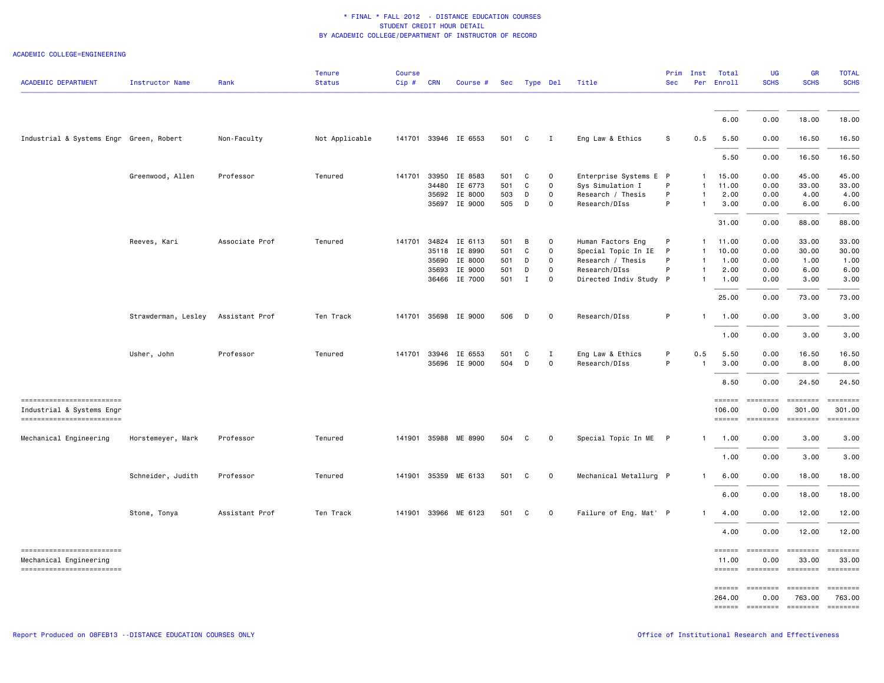\* FINAL \* FALL 2012 - DISTANCE EDUCATION COURSES
STUDENT CREDIT HOUR DETAIL
BY ACADEMIC COLLEGE/DEPARTMENT OF INSTRUCTOR OF RECORD

ACADEMIC COLLEGE=ENGINEERING

| ACADEMIC DEPARTMENT | Instructor Name | Rank | Tenure Status | Course Cip # | CRN | Course # | Sec | Type | Del | Title | Prim Sec | Inst Per | Total Enroll | UG SCHS | GR SCHS | TOTAL SCHS |
|---|---|---|---|---|---|---|---|---|---|---|---|---|---|---|---|---|
| | | | | | | | | | | | | | 6.00 | 0.00 | 18.00 | 18.00 |
| Industrial & Systems Engr | Green, Robert | Non-Faculty | Not Applicable | 141701 | 33946 | IE 6553 | 501 | C | I | Eng Law & Ethics | S | 0.5 | 5.50 | 0.00 | 16.50 | 16.50 |
| | | | | | | | | | | | | | 5.50 | 0.00 | 16.50 | 16.50 |
| | Greenwood, Allen | Professor | Tenured | 141701 | 33950 | IE 8583 | 501 | C | O | Enterprise Systems E | P | 1 | 15.00 | 0.00 | 45.00 | 45.00 |
| | | | | | 34480 | IE 6773 | 501 | C | O | Sys Simulation I | P | 1 | 11.00 | 0.00 | 33.00 | 33.00 |
| | | | | | 35692 | IE 8000 | 503 | D | O | Research / Thesis | P | 1 | 2.00 | 0.00 | 4.00 | 4.00 |
| | | | | | 35697 | IE 9000 | 505 | D | O | Research/DIss | P | 1 | 3.00 | 0.00 | 6.00 | 6.00 |
| | | | | | | | | | | | | | 31.00 | 0.00 | 88.00 | 88.00 |
| | Reeves, Kari | Associate Prof | Tenured | 141701 | 34824 | IE 6113 | 501 | B | O | Human Factors Eng | P | 1 | 11.00 | 0.00 | 33.00 | 33.00 |
| | | | | | 35118 | IE 8990 | 501 | C | O | Special Topic In IE | P | 1 | 10.00 | 0.00 | 30.00 | 30.00 |
| | | | | | 35690 | IE 8000 | 501 | D | O | Research / Thesis | P | 1 | 1.00 | 0.00 | 1.00 | 1.00 |
| | | | | | 35693 | IE 9000 | 501 | D | O | Research/DIss | P | 1 | 2.00 | 0.00 | 6.00 | 6.00 |
| | | | | | 36466 | IE 7000 | 501 | I | O | Directed Indiv Study | P | 1 | 1.00 | 0.00 | 3.00 | 3.00 |
| | | | | | | | | | | | | | 25.00 | 0.00 | 73.00 | 73.00 |
| | Strawderman, Lesley | Assistant Prof | Ten Track | 141701 | 35698 | IE 9000 | 506 | D | O | Research/DIss | P | 1 | 1.00 | 0.00 | 3.00 | 3.00 |
| | | | | | | | | | | | | | 1.00 | 0.00 | 3.00 | 3.00 |
| | Usher, John | Professor | Tenured | 141701 | 33946 | IE 6553 | 501 | C | I | Eng Law & Ethics | P | 0.5 | 5.50 | 0.00 | 16.50 | 16.50 |
| | | | | | 35696 | IE 9000 | 504 | D | O | Research/DIss | P | 1 | 3.00 | 0.00 | 8.00 | 8.00 |
| | | | | | | | | | | | | | 8.50 | 0.00 | 24.50 | 24.50 |
| Industrial & Systems Engr | | | | | | | | | | | | | 106.00 | 0.00 | 301.00 | 301.00 |
| Mechanical Engineering | Horstemeyer, Mark | Professor | Tenured | 141901 | 35988 | ME 8990 | 504 | C | O | Special Topic In ME | P | 1 | 1.00 | 0.00 | 3.00 | 3.00 |
| | | | | | | | | | | | | | 1.00 | 0.00 | 3.00 | 3.00 |
| | Schneider, Judith | Professor | Tenured | 141901 | 35359 | ME 6133 | 501 | C | O | Mechanical Metallurg | P | 1 | 6.00 | 0.00 | 18.00 | 18.00 |
| | | | | | | | | | | | | | 6.00 | 0.00 | 18.00 | 18.00 |
| | Stone, Tonya | Assistant Prof | Ten Track | 141901 | 33966 | ME 6123 | 501 | C | O | Failure of Eng. Mat' | P | 1 | 4.00 | 0.00 | 12.00 | 12.00 |
| | | | | | | | | | | | | | 4.00 | 0.00 | 12.00 | 12.00 |
| Mechanical Engineering | | | | | | | | | | | | | 11.00 | 0.00 | 33.00 | 33.00 |
| | | | | | | | | | | | | | 264.00 | 0.00 | 763.00 | 763.00 |

Report Produced on 08FEB13 --DISTANCE EDUCATION COURSES ONLY

Office of Institutional Research and Effectiveness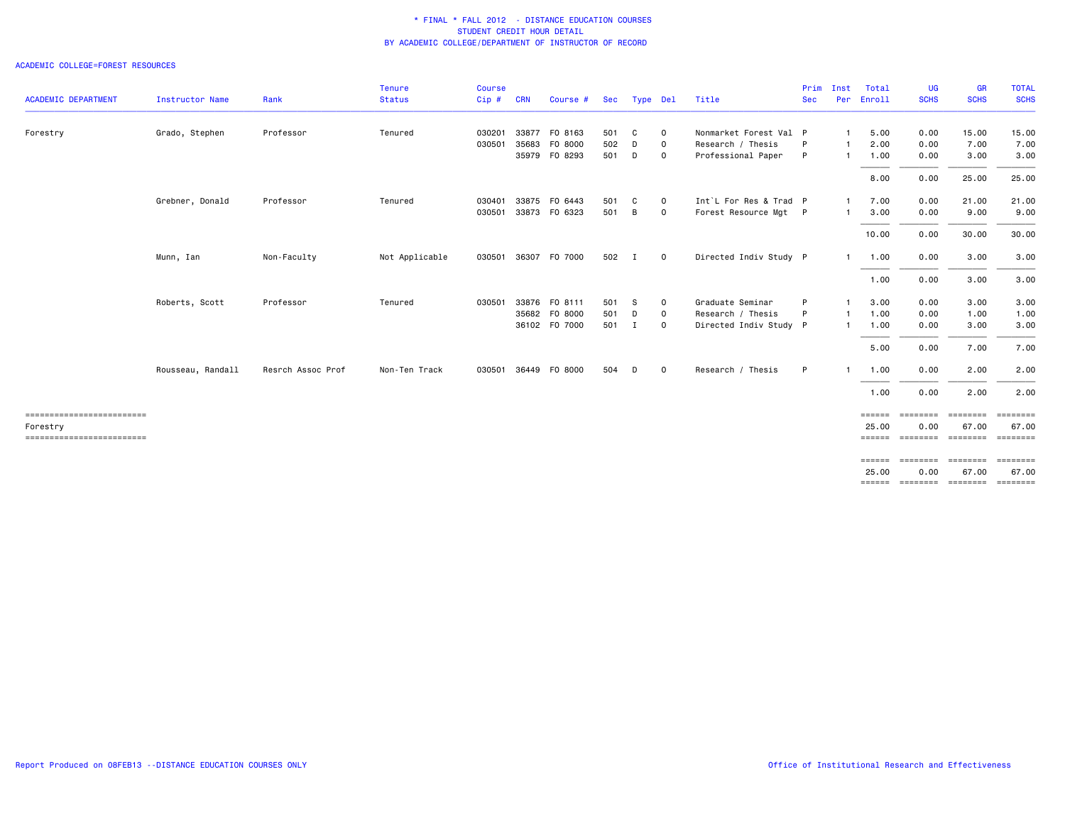# * FINAL * FALL 2012 - DISTANCE EDUCATION COURSES
## STUDENT CREDIT HOUR DETAIL
## BY ACADEMIC COLLEGE/DEPARTMENT OF INSTRUCTOR OF RECORD

ACADEMIC COLLEGE=FOREST RESOURCES

| ACADEMIC DEPARTMENT | Instructor Name | Rank | Tenure Status | Course Cip # | CRN | Course # | Sec | Type | Del | Title | Prim Sec | Inst Per | Total Enroll | UG SCHS | GR SCHS | TOTAL SCHS |
|---|---|---|---|---|---|---|---|---|---|---|---|---|---|---|---|---|
| Forestry | Grado, Stephen | Professor | Tenured | 030201 | 33877 | FO 8163 | 501 | C | 0 | Nonmarket Forest Val | P | 1 | 5.00 | 0.00 | 15.00 | 15.00 |
| | | | | 030501 | 35683 | FO 8000 | 502 | D | 0 | Research / Thesis | P | 1 | 2.00 | 0.00 | 7.00 | 7.00 |
| | | | | | 35979 | FO 8293 | 501 | D | 0 | Professional Paper | P | 1 | 1.00 | 0.00 | 3.00 | 3.00 |
| | | | | | | | | | | | | | 8.00 | 0.00 | 25.00 | 25.00 |
| | Grebner, Donald | Professor | Tenured | 030401 | 33875 | FO 6443 | 501 | C | 0 | Int`L For Res & Trad | P | 1 | 7.00 | 0.00 | 21.00 | 21.00 |
| | | | | 030501 | 33873 | FO 6323 | 501 | B | 0 | Forest Resource Mgt | P | 1 | 3.00 | 0.00 | 9.00 | 9.00 |
| | | | | | | | | | | | | | 10.00 | 0.00 | 30.00 | 30.00 |
| | Munn, Ian | Non-Faculty | Not Applicable | 030501 | 36307 | FO 7000 | 502 | I | 0 | Directed Indiv Study | P | 1 | 1.00 | 0.00 | 3.00 | 3.00 |
| | | | | | | | | | | | | | 1.00 | 0.00 | 3.00 | 3.00 |
| | Roberts, Scott | Professor | Tenured | 030501 | 33876 | FO 8111 | 501 | S | 0 | Graduate Seminar | P | 1 | 3.00 | 0.00 | 3.00 | 3.00 |
| | | | | | 35682 | FO 8000 | 501 | D | 0 | Research / Thesis | P | 1 | 1.00 | 0.00 | 1.00 | 1.00 |
| | | | | | 36102 | FO 7000 | 501 | I | 0 | Directed Indiv Study | P | 1 | 1.00 | 0.00 | 3.00 | 3.00 |
| | | | | | | | | | | | | | 5.00 | 0.00 | 7.00 | 7.00 |
| | Rousseau, Randall | Resrch Assoc Prof | Non-Ten Track | 030501 | 36449 | FO 8000 | 504 | D | 0 | Research / Thesis | P | 1 | 1.00 | 0.00 | 2.00 | 2.00 |
| | | | | | | | | | | | | | 1.00 | 0.00 | 2.00 | 2.00 |
| Forestry | | | | | | | | | | | | | 25.00 | 0.00 | 67.00 | 67.00 |
| | | | | | | | | | | | | | 25.00 | 0.00 | 67.00 | 67.00 |

Report Produced on 08FEB13 --DISTANCE EDUCATION COURSES ONLY

Office of Institutional Research and Effectiveness